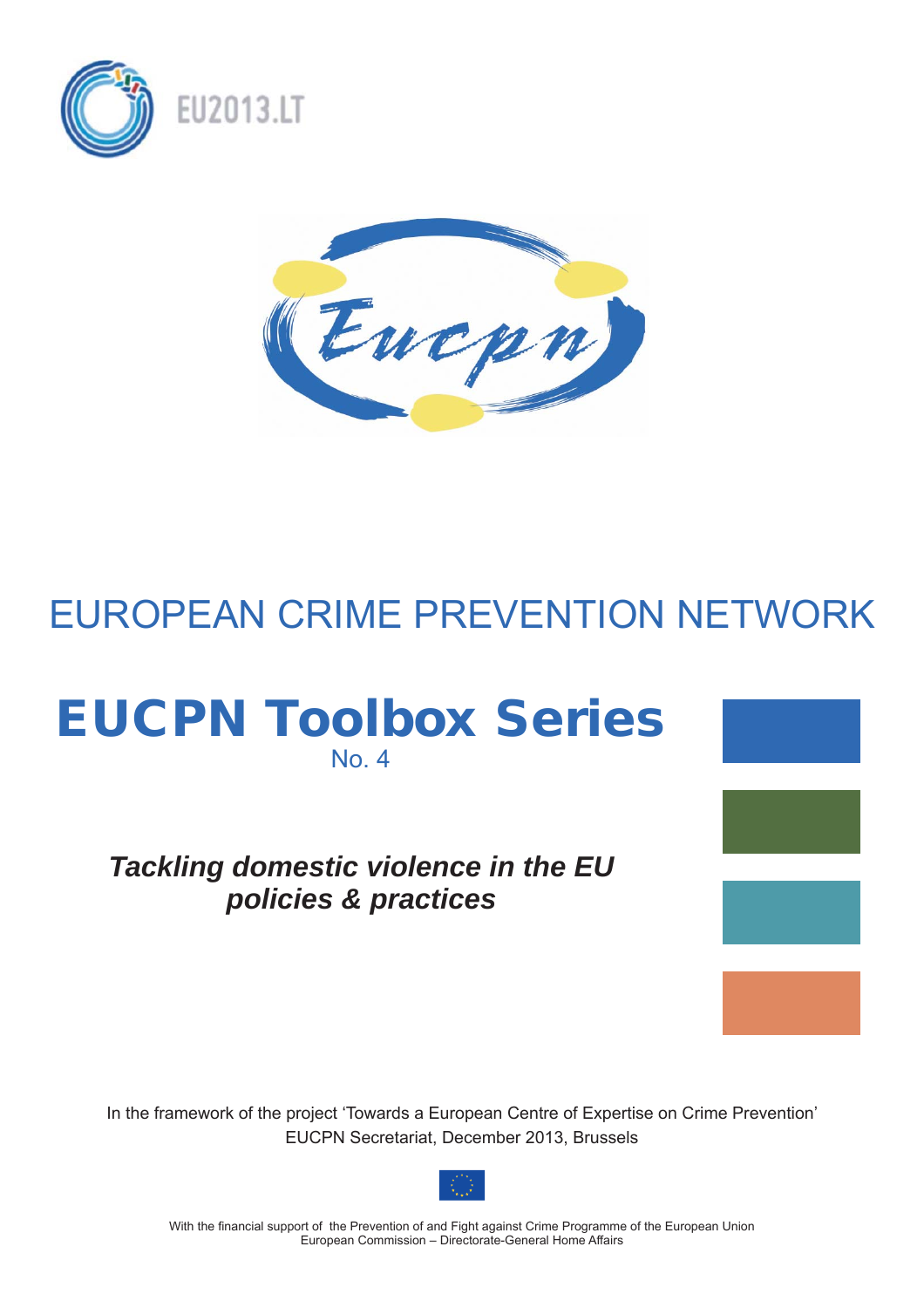EU2013.LT

Eucpn

# EUROPEAN CRIME PREVENTION NETWORK

## EUCPN Toolbox Series

No. 4

### *Tackling domestic violence in the EU policies & practices*

In the framework of the project 'Towards a European Centre of Expertise on Crime Prevention'
EUCPN Secretariat, December 2013, Brussels

With the financial support of the Prevention of and Fight against Crime Programme of the European Union
European Commission – Directorate-General Home Affairs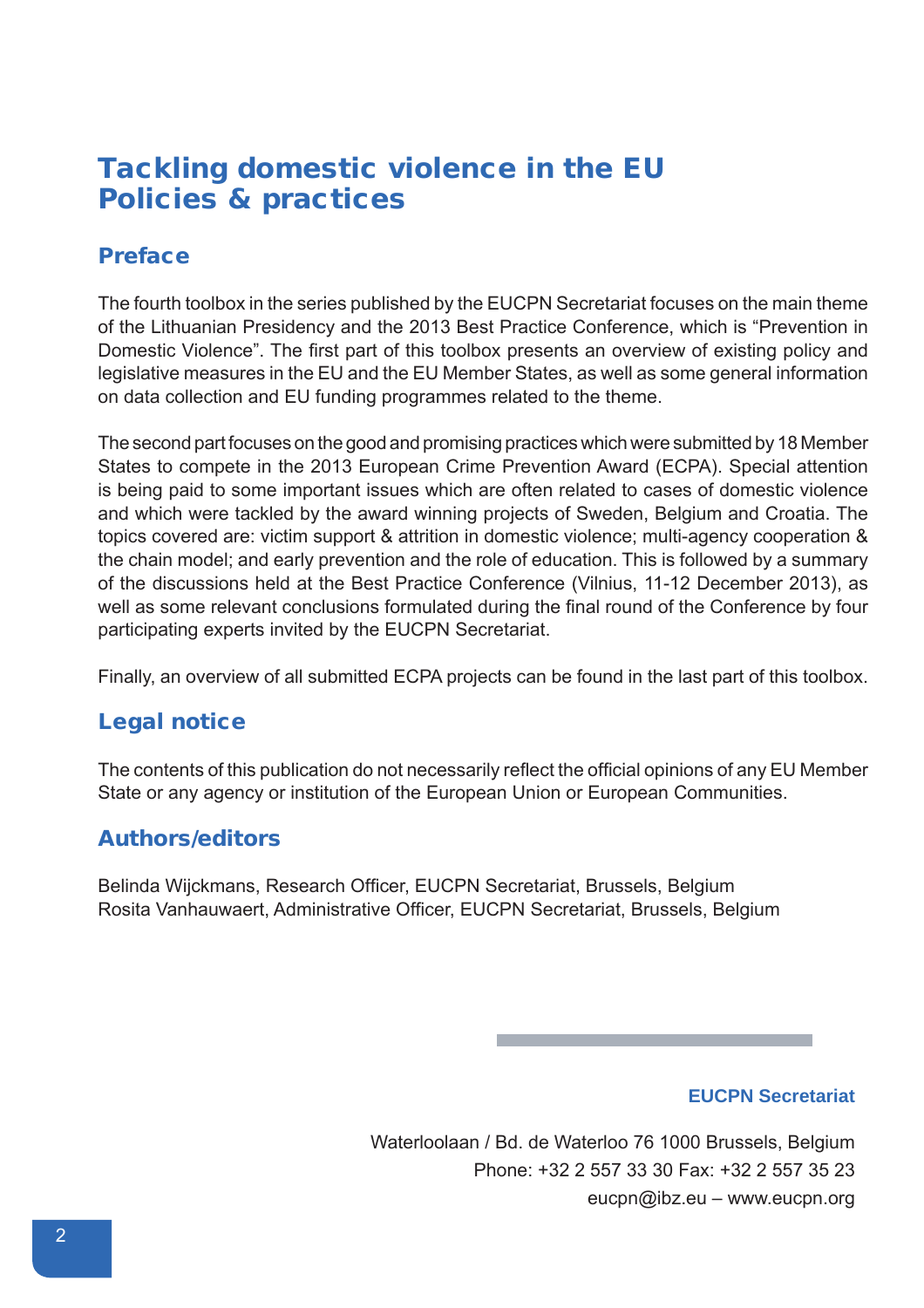# Tackling domestic violence in the EU
# Policies & practices

## Preface

The fourth toolbox in the series published by the EUCPN Secretariat focuses on the main theme of the Lithuanian Presidency and the 2013 Best Practice Conference, which is "Prevention in Domestic Violence". The first part of this toolbox presents an overview of existing policy and legislative measures in the EU and the EU Member States, as well as some general information on data collection and EU funding programmes related to the theme.

The second part focuses on the good and promising practices which were submitted by 18 Member States to compete in the 2013 European Crime Prevention Award (ECPA). Special attention is being paid to some important issues which are often related to cases of domestic violence and which were tackled by the award winning projects of Sweden, Belgium and Croatia. The topics covered are: victim support & attrition in domestic violence; multi-agency cooperation & the chain model; and early prevention and the role of education. This is followed by a summary of the discussions held at the Best Practice Conference (Vilnius, 11-12 December 2013), as well as some relevant conclusions formulated during the final round of the Conference by four participating experts invited by the EUCPN Secretariat.

Finally, an overview of all submitted ECPA projects can be found in the last part of this toolbox.

## Legal notice

The contents of this publication do not necessarily reflect the official opinions of any EU Member State or any agency or institution of the European Union or European Communities.

## Authors/editors

Belinda Wijckmans, Research Officer, EUCPN Secretariat, Brussels, Belgium
Rosita Vanhauwaert, Administrative Officer, EUCPN Secretariat, Brussels, Belgium

**EUCPN Secretariat**

Waterloolaan / Bd. de Waterloo 76 1000 Brussels, Belgium
Phone: +32 2 557 33 30 Fax: +32 2 557 35 23
eucpn@ibz.eu – www.eucpn.org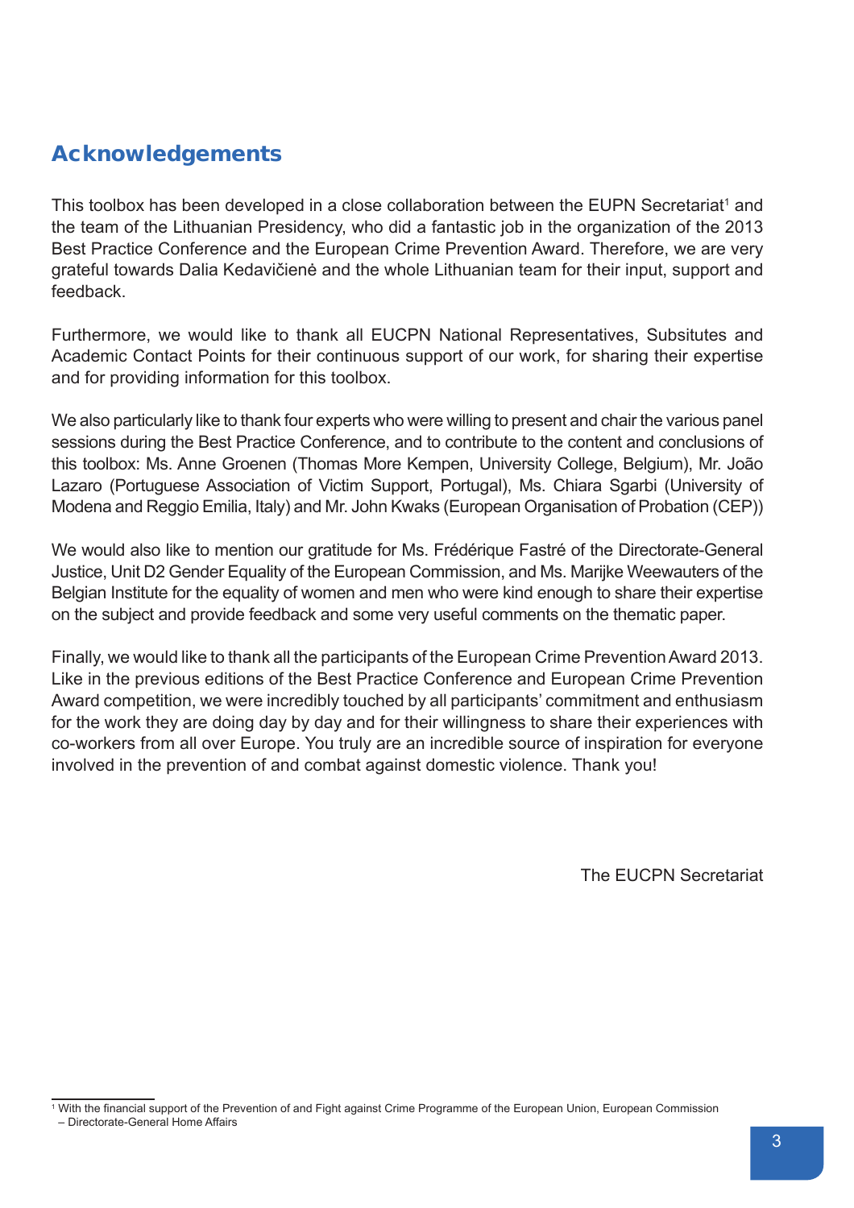# Acknowledgements

This toolbox has been developed in a close collaboration between the EUPN Secretariat[1] and the team of the Lithuanian Presidency, who did a fantastic job in the organization of the 2013 Best Practice Conference and the European Crime Prevention Award. Therefore, we are very grateful towards Dalia Kedavičienė and the whole Lithuanian team for their input, support and feedback.

Furthermore, we would like to thank all EUCPN National Representatives, Subsitutes and Academic Contact Points for their continuous support of our work, for sharing their expertise and for providing information for this toolbox.

We also particularly like to thank four experts who were willing to present and chair the various panel sessions during the Best Practice Conference, and to contribute to the content and conclusions of this toolbox: Ms. Anne Groenen (Thomas More Kempen, University College, Belgium), Mr. João Lazaro (Portuguese Association of Victim Support, Portugal), Ms. Chiara Sgarbi (University of Modena and Reggio Emilia, Italy) and Mr. John Kwaks (European Organisation of Probation (CEP))

We would also like to mention our gratitude for Ms. Frédérique Fastré of the Directorate-General Justice, Unit D2 Gender Equality of the European Commission, and Ms. Marijke Weewauters of the Belgian Institute for the equality of women and men who were kind enough to share their expertise on the subject and provide feedback and some very useful comments on the thematic paper.

Finally, we would like to thank all the participants of the European Crime Prevention Award 2013. Like in the previous editions of the Best Practice Conference and European Crime Prevention Award competition, we were incredibly touched by all participants' commitment and enthusiasm for the work they are doing day by day and for their willingness to share their experiences with co-workers from all over Europe. You truly are an incredible source of inspiration for everyone involved in the prevention of and combat against domestic violence. Thank you!

The EUCPN Secretariat

[1] With the financial support of the Prevention of and Fight against Crime Programme of the European Union, European Commission – Directorate-General Home Affairs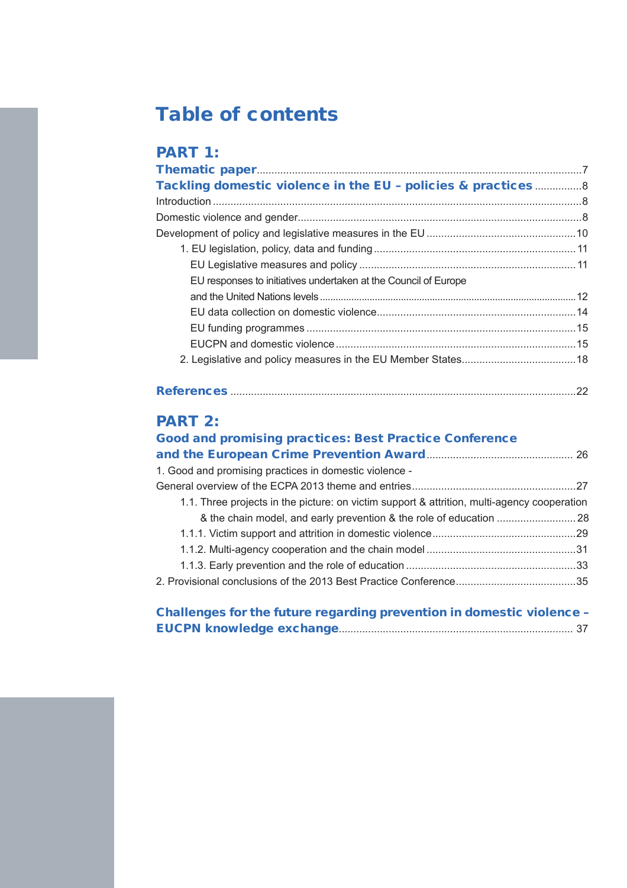# Table of contents

## PART 1:

**Thematic paper** .......... 7

**Tackling domestic violence in the EU – policies & practices** .......... 8

Introduction .......... 8

Domestic violence and gender .......... 8

Development of policy and legislative measures in the EU .......... 10

- 1. EU legislation, policy, data and funding .......... 11
  - EU Legislative measures and policy .......... 11
  - EU responses to initiatives undertaken at the Council of Europe and the United Nations levels .......... 12
  - EU data collection on domestic violence .......... 14
  - EU funding programmes .......... 15
  - EUCPN and domestic violence .......... 15
- 2. Legislative and policy measures in the EU Member States .......... 18

**References** .......... 22

## PART 2:

**Good and promising practices: Best Practice Conference and the European Crime Prevention Award** .......... 26

1. Good and promising practices in domestic violence - General overview of the ECPA 2013 theme and entries .......... 27

- 1.1. Three projects in the picture: on victim support & attrition, multi-agency cooperation & the chain model, and early prevention & the role of education .......... 28
- 1.1.1. Victim support and attrition in domestic violence .......... 29
- 1.1.2. Multi-agency cooperation and the chain model .......... 31
- 1.1.3. Early prevention and the role of education .......... 33

2. Provisional conclusions of the 2013 Best Practice Conference .......... 35

**Challenges for the future regarding prevention in domestic violence – EUCPN knowledge exchange** .......... 37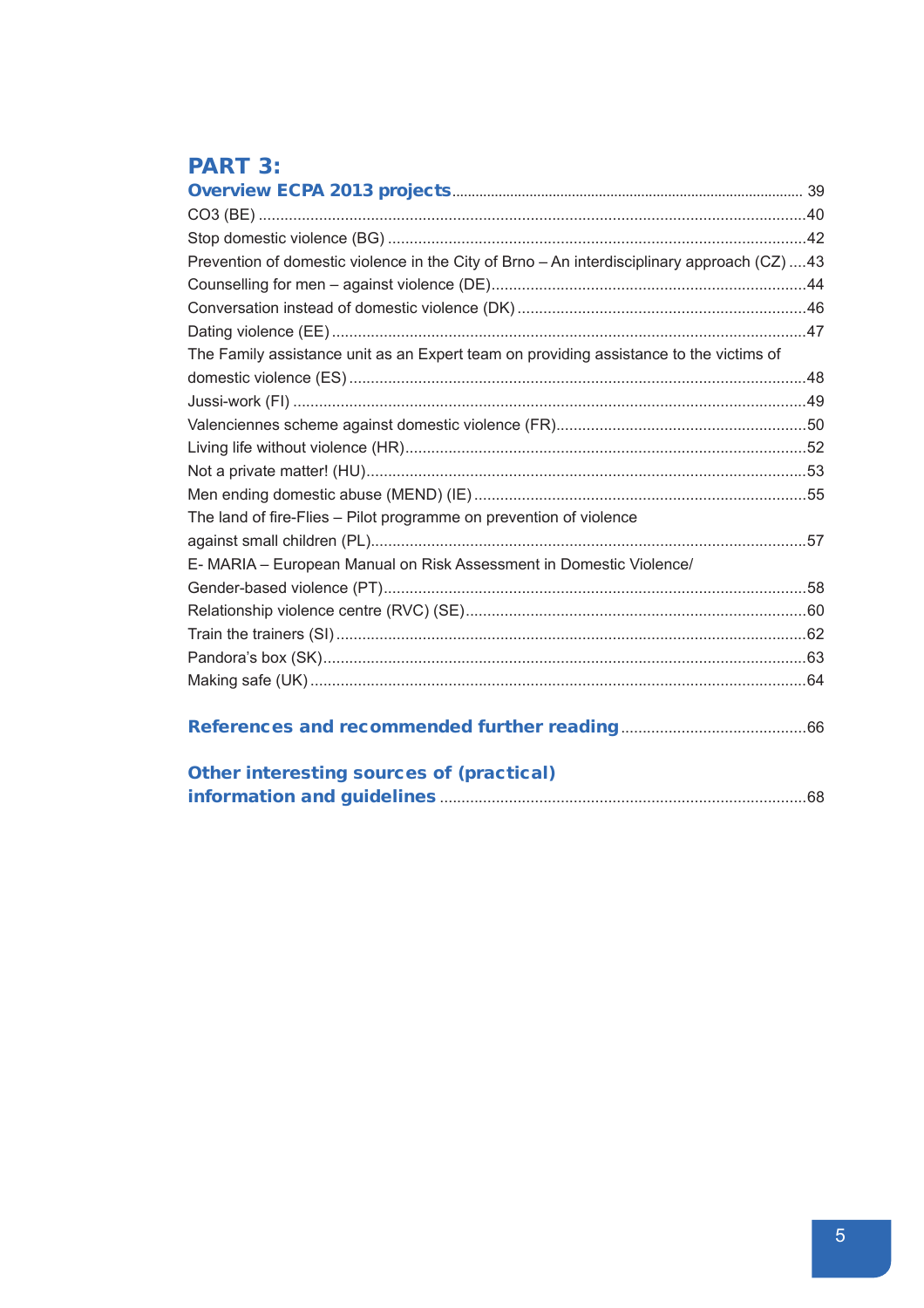## PART 3:

**Overview ECPA 2013 projects** .......... 39

CO3 (BE) .......... 40

Stop domestic violence (BG) .......... 42

Prevention of domestic violence in the City of Brno – An interdisciplinary approach (CZ) .......... 43

Counselling for men – against violence (DE) .......... 44

Conversation instead of domestic violence (DK) .......... 46

Dating violence (EE) .......... 47

The Family assistance unit as an Expert team on providing assistance to the victims of domestic violence (ES) .......... 48

Jussi-work (FI) .......... 49

Valenciennes scheme against domestic violence (FR) .......... 50

Living life without violence (HR) .......... 52

Not a private matter! (HU) .......... 53

Men ending domestic abuse (MEND) (IE) .......... 55

The land of fire-Flies – Pilot programme on prevention of violence against small children (PL) .......... 57

E- MARIA – European Manual on Risk Assessment in Domestic Violence/ Gender-based violence (PT) .......... 58

Relationship violence centre (RVC) (SE) .......... 60

Train the trainers (SI) .......... 62

Pandora's box (SK) .......... 63

Making safe (UK) .......... 64

**References and recommended further reading** .......... 66

**Other interesting sources of (practical) information and guidelines** .......... 68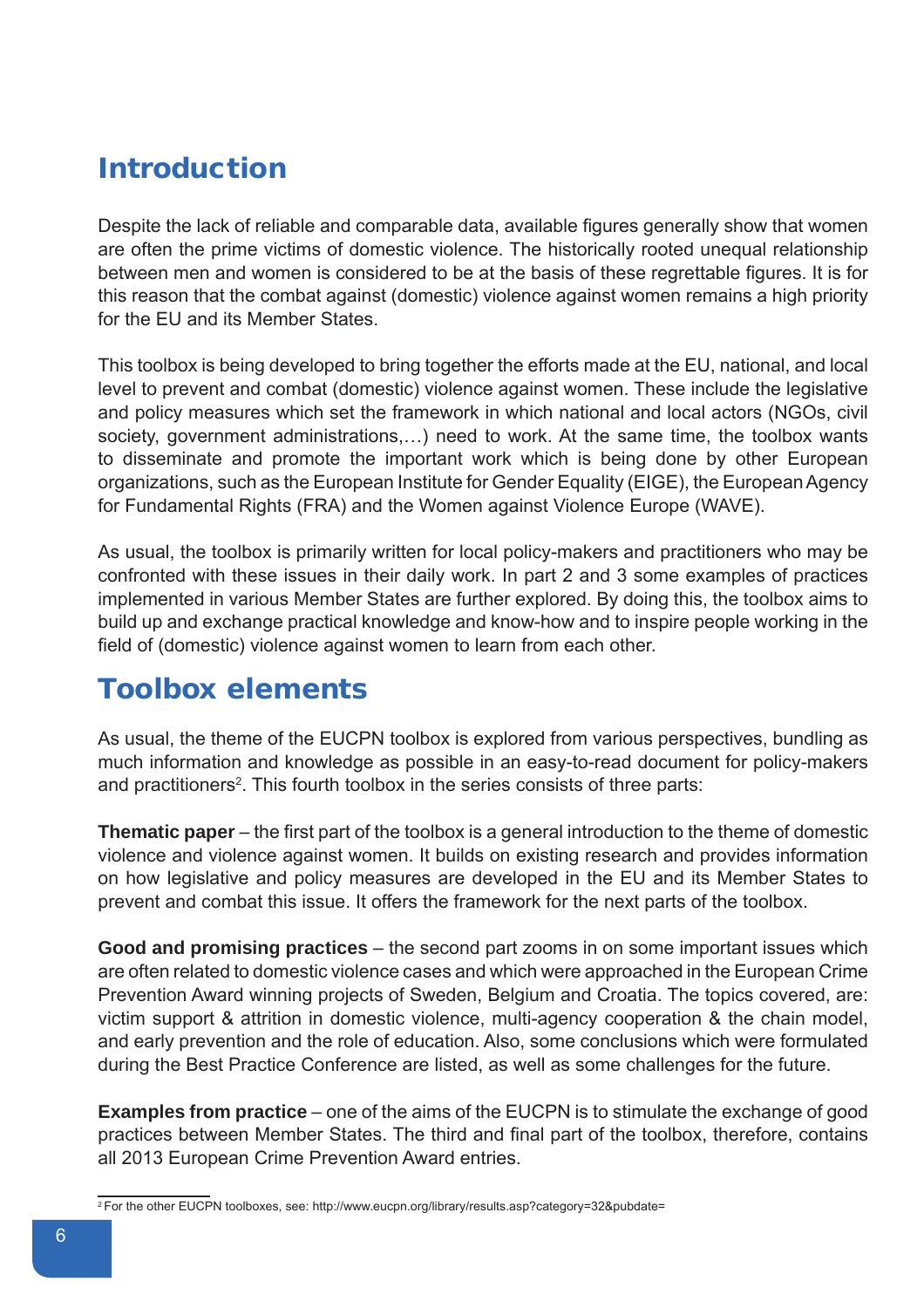# Introduction

Despite the lack of reliable and comparable data, available figures generally show that women are often the prime victims of domestic violence. The historically rooted unequal relationship between men and women is considered to be at the basis of these regrettable figures. It is for this reason that the combat against (domestic) violence against women remains a high priority for the EU and its Member States.

This toolbox is being developed to bring together the efforts made at the EU, national, and local level to prevent and combat (domestic) violence against women. These include the legislative and policy measures which set the framework in which national and local actors (NGOs, civil society, government administrations,…) need to work. At the same time, the toolbox wants to disseminate and promote the important work which is being done by other European organizations, such as the European Institute for Gender Equality (EIGE), the European Agency for Fundamental Rights (FRA) and the Women against Violence Europe (WAVE).

As usual, the toolbox is primarily written for local policy-makers and practitioners who may be confronted with these issues in their daily work. In part 2 and 3 some examples of practices implemented in various Member States are further explored. By doing this, the toolbox aims to build up and exchange practical knowledge and know-how and to inspire people working in the field of (domestic) violence against women to learn from each other.

# Toolbox elements

As usual, the theme of the EUCPN toolbox is explored from various perspectives, bundling as much information and knowledge as possible in an easy-to-read document for policy-makers and practitioners[2]. This fourth toolbox in the series consists of three parts:

**Thematic paper** – the first part of the toolbox is a general introduction to the theme of domestic violence and violence against women. It builds on existing research and provides information on how legislative and policy measures are developed in the EU and its Member States to prevent and combat this issue. It offers the framework for the next parts of the toolbox.

**Good and promising practices** – the second part zooms in on some important issues which are often related to domestic violence cases and which were approached in the European Crime Prevention Award winning projects of Sweden, Belgium and Croatia. The topics covered, are: victim support & attrition in domestic violence, multi-agency cooperation & the chain model, and early prevention and the role of education. Also, some conclusions which were formulated during the Best Practice Conference are listed, as well as some challenges for the future.

**Examples from practice** – one of the aims of the EUCPN is to stimulate the exchange of good practices between Member States. The third and final part of the toolbox, therefore, contains all 2013 European Crime Prevention Award entries.

[2] For the other EUCPN toolboxes, see: http://www.eucpn.org/library/results.asp?category=32&pubdate=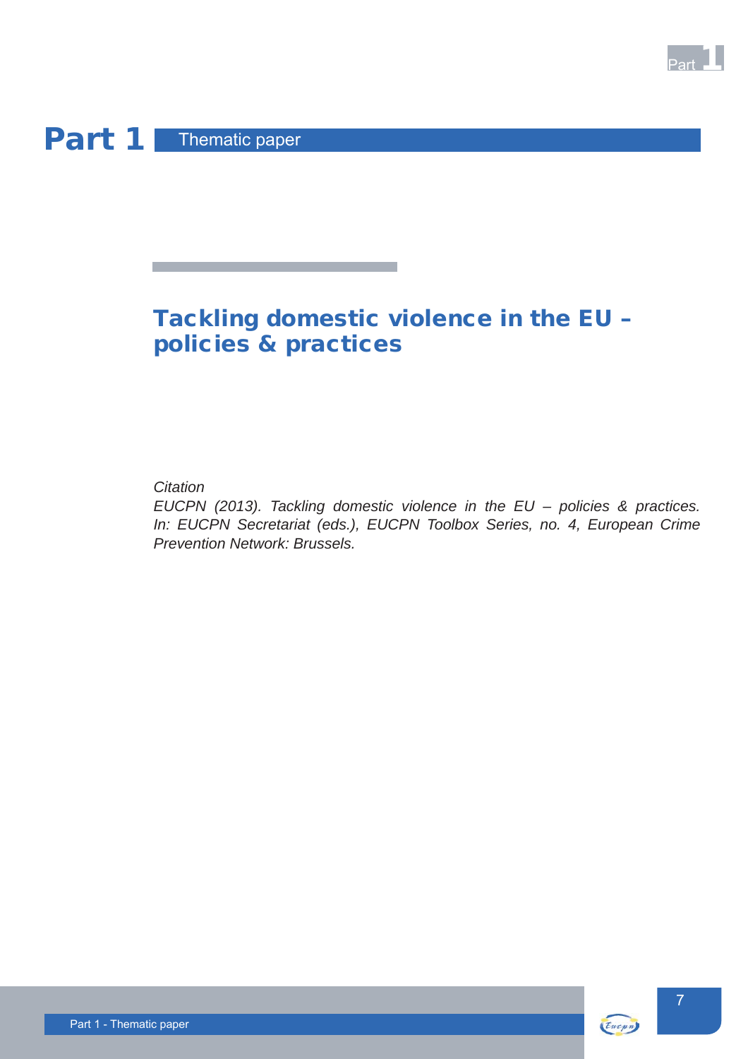# Part 1 Thematic paper

## Tackling domestic violence in the EU – policies & practices

*Citation*

*EUCPN (2013). Tackling domestic violence in the EU – policies & practices. In: EUCPN Secretariat (eds.), EUCPN Toolbox Series, no. 4, European Crime Prevention Network: Brussels.*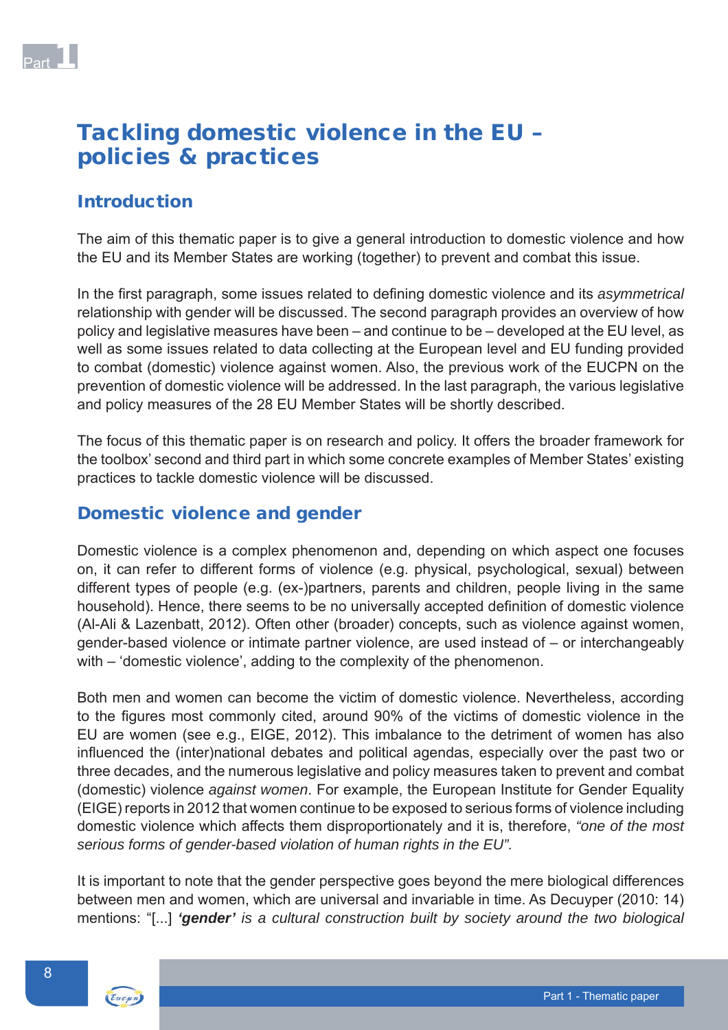# Tackling domestic violence in the EU – policies & practices

## Introduction

The aim of this thematic paper is to give a general introduction to domestic violence and how the EU and its Member States are working (together) to prevent and combat this issue.

In the first paragraph, some issues related to defining domestic violence and its *asymmetrical* relationship with gender will be discussed. The second paragraph provides an overview of how policy and legislative measures have been – and continue to be – developed at the EU level, as well as some issues related to data collecting at the European level and EU funding provided to combat (domestic) violence against women. Also, the previous work of the EUCPN on the prevention of domestic violence will be addressed. In the last paragraph, the various legislative and policy measures of the 28 EU Member States will be shortly described.

The focus of this thematic paper is on research and policy. It offers the broader framework for the toolbox' second and third part in which some concrete examples of Member States' existing practices to tackle domestic violence will be discussed.

## Domestic violence and gender

Domestic violence is a complex phenomenon and, depending on which aspect one focuses on, it can refer to different forms of violence (e.g. physical, psychological, sexual) between different types of people (e.g. (ex-)partners, parents and children, people living in the same household). Hence, there seems to be no universally accepted definition of domestic violence (Al-Ali & Lazenbatt, 2012). Often other (broader) concepts, such as violence against women, gender-based violence or intimate partner violence, are used instead of – or interchangeably with – 'domestic violence', adding to the complexity of the phenomenon.

Both men and women can become the victim of domestic violence. Nevertheless, according to the figures most commonly cited, around 90% of the victims of domestic violence in the EU are women (see e.g., EIGE, 2012). This imbalance to the detriment of women has also influenced the (inter)national debates and political agendas, especially over the past two or three decades, and the numerous legislative and policy measures taken to prevent and combat (domestic) violence *against women*. For example, the European Institute for Gender Equality (EIGE) reports in 2012 that women continue to be exposed to serious forms of violence including domestic violence which affects them disproportionately and it is, therefore, *"one of the most serious forms of gender-based violation of human rights in the EU".*

It is important to note that the gender perspective goes beyond the mere biological differences between men and women, which are universal and invariable in time. As Decuyper (2010: 14) mentions: "[...] ***'gender'*** *is a cultural construction built by society around the two biological*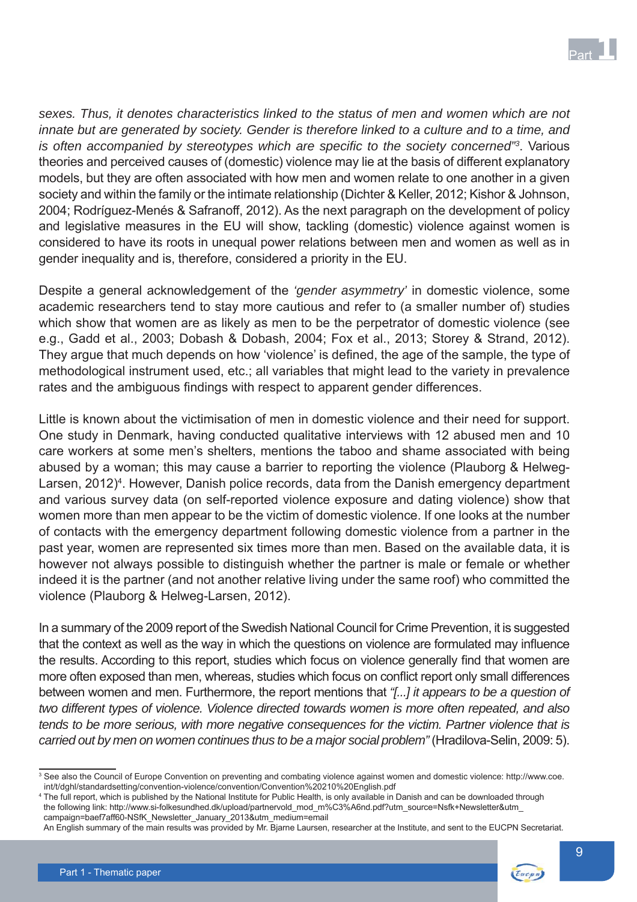*sexes. Thus, it denotes characteristics linked to the status of men and women which are not innate but are generated by society. Gender is therefore linked to a culture and to a time, and is often accompanied by stereotypes which are specific to the society concerned"*[3]. Various theories and perceived causes of (domestic) violence may lie at the basis of different explanatory models, but they are often associated with how men and women relate to one another in a given society and within the family or the intimate relationship (Dichter & Keller, 2012; Kishor & Johnson, 2004; Rodríguez-Menés & Safranoff, 2012). As the next paragraph on the development of policy and legislative measures in the EU will show, tackling (domestic) violence against women is considered to have its roots in unequal power relations between men and women as well as in gender inequality and is, therefore, considered a priority in the EU.

Despite a general acknowledgement of the *'gender asymmetry'* in domestic violence, some academic researchers tend to stay more cautious and refer to (a smaller number of) studies which show that women are as likely as men to be the perpetrator of domestic violence (see e.g., Gadd et al., 2003; Dobash & Dobash, 2004; Fox et al., 2013; Storey & Strand, 2012). They argue that much depends on how 'violence' is defined, the age of the sample, the type of methodological instrument used, etc.; all variables that might lead to the variety in prevalence rates and the ambiguous findings with respect to apparent gender differences.

Little is known about the victimisation of men in domestic violence and their need for support. One study in Denmark, having conducted qualitative interviews with 12 abused men and 10 care workers at some men's shelters, mentions the taboo and shame associated with being abused by a woman; this may cause a barrier to reporting the violence (Plauborg & Helweg-Larsen, 2012)[4]. However, Danish police records, data from the Danish emergency department and various survey data (on self-reported violence exposure and dating violence) show that women more than men appear to be the victim of domestic violence. If one looks at the number of contacts with the emergency department following domestic violence from a partner in the past year, women are represented six times more than men. Based on the available data, it is however not always possible to distinguish whether the partner is male or female or whether indeed it is the partner (and not another relative living under the same roof) who committed the violence (Plauborg & Helweg-Larsen, 2012).

In a summary of the 2009 report of the Swedish National Council for Crime Prevention, it is suggested that the context as well as the way in which the questions on violence are formulated may influence the results. According to this report, studies which focus on violence generally find that women are more often exposed than men, whereas, studies which focus on conflict report only small differences between women and men. Furthermore, the report mentions that *"[...] it appears to be a question of two different types of violence. Violence directed towards women is more often repeated, and also tends to be more serious, with more negative consequences for the victim. Partner violence that is carried out by men on women continues thus to be a major social problem"* (Hradilova-Selin, 2009: 5).

---

[3] See also the Council of Europe Convention on preventing and combating violence against women and domestic violence: http://www.coe.int/t/dghl/standardsetting/convention-violence/convention/Convention%20210%20English.pdf

[4] The full report, which is published by the National Institute for Public Health, is only available in Danish and can be downloaded through the following link: http://www.si-folkesundhed.dk/upload/partnervold_mod_m%C3%A6nd.pdf?utm_source=Nsfk+Newsletter&utm_campaign=baef7aff60-NSfK_Newsletter_January_2013&utm_medium=email
An English summary of the main results was provided by Mr. Bjarne Laursen, researcher at the Institute, and sent to the EUCPN Secretariat.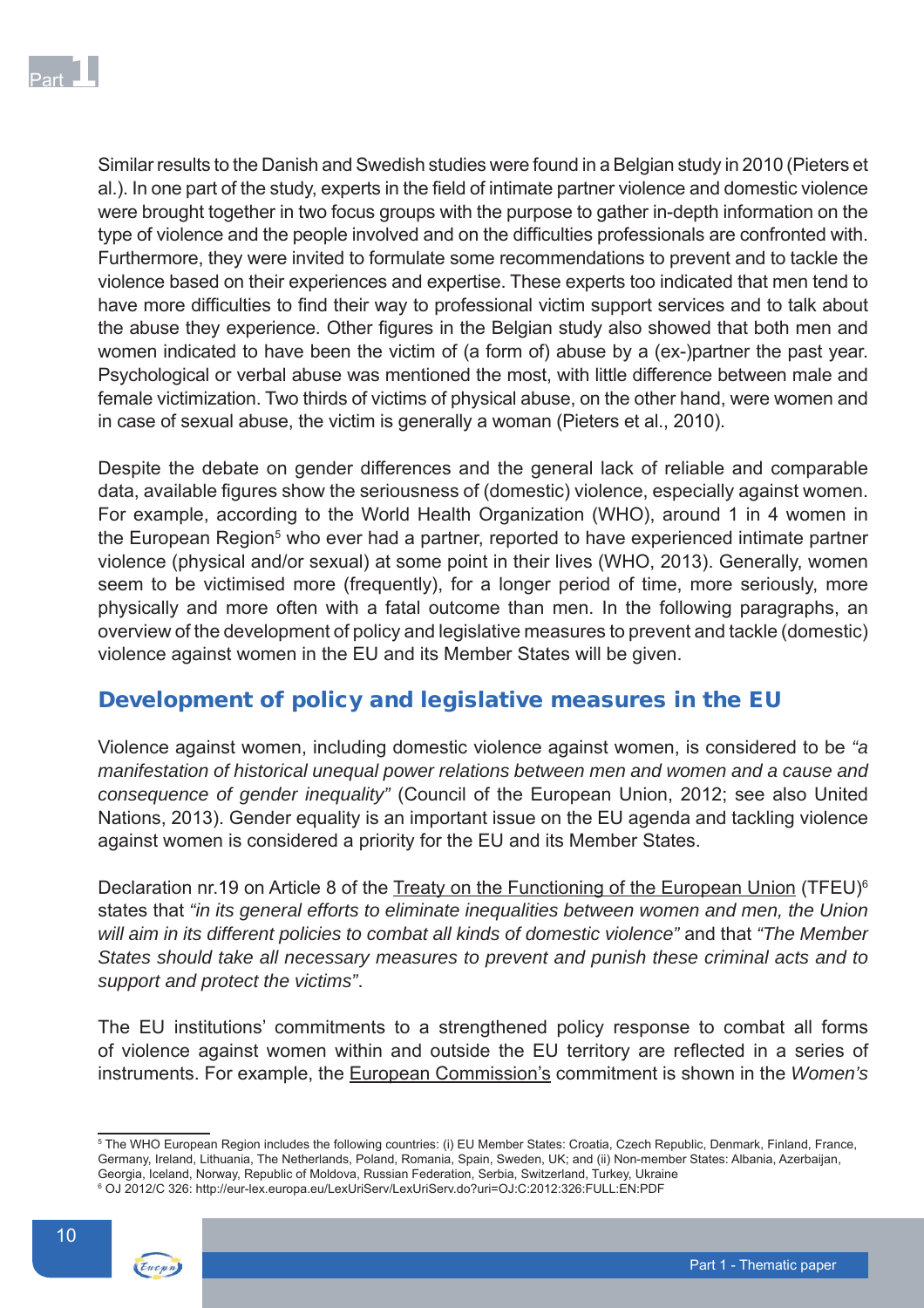Similar results to the Danish and Swedish studies were found in a Belgian study in 2010 (Pieters et al.). In one part of the study, experts in the field of intimate partner violence and domestic violence were brought together in two focus groups with the purpose to gather in-depth information on the type of violence and the people involved and on the difficulties professionals are confronted with. Furthermore, they were invited to formulate some recommendations to prevent and to tackle the violence based on their experiences and expertise. These experts too indicated that men tend to have more difficulties to find their way to professional victim support services and to talk about the abuse they experience. Other figures in the Belgian study also showed that both men and women indicated to have been the victim of (a form of) abuse by a (ex-)partner the past year. Psychological or verbal abuse was mentioned the most, with little difference between male and female victimization. Two thirds of victims of physical abuse, on the other hand, were women and in case of sexual abuse, the victim is generally a woman (Pieters et al., 2010).

Despite the debate on gender differences and the general lack of reliable and comparable data, available figures show the seriousness of (domestic) violence, especially against women. For example, according to the World Health Organization (WHO), around 1 in 4 women in the European Region[5] who ever had a partner, reported to have experienced intimate partner violence (physical and/or sexual) at some point in their lives (WHO, 2013). Generally, women seem to be victimised more (frequently), for a longer period of time, more seriously, more physically and more often with a fatal outcome than men. In the following paragraphs, an overview of the development of policy and legislative measures to prevent and tackle (domestic) violence against women in the EU and its Member States will be given.

## Development of policy and legislative measures in the EU

Violence against women, including domestic violence against women, is considered to be *"a manifestation of historical unequal power relations between men and women and a cause and consequence of gender inequality"* (Council of the European Union, 2012; see also United Nations, 2013). Gender equality is an important issue on the EU agenda and tackling violence against women is considered a priority for the EU and its Member States.

Declaration nr.19 on Article 8 of the Treaty on the Functioning of the European Union (TFEU)[6] states that *"in its general efforts to eliminate inequalities between women and men, the Union will aim in its different policies to combat all kinds of domestic violence"* and that *"The Member States should take all necessary measures to prevent and punish these criminal acts and to support and protect the victims"*.

The EU institutions' commitments to a strengthened policy response to combat all forms of violence against women within and outside the EU territory are reflected in a series of instruments. For example, the European Commission's commitment is shown in the *Women's*

---

[5] The WHO European Region includes the following countries: (i) EU Member States: Croatia, Czech Republic, Denmark, Finland, France, Germany, Ireland, Lithuania, The Netherlands, Poland, Romania, Spain, Sweden, UK; and (ii) Non-member States: Albania, Azerbaijan, Georgia, Iceland, Norway, Republic of Moldova, Russian Federation, Serbia, Switzerland, Turkey, Ukraine

[6] OJ 2012/C 326: http://eur-lex.europa.eu/LexUriServ/LexUriServ.do?uri=OJ:C:2012:326:FULL:EN:PDF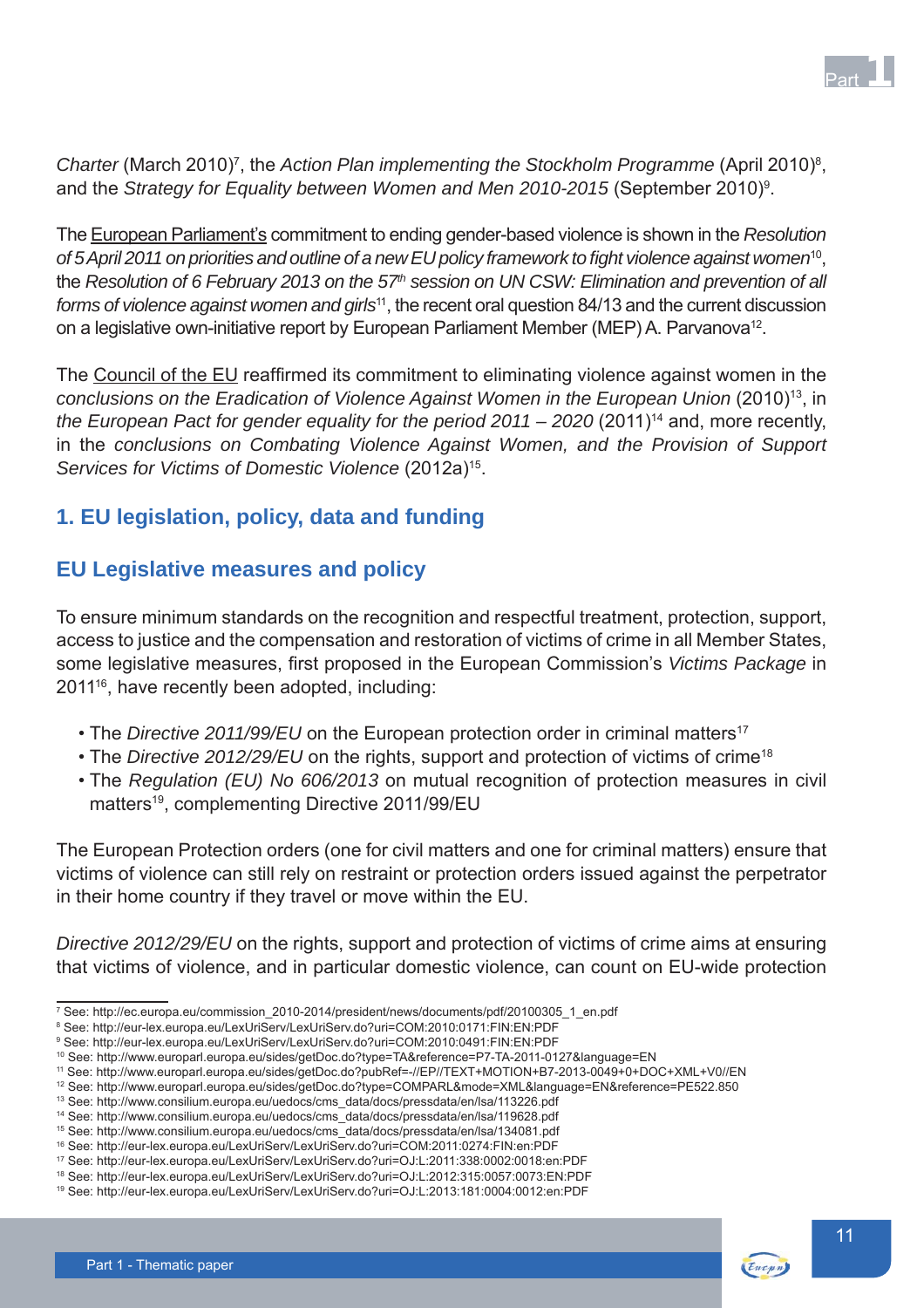*Charter* (March 2010)[7], the *Action Plan implementing the Stockholm Programme* (April 2010)[8], and the *Strategy for Equality between Women and Men 2010-2015* (September 2010)[9].

The European Parliament's commitment to ending gender-based violence is shown in the *Resolution of 5 April 2011 on priorities and outline of a new EU policy framework to fight violence against women*[10], the *Resolution of 6 February 2013 on the 57th session on UN CSW: Elimination and prevention of all forms of violence against women and girls*[11], the recent oral question 84/13 and the current discussion on a legislative own-initiative report by European Parliament Member (MEP) A. Parvanova[12].

The Council of the EU reaffirmed its commitment to eliminating violence against women in the *conclusions on the Eradication of Violence Against Women in the European Union* (2010)[13], in *the European Pact for gender equality for the period 2011 – 2020* (2011)[14] and, more recently, in the *conclusions on Combating Violence Against Women, and the Provision of Support Services for Victims of Domestic Violence* (2012a)[15].

## 1. EU legislation, policy, data and funding

### EU Legislative measures and policy

To ensure minimum standards on the recognition and respectful treatment, protection, support, access to justice and the compensation and restoration of victims of crime in all Member States, some legislative measures, first proposed in the European Commission's *Victims Package* in 2011[16], have recently been adopted, including:

- The *Directive 2011/99/EU* on the European protection order in criminal matters[17]
- The *Directive 2012/29/EU* on the rights, support and protection of victims of crime[18]
- The *Regulation (EU) No 606/2013* on mutual recognition of protection measures in civil matters[19], complementing Directive 2011/99/EU

The European Protection orders (one for civil matters and one for criminal matters) ensure that victims of violence can still rely on restraint or protection orders issued against the perpetrator in their home country if they travel or move within the EU.

*Directive 2012/29/EU* on the rights, support and protection of victims of crime aims at ensuring that victims of violence, and in particular domestic violence, can count on EU-wide protection

---

[7] See: http://ec.europa.eu/commission_2010-2014/president/news/documents/pdf/20100305_1_en.pdf
[8] See: http://eur-lex.europa.eu/LexUriServ/LexUriServ.do?uri=COM:2010:0171:FIN:EN:PDF
[9] See: http://eur-lex.europa.eu/LexUriServ/LexUriServ.do?uri=COM:2010:0491:FIN:EN:PDF
[10] See: http://www.europarl.europa.eu/sides/getDoc.do?type=TA&reference=P7-TA-2011-0127&language=EN
[11] See: http://www.europarl.europa.eu/sides/getDoc.do?pubRef=-//EP//TEXT+MOTION+B7-2013-0049+0+DOC+XML+V0//EN
[12] See: http://www.europarl.europa.eu/sides/getDoc.do?type=COMPARL&mode=XML&language=EN&reference=PE522.850
[13] See: http://www.consilium.europa.eu/uedocs/cms_data/docs/pressdata/en/lsa/113226.pdf
[14] See: http://www.consilium.europa.eu/uedocs/cms_data/docs/pressdata/en/lsa/119628.pdf
[15] See: http://www.consilium.europa.eu/uedocs/cms_data/docs/pressdata/en/lsa/134081.pdf
[16] See: http://eur-lex.europa.eu/LexUriServ/LexUriServ.do?uri=COM:2011:0274:FIN:en:PDF
[17] See: http://eur-lex.europa.eu/LexUriServ/LexUriServ.do?uri=OJ:L:2011:338:0002:0018:en:PDF
[18] See: http://eur-lex.europa.eu/LexUriServ/LexUriServ.do?uri=OJ:L:2012:315:0057:0073:EN:PDF
[19] See: http://eur-lex.europa.eu/LexUriServ/LexUriServ.do?uri=OJ:L:2013:181:0004:0012:en:PDF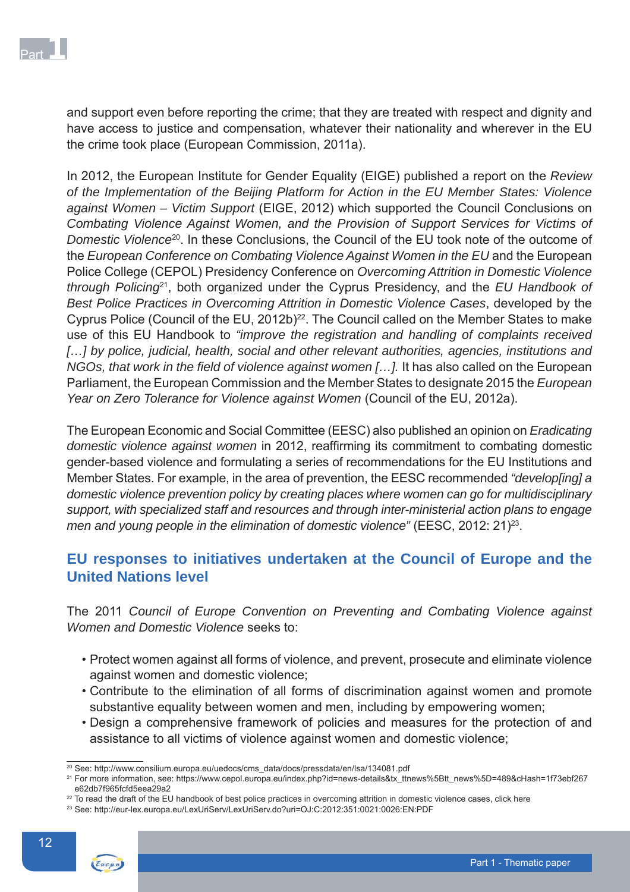and support even before reporting the crime; that they are treated with respect and dignity and have access to justice and compensation, whatever their nationality and wherever in the EU the crime took place (European Commission, 2011a).

In 2012, the European Institute for Gender Equality (EIGE) published a report on the *Review of the Implementation of the Beijing Platform for Action in the EU Member States: Violence against Women – Victim Support* (EIGE, 2012) which supported the Council Conclusions on *Combating Violence Against Women, and the Provision of Support Services for Victims of Domestic Violence*[20]. In these Conclusions, the Council of the EU took note of the outcome of the *European Conference on Combating Violence Against Women in the EU* and the European Police College (CEPOL) Presidency Conference on *Overcoming Attrition in Domestic Violence through Policing*[21], both organized under the Cyprus Presidency, and the *EU Handbook of Best Police Practices in Overcoming Attrition in Domestic Violence Cases*, developed by the Cyprus Police (Council of the EU, 2012b)[22]. The Council called on the Member States to make use of this EU Handbook to *"improve the registration and handling of complaints received […] by police, judicial, health, social and other relevant authorities, agencies, institutions and NGOs, that work in the field of violence against women […].* It has also called on the European Parliament, the European Commission and the Member States to designate 2015 the *European Year on Zero Tolerance for Violence against Women* (Council of the EU, 2012a).

The European Economic and Social Committee (EESC) also published an opinion on *Eradicating domestic violence against women* in 2012, reaffirming its commitment to combating domestic gender-based violence and formulating a series of recommendations for the EU Institutions and Member States. For example, in the area of prevention, the EESC recommended *"develop[ing] a domestic violence prevention policy by creating places where women can go for multidisciplinary support, with specialized staff and resources and through inter-ministerial action plans to engage men and young people in the elimination of domestic violence"* (EESC, 2012: 21)[23].

## EU responses to initiatives undertaken at the Council of Europe and the United Nations level

The 2011 *Council of Europe Convention on Preventing and Combating Violence against Women and Domestic Violence* seeks to:

- Protect women against all forms of violence, and prevent, prosecute and eliminate violence against women and domestic violence;
- Contribute to the elimination of all forms of discrimination against women and promote substantive equality between women and men, including by empowering women;
- Design a comprehensive framework of policies and measures for the protection of and assistance to all victims of violence against women and domestic violence;

---

[20] See: http://www.consilium.europa.eu/uedocs/cms_data/docs/pressdata/en/lsa/134081.pdf

[21] For more information, see: https://www.cepol.europa.eu/index.php?id=news-details&tx_ttnews%5Btt_news%5D=489&cHash=1f73ebf267e62db7f965fcfd5eea29a2

[22] To read the draft of the EU handbook of best police practices in overcoming attrition in domestic violence cases, click here

[23] See: http://eur-lex.europa.eu/LexUriServ/LexUriServ.do?uri=OJ:C:2012:351:0021:0026:EN:PDF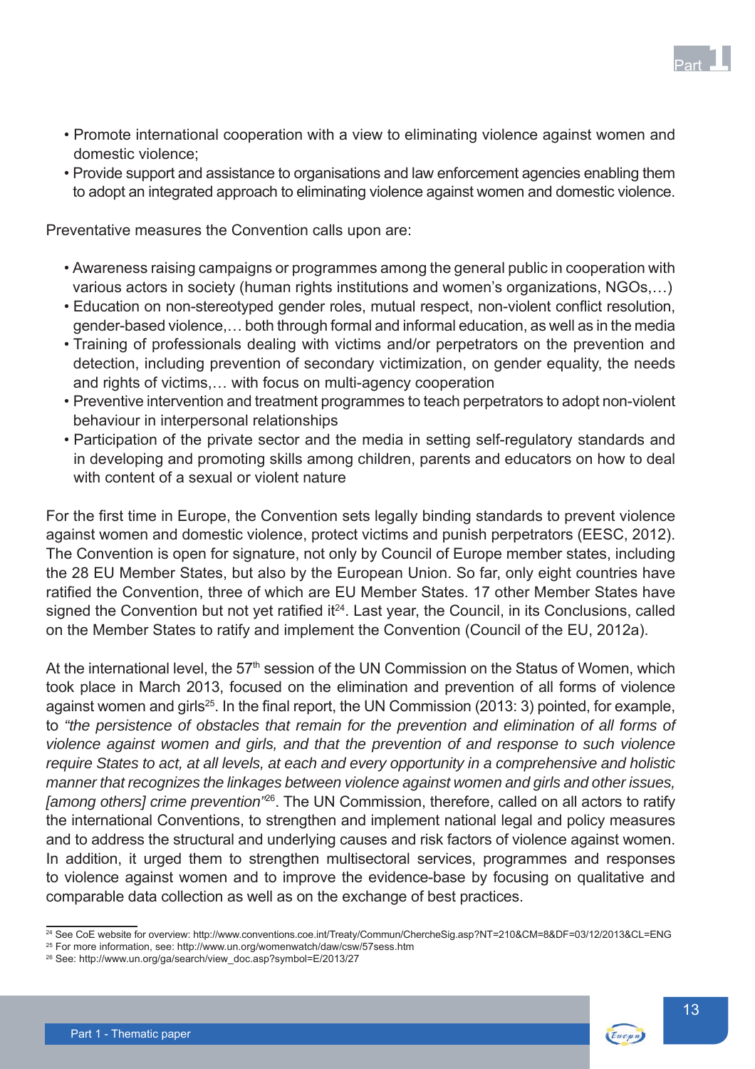- Promote international cooperation with a view to eliminating violence against women and domestic violence;
- Provide support and assistance to organisations and law enforcement agencies enabling them to adopt an integrated approach to eliminating violence against women and domestic violence.

Preventative measures the Convention calls upon are:

- Awareness raising campaigns or programmes among the general public in cooperation with various actors in society (human rights institutions and women's organizations, NGOs,…)
- Education on non-stereotyped gender roles, mutual respect, non-violent conflict resolution, gender-based violence,… both through formal and informal education, as well as in the media
- Training of professionals dealing with victims and/or perpetrators on the prevention and detection, including prevention of secondary victimization, on gender equality, the needs and rights of victims,… with focus on multi-agency cooperation
- Preventive intervention and treatment programmes to teach perpetrators to adopt non-violent behaviour in interpersonal relationships
- Participation of the private sector and the media in setting self-regulatory standards and in developing and promoting skills among children, parents and educators on how to deal with content of a sexual or violent nature

For the first time in Europe, the Convention sets legally binding standards to prevent violence against women and domestic violence, protect victims and punish perpetrators (EESC, 2012). The Convention is open for signature, not only by Council of Europe member states, including the 28 EU Member States, but also by the European Union. So far, only eight countries have ratified the Convention, three of which are EU Member States. 17 other Member States have signed the Convention but not yet ratified it[24]. Last year, the Council, in its Conclusions, called on the Member States to ratify and implement the Convention (Council of the EU, 2012a).

At the international level, the 57th session of the UN Commission on the Status of Women, which took place in March 2013, focused on the elimination and prevention of all forms of violence against women and girls[25]. In the final report, the UN Commission (2013: 3) pointed, for example, to *"the persistence of obstacles that remain for the prevention and elimination of all forms of violence against women and girls, and that the prevention of and response to such violence require States to act, at all levels, at each and every opportunity in a comprehensive and holistic manner that recognizes the linkages between violence against women and girls and other issues, [among others] crime prevention"*[26]. The UN Commission, therefore, called on all actors to ratify the international Conventions, to strengthen and implement national legal and policy measures and to address the structural and underlying causes and risk factors of violence against women. In addition, it urged them to strengthen multisectoral services, programmes and responses to violence against women and to improve the evidence-base by focusing on qualitative and comparable data collection as well as on the exchange of best practices.

---

[24] See CoE website for overview: http://www.conventions.coe.int/Treaty/Commun/ChercheSig.asp?NT=210&CM=8&DF=03/12/2013&CL=ENG

[25] For more information, see: http://www.un.org/womenwatch/daw/csw/57sess.htm

[26] See: http://www.un.org/ga/search/view_doc.asp?symbol=E/2013/27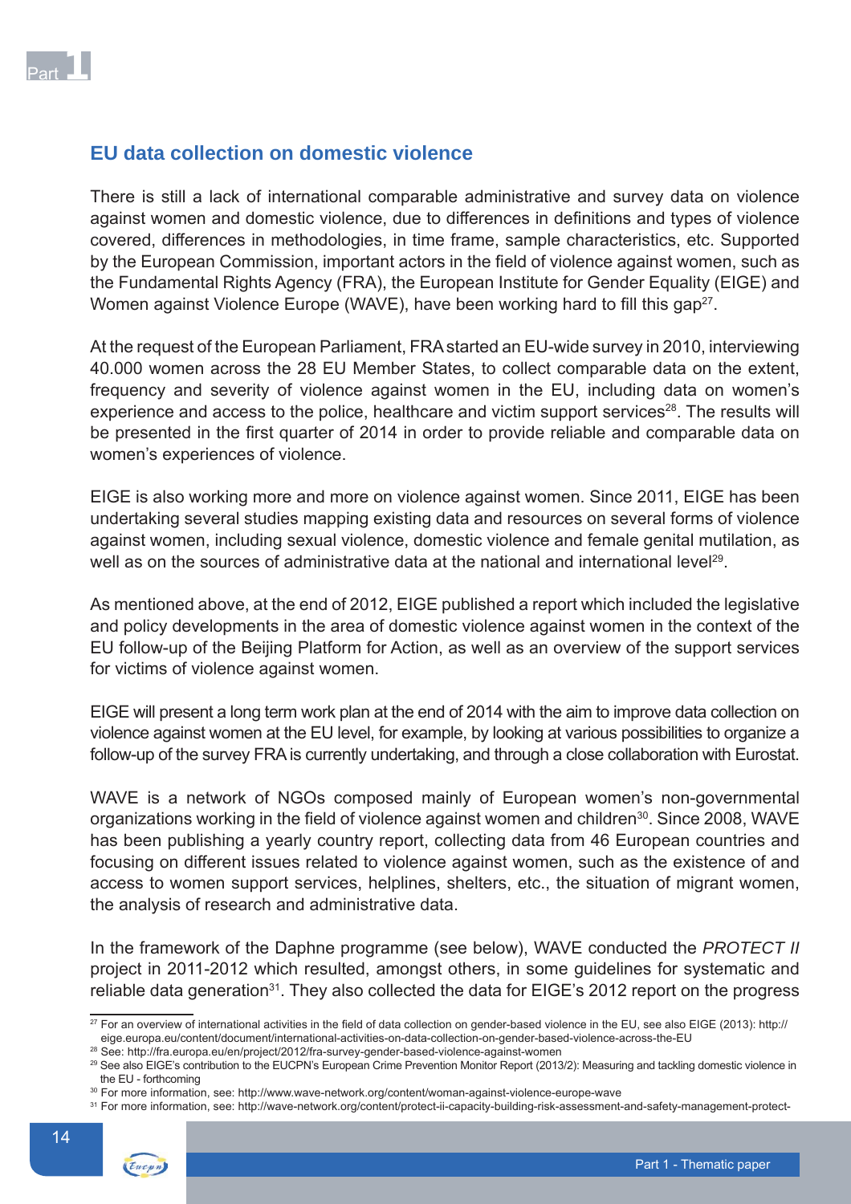## EU data collection on domestic violence

There is still a lack of international comparable administrative and survey data on violence against women and domestic violence, due to differences in definitions and types of violence covered, differences in methodologies, in time frame, sample characteristics, etc. Supported by the European Commission, important actors in the field of violence against women, such as the Fundamental Rights Agency (FRA), the European Institute for Gender Equality (EIGE) and Women against Violence Europe (WAVE), have been working hard to fill this gap[27].

At the request of the European Parliament, FRA started an EU-wide survey in 2010, interviewing 40.000 women across the 28 EU Member States, to collect comparable data on the extent, frequency and severity of violence against women in the EU, including data on women's experience and access to the police, healthcare and victim support services[28]. The results will be presented in the first quarter of 2014 in order to provide reliable and comparable data on women's experiences of violence.

EIGE is also working more and more on violence against women. Since 2011, EIGE has been undertaking several studies mapping existing data and resources on several forms of violence against women, including sexual violence, domestic violence and female genital mutilation, as well as on the sources of administrative data at the national and international level[29].

As mentioned above, at the end of 2012, EIGE published a report which included the legislative and policy developments in the area of domestic violence against women in the context of the EU follow-up of the Beijing Platform for Action, as well as an overview of the support services for victims of violence against women.

EIGE will present a long term work plan at the end of 2014 with the aim to improve data collection on violence against women at the EU level, for example, by looking at various possibilities to organize a follow-up of the survey FRA is currently undertaking, and through a close collaboration with Eurostat.

WAVE is a network of NGOs composed mainly of European women's non-governmental organizations working in the field of violence against women and children[30]. Since 2008, WAVE has been publishing a yearly country report, collecting data from 46 European countries and focusing on different issues related to violence against women, such as the existence of and access to women support services, helplines, shelters, etc., the situation of migrant women, the analysis of research and administrative data.

In the framework of the Daphne programme (see below), WAVE conducted the *PROTECT II* project in 2011-2012 which resulted, amongst others, in some guidelines for systematic and reliable data generation[31]. They also collected the data for EIGE's 2012 report on the progress

---

[27] For an overview of international activities in the field of data collection on gender-based violence in the EU, see also EIGE (2013): http://eige.europa.eu/content/document/international-activities-on-data-collection-on-gender-based-violence-across-the-EU

[28] See: http://fra.europa.eu/en/project/2012/fra-survey-gender-based-violence-against-women

[29] See also EIGE's contribution to the EUCPN's European Crime Prevention Monitor Report (2013/2): Measuring and tackling domestic violence in the EU - forthcoming

[30] For more information, see: http://www.wave-network.org/content/woman-against-violence-europe-wave

[31] For more information, see: http://wave-network.org/content/protect-ii-capacity-building-risk-assessment-and-safety-management-protect-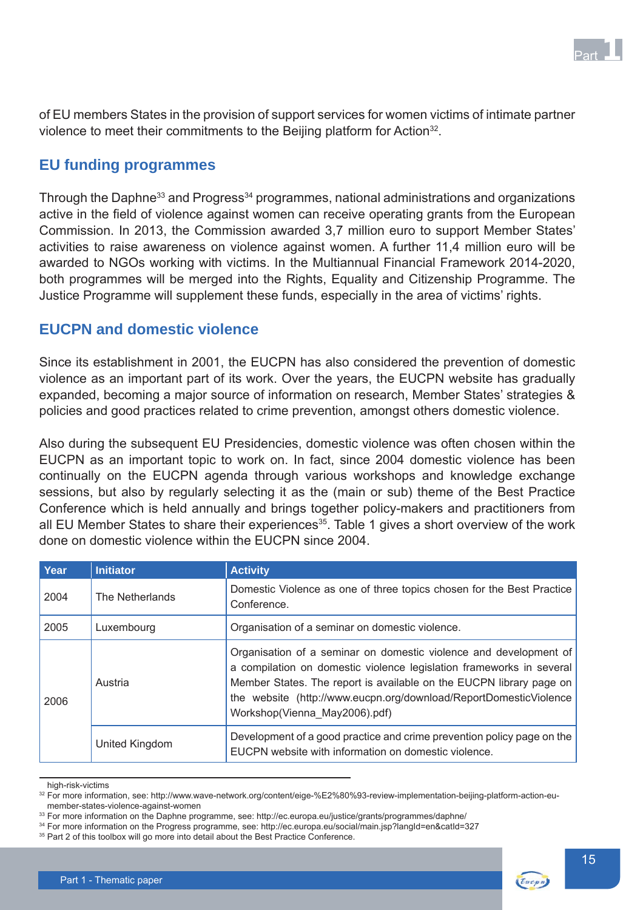of EU members States in the provision of support services for women victims of intimate partner violence to meet their commitments to the Beijing platform for Action[32].

## EU funding programmes

Through the Daphne[33] and Progress[34] programmes, national administrations and organizations active in the field of violence against women can receive operating grants from the European Commission. In 2013, the Commission awarded 3,7 million euro to support Member States' activities to raise awareness on violence against women. A further 11,4 million euro will be awarded to NGOs working with victims. In the Multiannual Financial Framework 2014-2020, both programmes will be merged into the Rights, Equality and Citizenship Programme. The Justice Programme will supplement these funds, especially in the area of victims' rights.

## EUCPN and domestic violence

Since its establishment in 2001, the EUCPN has also considered the prevention of domestic violence as an important part of its work. Over the years, the EUCPN website has gradually expanded, becoming a major source of information on research, Member States' strategies & policies and good practices related to crime prevention, amongst others domestic violence.

Also during the subsequent EU Presidencies, domestic violence was often chosen within the EUCPN as an important topic to work on. In fact, since 2004 domestic violence has been continually on the EUCPN agenda through various workshops and knowledge exchange sessions, but also by regularly selecting it as the (main or sub) theme of the Best Practice Conference which is held annually and brings together policy-makers and practitioners from all EU Member States to share their experiences[35]. Table 1 gives a short overview of the work done on domestic violence within the EUCPN since 2004.

| Year | Initiator | Activity |
|---|---|---|
| 2004 | The Netherlands | Domestic Violence as one of three topics chosen for the Best Practice Conference. |
| 2005 | Luxembourg | Organisation of a seminar on domestic violence. |
| 2006 | Austria | Organisation of a seminar on domestic violence and development of a compilation on domestic violence legislation frameworks in several Member States. The report is available on the EUCPN library page on the website (http://www.eucpn.org/download/ReportDomesticViolenceWorkshop(Vienna_May2006).pdf) |
| | United Kingdom | Development of a good practice and crime prevention policy page on the EUCPN website with information on domestic violence. |

high-risk-victims

[32] For more information, see: http://www.wave-network.org/content/eige-%E2%80%93-review-implementation-beijing-platform-action-eu-member-states-violence-against-women

[33] For more information on the Daphne programme, see: http://ec.europa.eu/justice/grants/programmes/daphne/

[34] For more information on the Progress programme, see: http://ec.europa.eu/social/main.jsp?langId=en&catId=327

[35] Part 2 of this toolbox will go more into detail about the Best Practice Conference.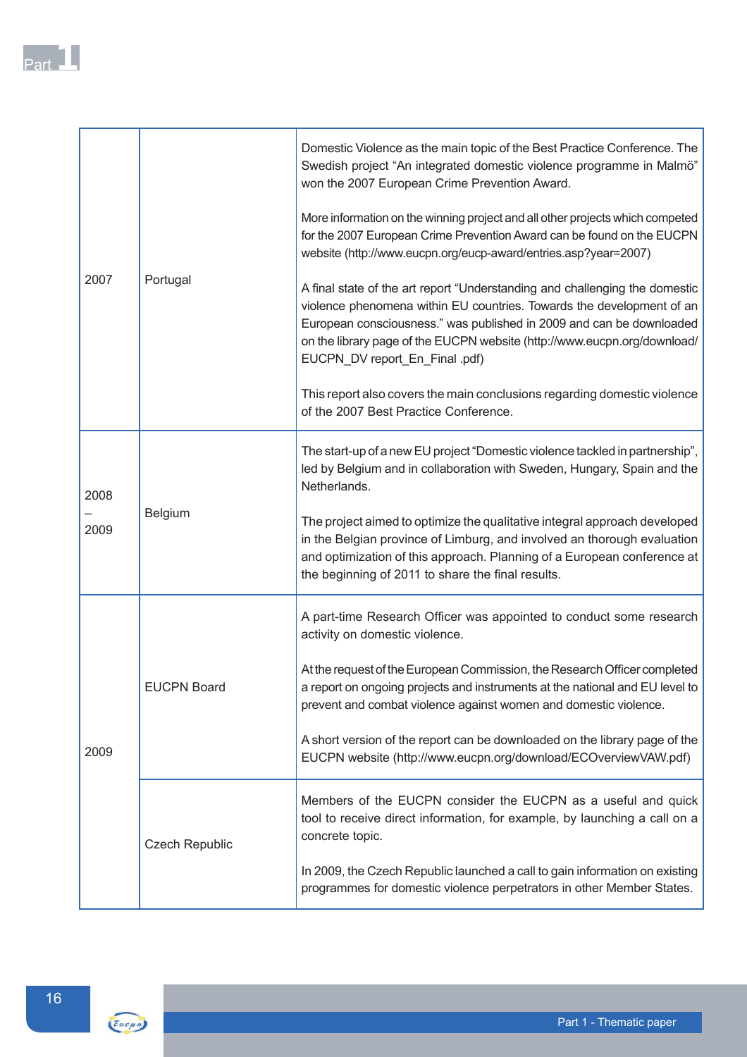| | | |
|---|---|---|
| 2007 | Portugal | Domestic Violence as the main topic of the Best Practice Conference. The Swedish project "An integrated domestic violence programme in Malmö" won the 2007 European Crime Prevention Award.<br><br>More information on the winning project and all other projects which competed for the 2007 European Crime Prevention Award can be found on the EUCPN website (http://www.eucpn.org/eucp-award/entries.asp?year=2007)<br><br>A final state of the art report "Understanding and challenging the domestic violence phenomena within EU countries. Towards the development of an European consciousness." was published in 2009 and can be downloaded on the library page of the EUCPN website (http://www.eucpn.org/download/EUCPN_DV report_En_Final .pdf)<br><br>This report also covers the main conclusions regarding domestic violence of the 2007 Best Practice Conference. |
| 2008 – 2009 | Belgium | The start-up of a new EU project "Domestic violence tackled in partnership", led by Belgium and in collaboration with Sweden, Hungary, Spain and the Netherlands.<br><br>The project aimed to optimize the qualitative integral approach developed in the Belgian province of Limburg, and involved an thorough evaluation and optimization of this approach. Planning of a European conference at the beginning of 2011 to share the final results. |
| 2009 | EUCPN Board | A part-time Research Officer was appointed to conduct some research activity on domestic violence.<br><br>At the request of the European Commission, the Research Officer completed a report on ongoing projects and instruments at the national and EU level to prevent and combat violence against women and domestic violence.<br><br>A short version of the report can be downloaded on the library page of the EUCPN website (http://www.eucpn.org/download/ECOverviewVAW.pdf) |
| | Czech Republic | Members of the EUCPN consider the EUCPN as a useful and quick tool to receive direct information, for example, by launching a call on a concrete topic.<br><br>In 2009, the Czech Republic launched a call to gain information on existing programmes for domestic violence perpetrators in other Member States. |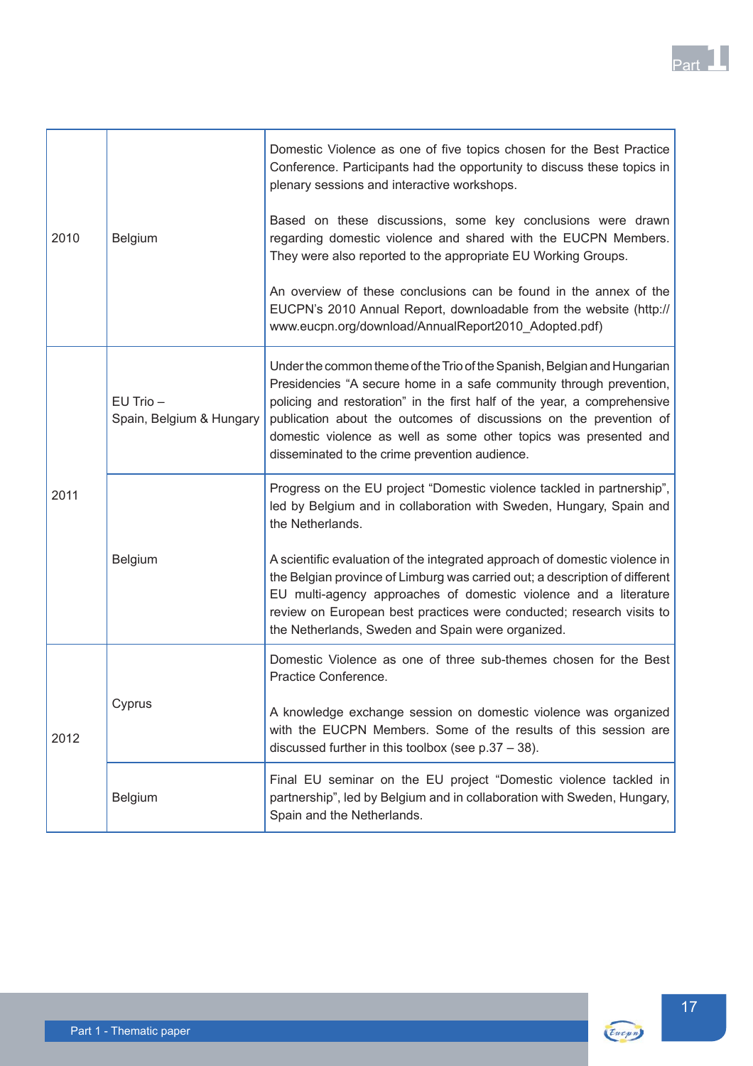| | | |
|---|---|---|
| 2010 | Belgium | Domestic Violence as one of five topics chosen for the Best Practice Conference. Participants had the opportunity to discuss these topics in plenary sessions and interactive workshops.<br><br>Based on these discussions, some key conclusions were drawn regarding domestic violence and shared with the EUCPN Members. They were also reported to the appropriate EU Working Groups.<br><br>An overview of these conclusions can be found in the annex of the EUCPN's 2010 Annual Report, downloadable from the website (http://www.eucpn.org/download/AnnualReport2010_Adopted.pdf) |
| 2011 | EU Trio – Spain, Belgium & Hungary | Under the common theme of the Trio of the Spanish, Belgian and Hungarian Presidencies "A secure home in a safe community through prevention, policing and restoration" in the first half of the year, a comprehensive publication about the outcomes of discussions on the prevention of domestic violence as well as some other topics was presented and disseminated to the crime prevention audience. |
| | Belgium | Progress on the EU project "Domestic violence tackled in partnership", led by Belgium and in collaboration with Sweden, Hungary, Spain and the Netherlands.<br><br>A scientific evaluation of the integrated approach of domestic violence in the Belgian province of Limburg was carried out; a description of different EU multi-agency approaches of domestic violence and a literature review on European best practices were conducted; research visits to the Netherlands, Sweden and Spain were organized. |
| 2012 | Cyprus | Domestic Violence as one of three sub-themes chosen for the Best Practice Conference.<br><br>A knowledge exchange session on domestic violence was organized with the EUCPN Members. Some of the results of this session are discussed further in this toolbox (see p.37 – 38). |
| | Belgium | Final EU seminar on the EU project "Domestic violence tackled in partnership", led by Belgium and in collaboration with Sweden, Hungary, Spain and the Netherlands. |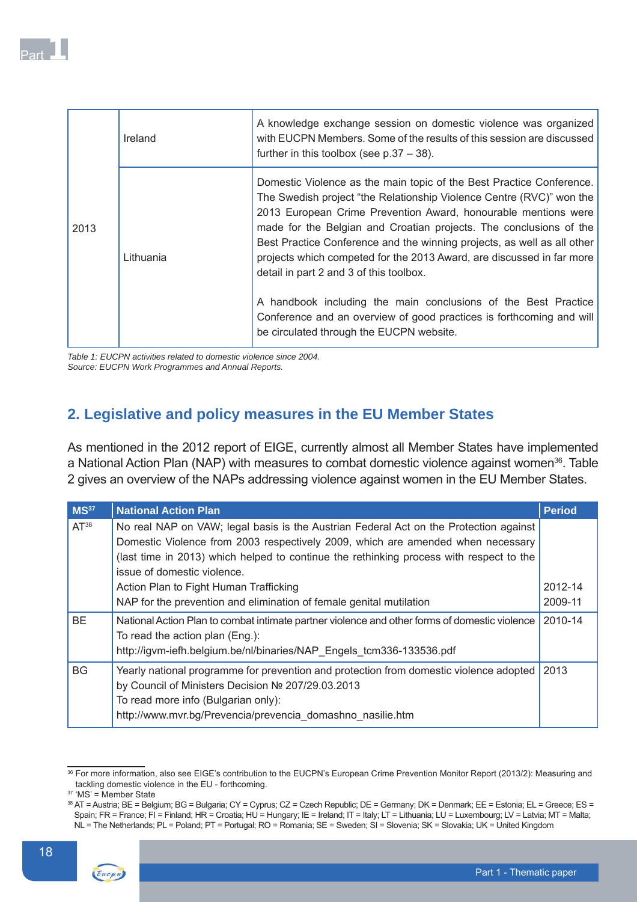| | | |
|---|---|---|
| 2013 | Ireland | A knowledge exchange session on domestic violence was organized with EUCPN Members. Some of the results of this session are discussed further in this toolbox (see p.37 – 38). |
| | Lithuania | Domestic Violence as the main topic of the Best Practice Conference. The Swedish project "the Relationship Violence Centre (RVC)" won the 2013 European Crime Prevention Award, honourable mentions were made for the Belgian and Croatian projects. The conclusions of the Best Practice Conference and the winning projects, as well as all other projects which competed for the 2013 Award, are discussed in far more detail in part 2 and 3 of this toolbox.<br><br>A handbook including the main conclusions of the Best Practice Conference and an overview of good practices is forthcoming and will be circulated through the EUCPN website. |

*Table 1: EUCPN activities related to domestic violence since 2004.*
*Source: EUCPN Work Programmes and Annual Reports.*

## 2. Legislative and policy measures in the EU Member States

As mentioned in the 2012 report of EIGE, currently almost all Member States have implemented a National Action Plan (NAP) with measures to combat domestic violence against women[36]. Table 2 gives an overview of the NAPs addressing violence against women in the EU Member States.

| MS[37] | National Action Plan | Period |
|---|---|---|
| AT[38] | No real NAP on VAW; legal basis is the Austrian Federal Act on the Protection against Domestic Violence from 2003 respectively 2009, which are amended when necessary (last time in 2013) which helped to continue the rethinking process with respect to the issue of domestic violence.<br>Action Plan to Fight Human Trafficking<br>NAP for the prevention and elimination of female genital mutilation | <br><br><br><br>2012-14<br>2009-11 |
| BE | National Action Plan to combat intimate partner violence and other forms of domestic violence<br>To read the action plan (Eng.):<br>http://igvm-iefh.belgium.be/nl/binaries/NAP_Engels_tcm336-133536.pdf | 2010-14 |
| BG | Yearly national programme for prevention and protection from domestic violence adopted by Council of Ministers Decision № 207/29.03.2013<br>To read more info (Bulgarian only):<br>http://www.mvr.bg/Prevencia/prevencia_domashno_nasilie.htm | 2013 |

[36] For more information, also see EIGE's contribution to the EUCPN's European Crime Prevention Monitor Report (2013/2): Measuring and tackling domestic violence in the EU - forthcoming.

[37] 'MS' = Member State

[38] AT = Austria; BE = Belgium; BG = Bulgaria; CY = Cyprus; CZ = Czech Republic; DE = Germany; DK = Denmark; EE = Estonia; EL = Greece; ES = Spain; FR = France; FI = Finland; HR = Croatia; HU = Hungary; IE = Ireland; IT = Italy; LT = Lithuania; LU = Luxembourg; LV = Latvia; MT = Malta; NL = The Netherlands; PL = Poland; PT = Portugal; RO = Romania; SE = Sweden; SI = Slovenia; SK = Slovakia; UK = United Kingdom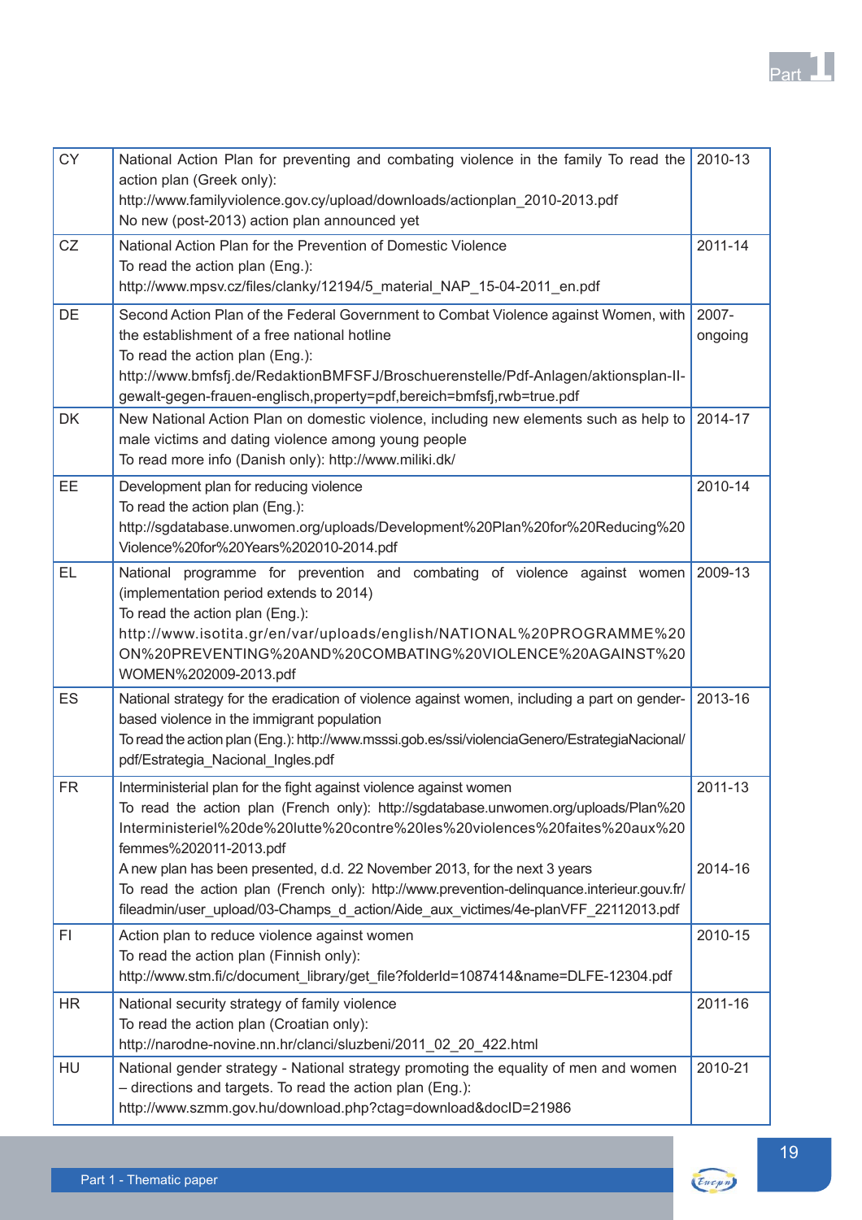| | | |
|---|---|---|
| CY | National Action Plan for preventing and combating violence in the family To read the action plan (Greek only): http://www.familyviolence.gov.cy/upload/downloads/actionplan_2010-2013.pdf No new (post-2013) action plan announced yet | 2010-13 |
| CZ | National Action Plan for the Prevention of Domestic Violence To read the action plan (Eng.): http://www.mpsv.cz/files/clanky/12194/5_material_NAP_15-04-2011_en.pdf | 2011-14 |
| DE | Second Action Plan of the Federal Government to Combat Violence against Women, with the establishment of a free national hotline To read the action plan (Eng.): http://www.bmfsfj.de/RedaktionBMFSFJ/Broschuerenstelle/Pdf-Anlagen/aktionsplan-II-gewalt-gegen-frauen-englisch,property=pdf,bereich=bmfsfj,rwb=true.pdf | 2007-ongoing |
| DK | New National Action Plan on domestic violence, including new elements such as help to male victims and dating violence among young people To read more info (Danish only): http://www.miliki.dk/ | 2014-17 |
| EE | Development plan for reducing violence To read the action plan (Eng.): http://sgdatabase.unwomen.org/uploads/Development%20Plan%20for%20Reducing%20Violence%20for%20Years%202010-2014.pdf | 2010-14 |
| EL | National programme for prevention and combating of violence against women (implementation period extends to 2014) To read the action plan (Eng.): http://www.isotita.gr/en/var/uploads/english/NATIONAL%20PROGRAMME%20ON%20PREVENTING%20AND%20COMBATING%20VIOLENCE%20AGAINST%20WOMEN%202009-2013.pdf | 2009-13 |
| ES | National strategy for the eradication of violence against women, including a part on gender-based violence in the immigrant population To read the action plan (Eng.): http://www.msssi.gob.es/ssi/violenciaGenero/EstrategiaNacional/pdf/Estrategia_Nacional_Ingles.pdf | 2013-16 |
| FR | Interministerial plan for the fight against violence against women To read the action plan (French only): http://sgdatabase.unwomen.org/uploads/Plan%20Interministeriel%20de%20lutte%20contre%20les%20violences%20faites%20aux%20femmes%202011-2013.pdf<br>A new plan has been presented, d.d. 22 November 2013, for the next 3 years To read the action plan (French only): http://www.prevention-delinquance.interieur.gouv.fr/fileadmin/user_upload/03-Champs_d_action/Aide_aux_victimes/4e-planVFF_22112013.pdf | 2011-13<br>2014-16 |
| FI | Action plan to reduce violence against women To read the action plan (Finnish only): http://www.stm.fi/c/document_library/get_file?folderId=1087414&name=DLFE-12304.pdf | 2010-15 |
| HR | National security strategy of family violence To read the action plan (Croatian only): http://narodne-novine.nn.hr/clanci/sluzbeni/2011_02_20_422.html | 2011-16 |
| HU | National gender strategy - National strategy promoting the equality of men and women – directions and targets. To read the action plan (Eng.): http://www.szmm.gov.hu/download.php?ctag=download&docID=21986 | 2010-21 |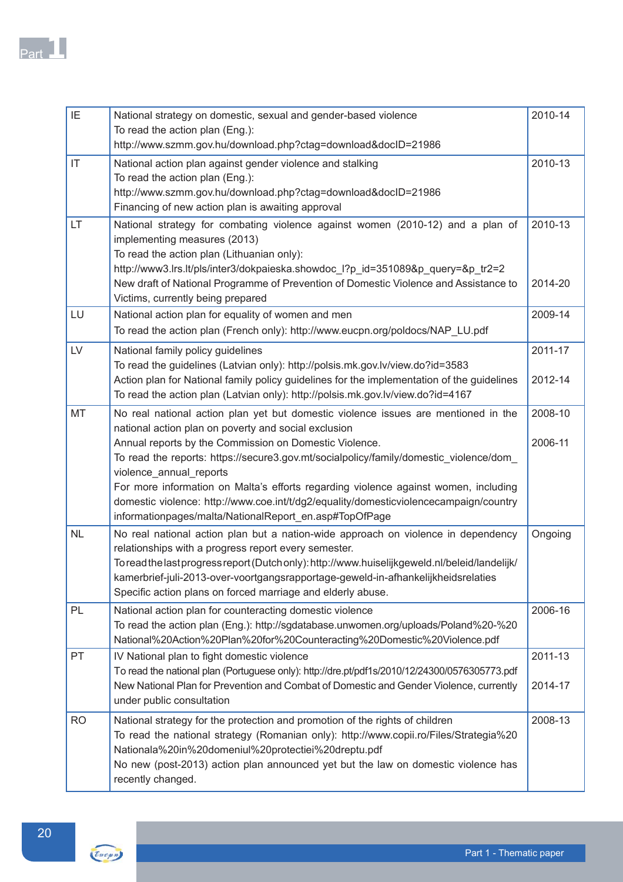| | | |
|---|---|---|
| IE | National strategy on domestic, sexual and gender-based violence<br>To read the action plan (Eng.):<br>http://www.szmm.gov.hu/download.php?ctag=download&docID=21986 | 2010-14 |
| IT | National action plan against gender violence and stalking<br>To read the action plan (Eng.):<br>http://www.szmm.gov.hu/download.php?ctag=download&docID=21986<br>Financing of new action plan is awaiting approval | 2010-13 |
| LT | National strategy for combating violence against women (2010-12) and a plan of implementing measures (2013)<br>To read the action plan (Lithuanian only):<br>http://www3.lrs.lt/pls/inter3/dokpaieska.showdoc_l?p_id=351089&p_query=&p_tr2=2<br>New draft of National Programme of Prevention of Domestic Violence and Assistance to Victims, currently being prepared | 2010-13<br><br><br><br>2014-20 |
| LU | National action plan for equality of women and men<br>To read the action plan (French only): http://www.eucpn.org/poldocs/NAP_LU.pdf | 2009-14 |
| LV | National family policy guidelines<br>To read the guidelines (Latvian only): http://polsis.mk.gov.lv/view.do?id=3583<br>Action plan for National family policy guidelines for the implementation of the guidelines<br>To read the action plan (Latvian only): http://polsis.mk.gov.lv/view.do?id=4167 | 2011-17<br><br>2012-14 |
| MT | No real national action plan yet but domestic violence issues are mentioned in the national action plan on poverty and social exclusion<br>Annual reports by the Commission on Domestic Violence.<br>To read the reports: https://secure3.gov.mt/socialpolicy/family/domestic_violence/dom_violence_annual_reports<br>For more information on Malta's efforts regarding violence against women, including domestic violence: http://www.coe.int/t/dg2/equality/domesticviolencecampaign/country informationpages/malta/NationalReport_en.asp#TopOfPage | 2008-10<br><br>2006-11 |
| NL | No real national action plan but a nation-wide approach on violence in dependency relationships with a progress report every semester.<br>To read the last progress report (Dutch only): http://www.huiselijkgeweld.nl/beleid/landelijk/kamerbrief-juli-2013-over-voortgangsrapportage-geweld-in-afhankelijkheidsrelaties<br>Specific action plans on forced marriage and elderly abuse. | Ongoing |
| PL | National action plan for counteracting domestic violence<br>To read the action plan (Eng.): http://sgdatabase.unwomen.org/uploads/Poland%20-%20National%20Action%20Plan%20for%20Counteracting%20Domestic%20Violence.pdf | 2006-16 |
| PT | IV National plan to fight domestic violence<br>To read the national plan (Portuguese only): http://dre.pt/pdf1s/2010/12/24300/0576305773.pdf<br>New National Plan for Prevention and Combat of Domestic and Gender Violence, currently under public consultation | 2011-13<br><br>2014-17 |
| RO | National strategy for the protection and promotion of the rights of children<br>To read the national strategy (Romanian only): http://www.copii.ro/Files/Strategia%20Nationala%20in%20domeniul%20protectiei%20dreptu.pdf<br>No new (post-2013) action plan announced yet but the law on domestic violence has recently changed. | 2008-13 |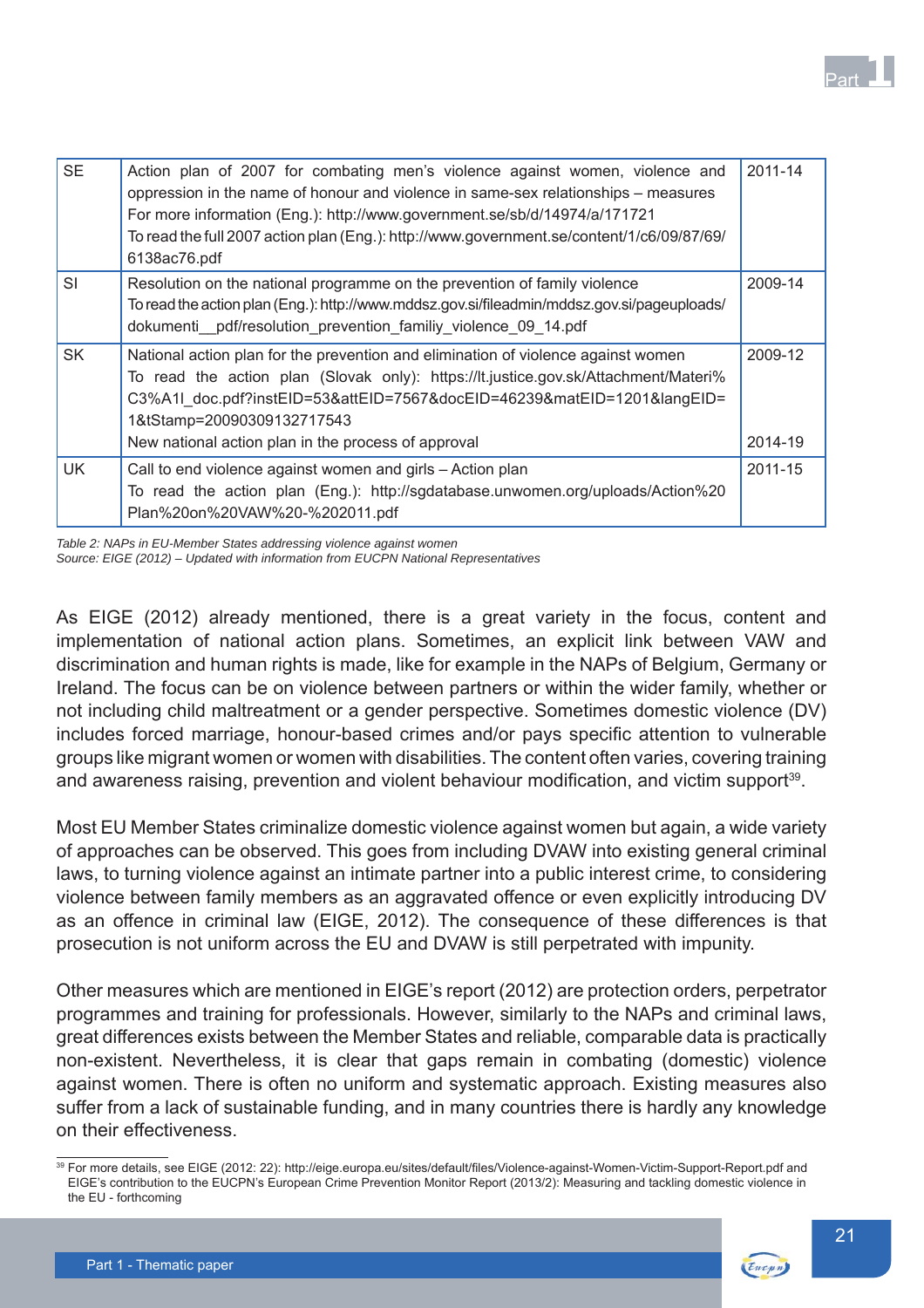| | | |
|---|---|---|
| SE | Action plan of 2007 for combating men's violence against women, violence and oppression in the name of honour and violence in same-sex relationships – measures<br>For more information (Eng.): http://www.government.se/sb/d/14974/a/171721<br>To read the full 2007 action plan (Eng.): http://www.government.se/content/1/c6/09/87/69/6138ac76.pdf | 2011-14 |
| SI | Resolution on the national programme on the prevention of family violence<br>To read the action plan (Eng.): http://www.mddsz.gov.si/fileadmin/mddsz.gov.si/pageuploads/dokumenti__pdf/resolution_prevention_familiy_violence_09_14.pdf | 2009-14 |
| SK | National action plan for the prevention and elimination of violence against women<br>To read the action plan (Slovak only): https://lt.justice.gov.sk/Attachment/Materi%C3%A1l_doc.pdf?instEID=53&attEID=7567&docEID=46239&matEID=1201&langEID=1&tStamp=20090309132717543<br>New national action plan in the process of approval | 2009-12<br><br>2014-19 |
| UK | Call to end violence against women and girls – Action plan<br>To read the action plan (Eng.): http://sgdatabase.unwomen.org/uploads/Action%20Plan%20on%20VAW%20-%202011.pdf | 2011-15 |

*Table 2: NAPs in EU-Member States addressing violence against women*
*Source: EIGE (2012) – Updated with information from EUCPN National Representatives*

As EIGE (2012) already mentioned, there is a great variety in the focus, content and implementation of national action plans. Sometimes, an explicit link between VAW and discrimination and human rights is made, like for example in the NAPs of Belgium, Germany or Ireland. The focus can be on violence between partners or within the wider family, whether or not including child maltreatment or a gender perspective. Sometimes domestic violence (DV) includes forced marriage, honour-based crimes and/or pays specific attention to vulnerable groups like migrant women or women with disabilities. The content often varies, covering training and awareness raising, prevention and violent behaviour modification, and victim support[39].

Most EU Member States criminalize domestic violence against women but again, a wide variety of approaches can be observed. This goes from including DVAW into existing general criminal laws, to turning violence against an intimate partner into a public interest crime, to considering violence between family members as an aggravated offence or even explicitly introducing DV as an offence in criminal law (EIGE, 2012). The consequence of these differences is that prosecution is not uniform across the EU and DVAW is still perpetrated with impunity.

Other measures which are mentioned in EIGE's report (2012) are protection orders, perpetrator programmes and training for professionals. However, similarly to the NAPs and criminal laws, great differences exists between the Member States and reliable, comparable data is practically non-existent. Nevertheless, it is clear that gaps remain in combating (domestic) violence against women. There is often no uniform and systematic approach. Existing measures also suffer from a lack of sustainable funding, and in many countries there is hardly any knowledge on their effectiveness.

---

[39] For more details, see EIGE (2012: 22): http://eige.europa.eu/sites/default/files/Violence-against-Women-Victim-Support-Report.pdf and EIGE's contribution to the EUCPN's European Crime Prevention Monitor Report (2013/2): Measuring and tackling domestic violence in the EU - forthcoming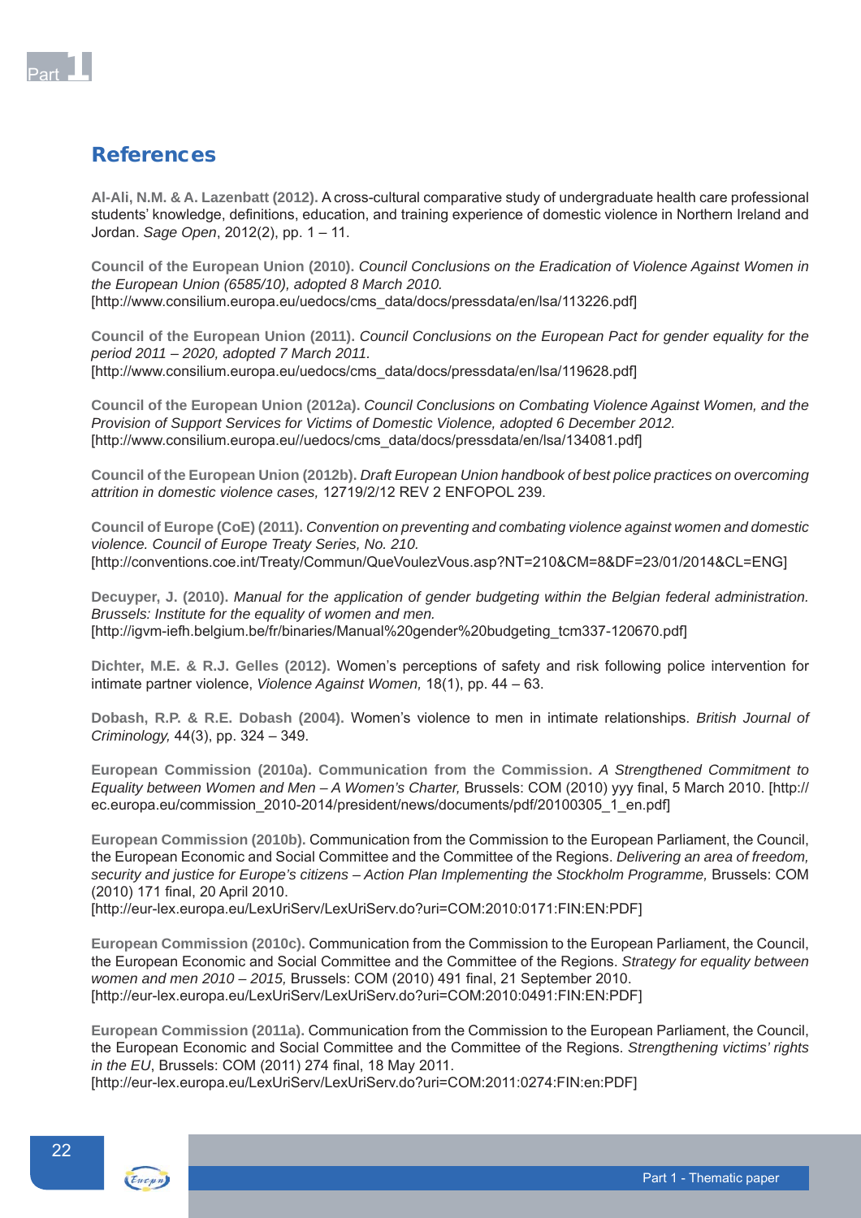## References

**Al-Ali, N.M. & A. Lazenbatt (2012).** A cross-cultural comparative study of undergraduate health care professional students' knowledge, definitions, education, and training experience of domestic violence in Northern Ireland and Jordan. *Sage Open*, 2012(2), pp. 1 – 11.

**Council of the European Union (2010).** *Council Conclusions on the Eradication of Violence Against Women in the European Union (6585/10), adopted 8 March 2010.*
[http://www.consilium.europa.eu/uedocs/cms_data/docs/pressdata/en/lsa/113226.pdf]

**Council of the European Union (2011).** *Council Conclusions on the European Pact for gender equality for the period 2011 – 2020, adopted 7 March 2011.*
[http://www.consilium.europa.eu/uedocs/cms_data/docs/pressdata/en/lsa/119628.pdf]

**Council of the European Union (2012a).** *Council Conclusions on Combating Violence Against Women, and the Provision of Support Services for Victims of Domestic Violence, adopted 6 December 2012.*
[http://www.consilium.europa.eu//uedocs/cms_data/docs/pressdata/en/lsa/134081.pdf]

**Council of the European Union (2012b).** *Draft European Union handbook of best police practices on overcoming attrition in domestic violence cases,* 12719/2/12 REV 2 ENFOPOL 239.

**Council of Europe (CoE) (2011).** *Convention on preventing and combating violence against women and domestic violence. Council of Europe Treaty Series, No. 210.*
[http://conventions.coe.int/Treaty/Commun/QueVoulezVous.asp?NT=210&CM=8&DF=23/01/2014&CL=ENG]

**Decuyper, J. (2010).** *Manual for the application of gender budgeting within the Belgian federal administration. Brussels: Institute for the equality of women and men.*
[http://igvm-iefh.belgium.be/fr/binaries/Manual%20gender%20budgeting_tcm337-120670.pdf]

**Dichter, M.E. & R.J. Gelles (2012).** Women's perceptions of safety and risk following police intervention for intimate partner violence, *Violence Against Women,* 18(1), pp. 44 – 63.

**Dobash, R.P. & R.E. Dobash (2004).** Women's violence to men in intimate relationships. *British Journal of Criminology,* 44(3), pp. 324 – 349.

**European Commission (2010a). Communication from the Commission.** *A Strengthened Commitment to Equality between Women and Men – A Women's Charter,* Brussels: COM (2010) yyy final, 5 March 2010. [http://ec.europa.eu/commission_2010-2014/president/news/documents/pdf/20100305_1_en.pdf]

**European Commission (2010b).** Communication from the Commission to the European Parliament, the Council, the European Economic and Social Committee and the Committee of the Regions. *Delivering an area of freedom, security and justice for Europe's citizens – Action Plan Implementing the Stockholm Programme,* Brussels: COM (2010) 171 final, 20 April 2010.
[http://eur-lex.europa.eu/LexUriServ/LexUriServ.do?uri=COM:2010:0171:FIN:EN:PDF]

**European Commission (2010c).** Communication from the Commission to the European Parliament, the Council, the European Economic and Social Committee and the Committee of the Regions. *Strategy for equality between women and men 2010 – 2015,* Brussels: COM (2010) 491 final, 21 September 2010.
[http://eur-lex.europa.eu/LexUriServ/LexUriServ.do?uri=COM:2010:0491:FIN:EN:PDF]

**European Commission (2011a).** Communication from the Commission to the European Parliament, the Council, the European Economic and Social Committee and the Committee of the Regions. *Strengthening victims' rights in the EU*, Brussels: COM (2011) 274 final, 18 May 2011.
[http://eur-lex.europa.eu/LexUriServ/LexUriServ.do?uri=COM:2011:0274:FIN:en:PDF]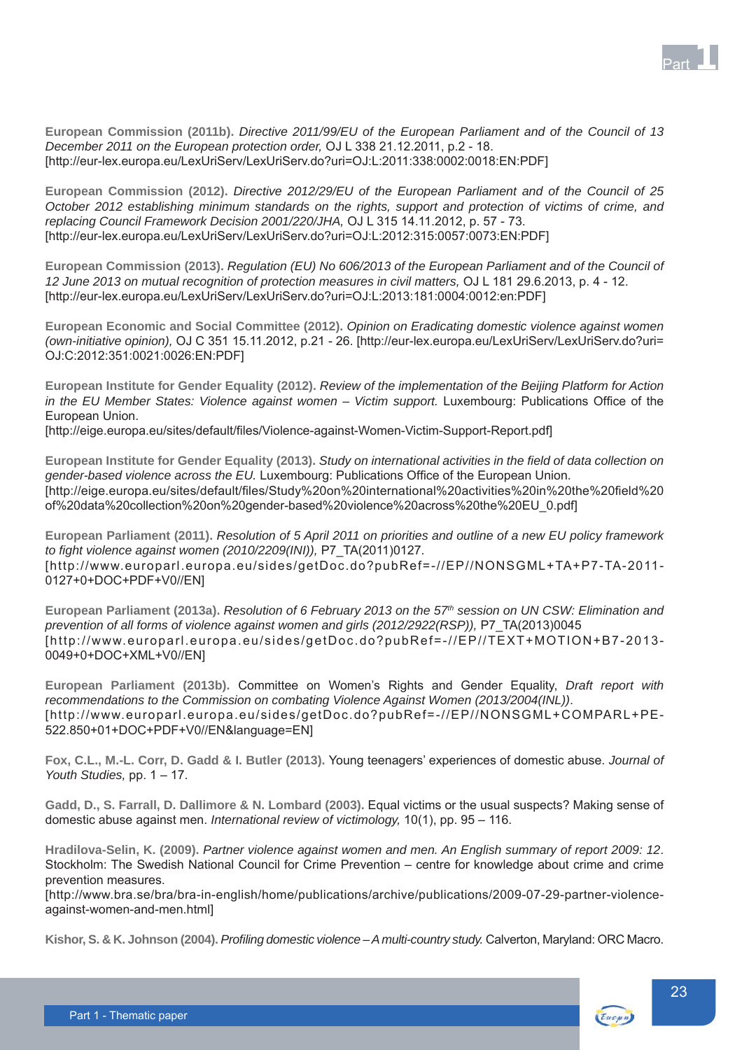**European Commission (2011b).** *Directive 2011/99/EU of the European Parliament and of the Council of 13 December 2011 on the European protection order,* OJ L 338 21.12.2011, p.2 - 18. [http://eur-lex.europa.eu/LexUriServ/LexUriServ.do?uri=OJ:L:2011:338:0002:0018:EN:PDF]

**European Commission (2012).** *Directive 2012/29/EU of the European Parliament and of the Council of 25 October 2012 establishing minimum standards on the rights, support and protection of victims of crime, and replacing Council Framework Decision 2001/220/JHA,* OJ L 315 14.11.2012, p. 57 - 73. [http://eur-lex.europa.eu/LexUriServ/LexUriServ.do?uri=OJ:L:2012:315:0057:0073:EN:PDF]

**European Commission (2013).** *Regulation (EU) No 606/2013 of the European Parliament and of the Council of 12 June 2013 on mutual recognition of protection measures in civil matters,* OJ L 181 29.6.2013, p. 4 - 12. [http://eur-lex.europa.eu/LexUriServ/LexUriServ.do?uri=OJ:L:2013:181:0004:0012:en:PDF]

**European Economic and Social Committee (2012).** *Opinion on Eradicating domestic violence against women (own-initiative opinion),* OJ C 351 15.11.2012, p.21 - 26. [http://eur-lex.europa.eu/LexUriServ/LexUriServ.do?uri=OJ:C:2012:351:0021:0026:EN:PDF]

**European Institute for Gender Equality (2012).** *Review of the implementation of the Beijing Platform for Action in the EU Member States: Violence against women – Victim support.* Luxembourg: Publications Office of the European Union. [http://eige.europa.eu/sites/default/files/Violence-against-Women-Victim-Support-Report.pdf]

**European Institute for Gender Equality (2013).** *Study on international activities in the field of data collection on gender-based violence across the EU.* Luxembourg: Publications Office of the European Union. [http://eige.europa.eu/sites/default/files/Study%20on%20international%20activities%20in%20the%20field%20of%20data%20collection%20on%20gender-based%20violence%20across%20the%20EU_0.pdf]

**European Parliament (2011).** *Resolution of 5 April 2011 on priorities and outline of a new EU policy framework to fight violence against women (2010/2209(INI)),* P7_TA(2011)0127. [http://www.europarl.europa.eu/sides/getDoc.do?pubRef=-//EP//NONSGML+TA+P7-TA-2011-0127+0+DOC+PDF+V0//EN]

**European Parliament (2013a).** *Resolution of 6 February 2013 on the 57th session on UN CSW: Elimination and prevention of all forms of violence against women and girls (2012/2922(RSP)),* P7_TA(2013)0045 [http://www.europarl.europa.eu/sides/getDoc.do?pubRef=-//EP//TEXT+MOTION+B7-2013-0049+0+DOC+XML+V0//EN]

**European Parliament (2013b).** Committee on Women's Rights and Gender Equality, *Draft report with recommendations to the Commission on combating Violence Against Women (2013/2004(INL))*. [http://www.europarl.europa.eu/sides/getDoc.do?pubRef=-//EP//NONSGML+COMPARL+PE-522.850+01+DOC+PDF+V0//EN&language=EN]

**Fox, C.L., M.-L. Corr, D. Gadd & I. Butler (2013).** Young teenagers' experiences of domestic abuse. *Journal of Youth Studies,* pp. 1 – 17.

**Gadd, D., S. Farrall, D. Dallimore & N. Lombard (2003).** Equal victims or the usual suspects? Making sense of domestic abuse against men. *International review of victimology,* 10(1), pp. 95 – 116.

**Hradilova-Selin, K. (2009).** *Partner violence against women and men. An English summary of report 2009: 12*. Stockholm: The Swedish National Council for Crime Prevention – centre for knowledge about crime and crime prevention measures. [http://www.bra.se/bra/bra-in-english/home/publications/archive/publications/2009-07-29-partner-violence-against-women-and-men.html]

**Kishor, S. & K. Johnson (2004).** *Profiling domestic violence – A multi-country study.* Calverton, Maryland: ORC Macro.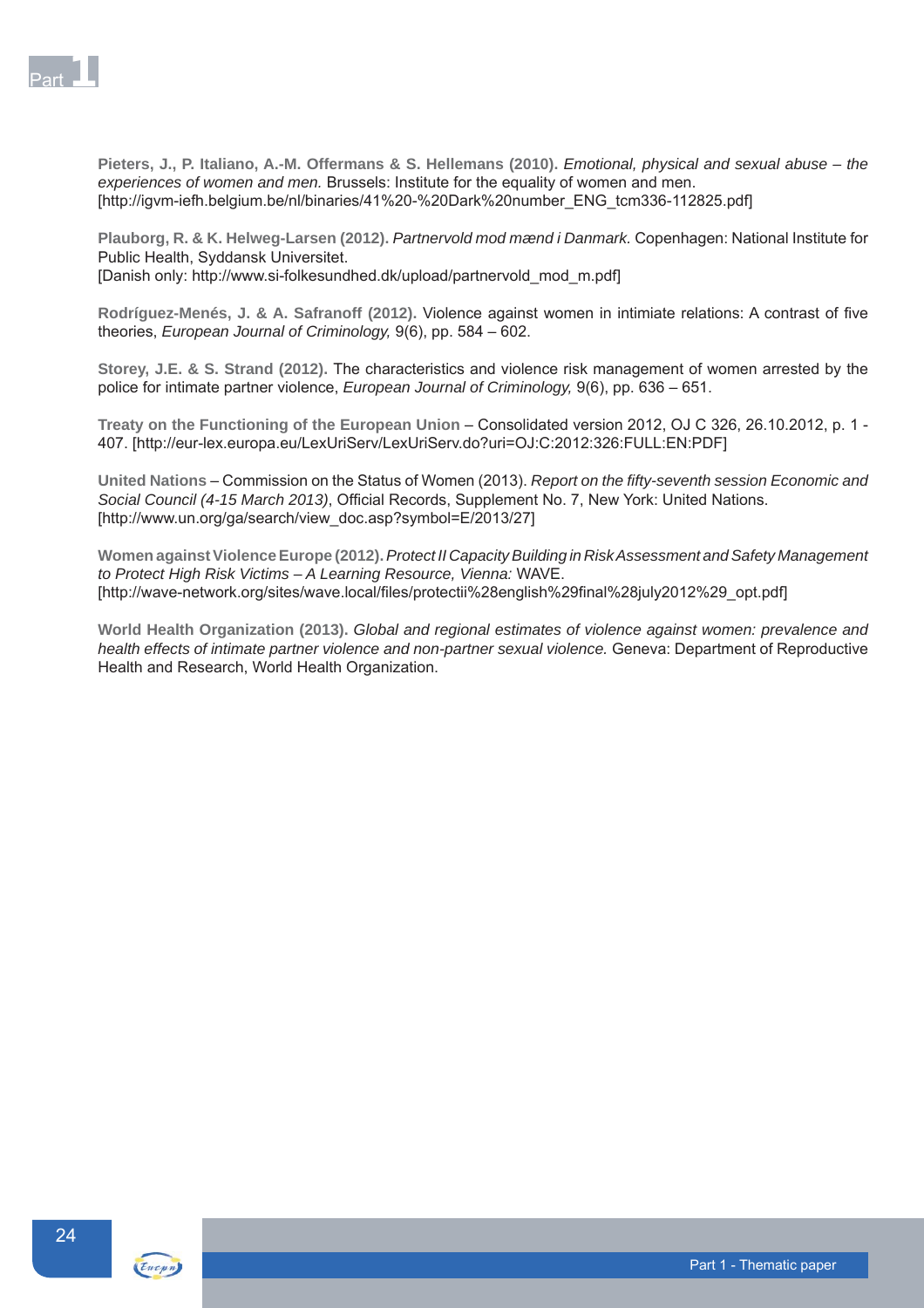**Pieters, J., P. Italiano, A.-M. Offermans & S. Hellemans (2010).** *Emotional, physical and sexual abuse – the experiences of women and men.* Brussels: Institute for the equality of women and men.
[http://igvm-iefh.belgium.be/nl/binaries/41%20-%20Dark%20number_ENG_tcm336-112825.pdf]

**Plauborg, R. & K. Helweg-Larsen (2012).** *Partnervold mod mænd i Danmark.* Copenhagen: National Institute for Public Health, Syddansk Universitet.
[Danish only: http://www.si-folkesundhed.dk/upload/partnervold_mod_m.pdf]

**Rodríguez-Menés, J. & A. Safranoff (2012).** Violence against women in intimiate relations: A contrast of five theories, *European Journal of Criminology,* 9(6), pp. 584 – 602.

**Storey, J.E. & S. Strand (2012).** The characteristics and violence risk management of women arrested by the police for intimate partner violence, *European Journal of Criminology,* 9(6), pp. 636 – 651.

**Treaty on the Functioning of the European Union** – Consolidated version 2012, OJ C 326, 26.10.2012, p. 1 - 407. [http://eur-lex.europa.eu/LexUriServ/LexUriServ.do?uri=OJ:C:2012:326:FULL:EN:PDF]

**United Nations** – Commission on the Status of Women (2013). *Report on the fifty-seventh session Economic and Social Council (4-15 March 2013)*, Official Records, Supplement No. 7, New York: United Nations.
[http://www.un.org/ga/search/view_doc.asp?symbol=E/2013/27]

**Women against Violence Europe (2012).** *Protect II Capacity Building in Risk Assessment and Safety Management to Protect High Risk Victims – A Learning Resource, Vienna:* WAVE.
[http://wave-network.org/sites/wave.local/files/protectii%28english%29final%28july2012%29_opt.pdf]

**World Health Organization (2013).** *Global and regional estimates of violence against women: prevalence and health effects of intimate partner violence and non-partner sexual violence.* Geneva: Department of Reproductive Health and Research, World Health Organization.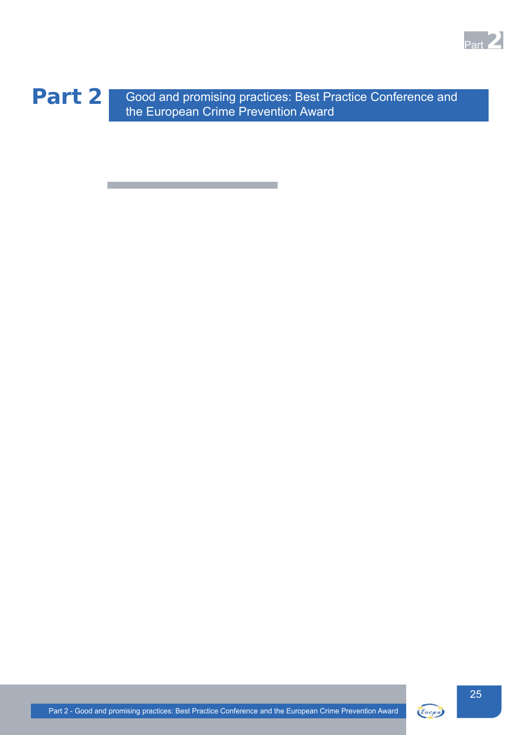# Part 2 Good and promising practices: Best Practice Conference and the European Crime Prevention Award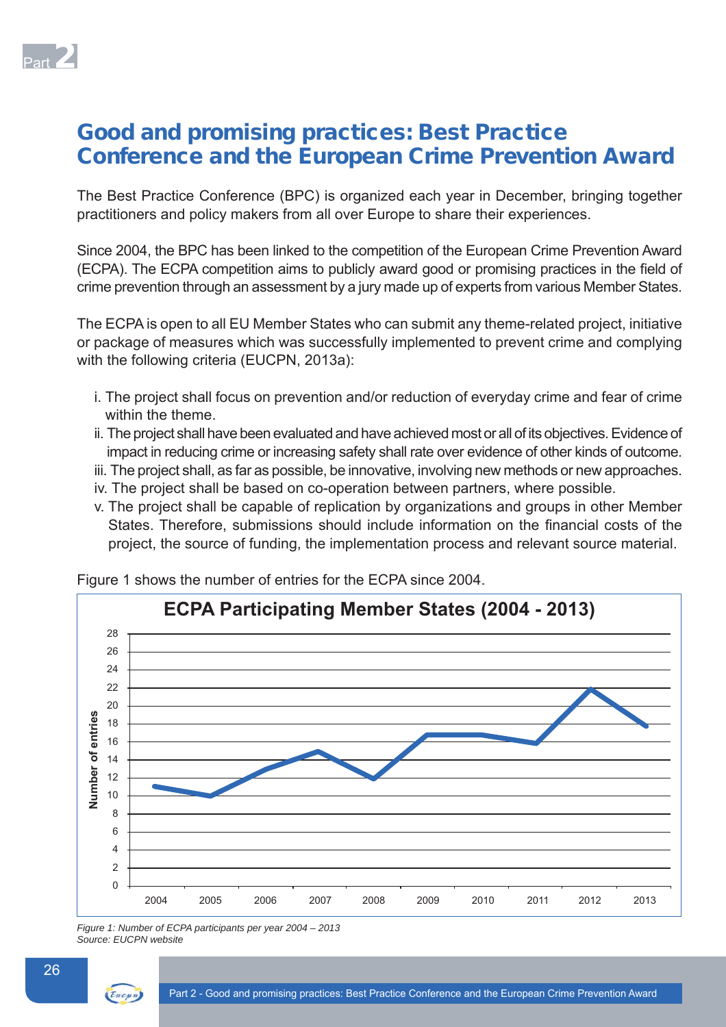## Good and promising practices: Best Practice Conference and the European Crime Prevention Award

The Best Practice Conference (BPC) is organized each year in December, bringing together practitioners and policy makers from all over Europe to share their experiences.

Since 2004, the BPC has been linked to the competition of the European Crime Prevention Award (ECPA). The ECPA competition aims to publicly award good or promising practices in the field of crime prevention through an assessment by a jury made up of experts from various Member States.

The ECPA is open to all EU Member States who can submit any theme-related project, initiative or package of measures which was successfully implemented to prevent crime and complying with the following criteria (EUCPN, 2013a):

i. The project shall focus on prevention and/or reduction of everyday crime and fear of crime within the theme.
ii. The project shall have been evaluated and have achieved most or all of its objectives. Evidence of impact in reducing crime or increasing safety shall rate over evidence of other kinds of outcome.
iii. The project shall, as far as possible, be innovative, involving new methods or new approaches.
iv. The project shall be based on co-operation between partners, where possible.
v. The project shall be capable of replication by organizations and groups in other Member States. Therefore, submissions should include information on the financial costs of the project, the source of funding, the implementation process and relevant source material.

Figure 1 shows the number of entries for the ECPA since 2004.

**ECPA Participating Member States (2004 - 2013)**

| Year | Number of entries |
|---|---|
| 2004 | 11 |
| 2005 | 10 |
| 2006 | 13 |
| 2007 | 15 |
| 2008 | 12 |
| 2009 | 17 |
| 2010 | 17 |
| 2011 | 16 |
| 2012 | 22 |
| 2013 | 18 |

*Figure 1: Number of ECPA participants per year 2004 – 2013*
*Source: EUCPN website*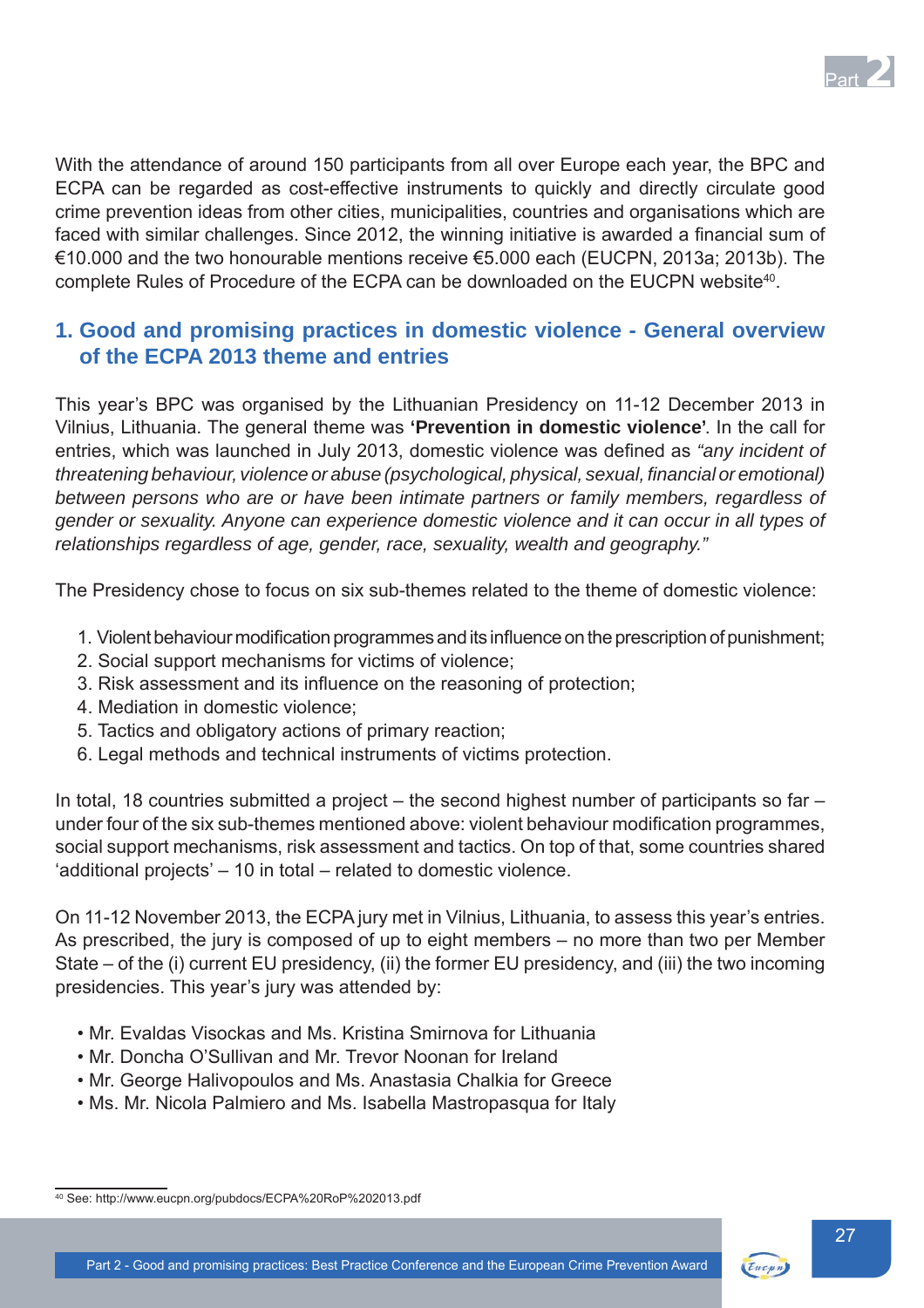With the attendance of around 150 participants from all over Europe each year, the BPC and ECPA can be regarded as cost-effective instruments to quickly and directly circulate good crime prevention ideas from other cities, municipalities, countries and organisations which are faced with similar challenges. Since 2012, the winning initiative is awarded a financial sum of €10.000 and the two honourable mentions receive €5.000 each (EUCPN, 2013a; 2013b). The complete Rules of Procedure of the ECPA can be downloaded on the EUCPN website[40].

## 1. Good and promising practices in domestic violence - General overview of the ECPA 2013 theme and entries

This year's BPC was organised by the Lithuanian Presidency on 11-12 December 2013 in Vilnius, Lithuania. The general theme was **'Prevention in domestic violence'**. In the call for entries, which was launched in July 2013, domestic violence was defined as *"any incident of threatening behaviour, violence or abuse (psychological, physical, sexual, financial or emotional) between persons who are or have been intimate partners or family members, regardless of gender or sexuality. Anyone can experience domestic violence and it can occur in all types of relationships regardless of age, gender, race, sexuality, wealth and geography."*

The Presidency chose to focus on six sub-themes related to the theme of domestic violence:

1. Violent behaviour modification programmes and its influence on the prescription of punishment;
2. Social support mechanisms for victims of violence;
3. Risk assessment and its influence on the reasoning of protection;
4. Mediation in domestic violence;
5. Tactics and obligatory actions of primary reaction;
6. Legal methods and technical instruments of victims protection.

In total, 18 countries submitted a project – the second highest number of participants so far – under four of the six sub-themes mentioned above: violent behaviour modification programmes, social support mechanisms, risk assessment and tactics. On top of that, some countries shared 'additional projects' – 10 in total – related to domestic violence.

On 11-12 November 2013, the ECPA jury met in Vilnius, Lithuania, to assess this year's entries. As prescribed, the jury is composed of up to eight members – no more than two per Member State – of the (i) current EU presidency, (ii) the former EU presidency, and (iii) the two incoming presidencies. This year's jury was attended by:

- Mr. Evaldas Visockas and Ms. Kristina Smirnova for Lithuania
- Mr. Doncha O'Sullivan and Mr. Trevor Noonan for Ireland
- Mr. George Halivopoulos and Ms. Anastasia Chalkia for Greece
- Ms. Mr. Nicola Palmiero and Ms. Isabella Mastropasqua for Italy

[40] See: http://www.eucpn.org/pubdocs/ECPA%20RoP%202013.pdf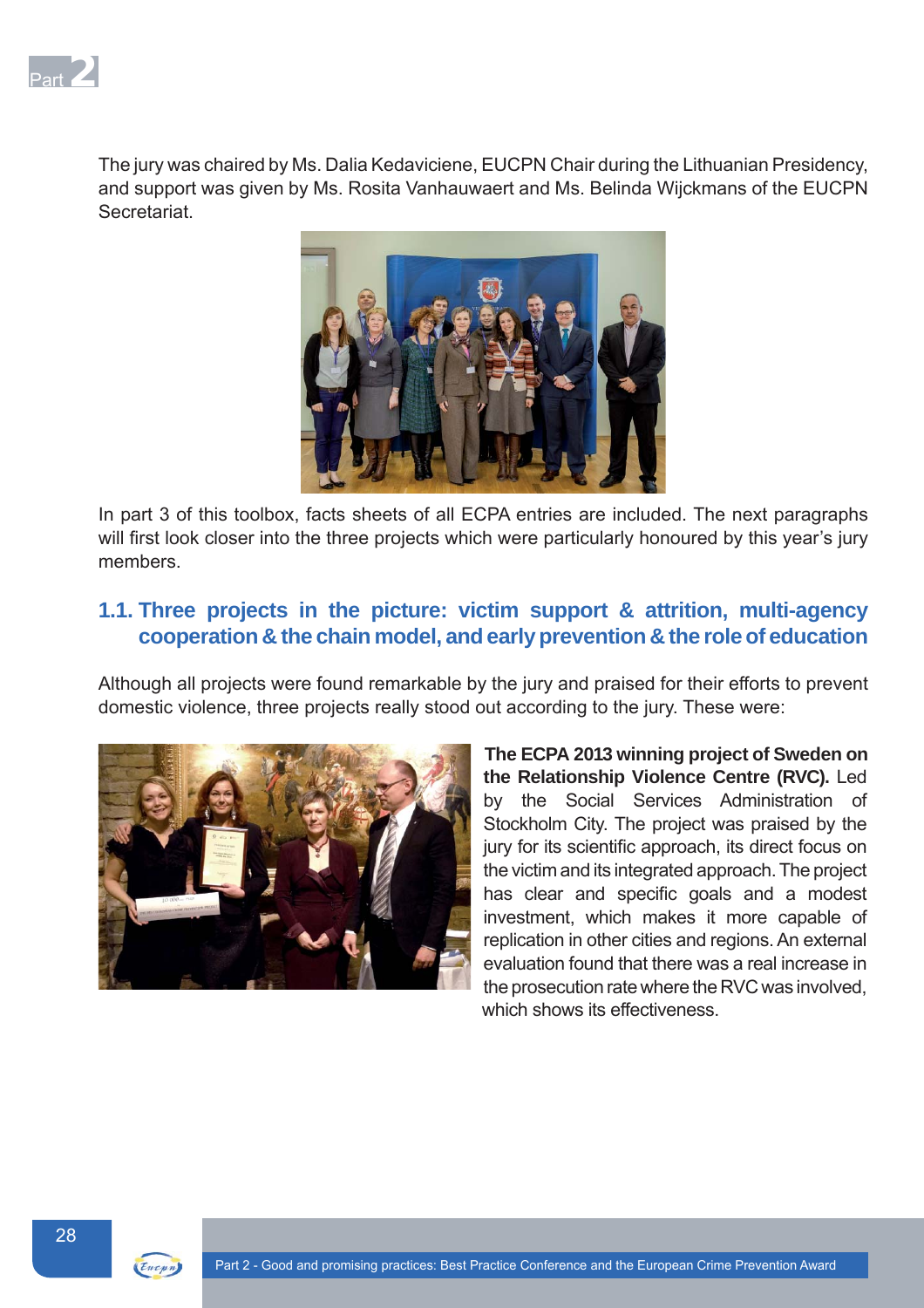The jury was chaired by Ms. Dalia Kedaviciene, EUCPN Chair during the Lithuanian Presidency, and support was given by Ms. Rosita Vanhauwaert and Ms. Belinda Wijckmans of the EUCPN Secretariat.

In part 3 of this toolbox, facts sheets of all ECPA entries are included. The next paragraphs will first look closer into the three projects which were particularly honoured by this year's jury members.

## 1.1. Three projects in the picture: victim support & attrition, multi-agency cooperation & the chain model, and early prevention & the role of education

Although all projects were found remarkable by the jury and praised for their efforts to prevent domestic violence, three projects really stood out according to the jury. These were:

**The ECPA 2013 winning project of Sweden on the Relationship Violence Centre (RVC).** Led by the Social Services Administration of Stockholm City. The project was praised by the jury for its scientific approach, its direct focus on the victim and its integrated approach. The project has clear and specific goals and a modest investment, which makes it more capable of replication in other cities and regions. An external evaluation found that there was a real increase in the prosecution rate where the RVC was involved, which shows its effectiveness.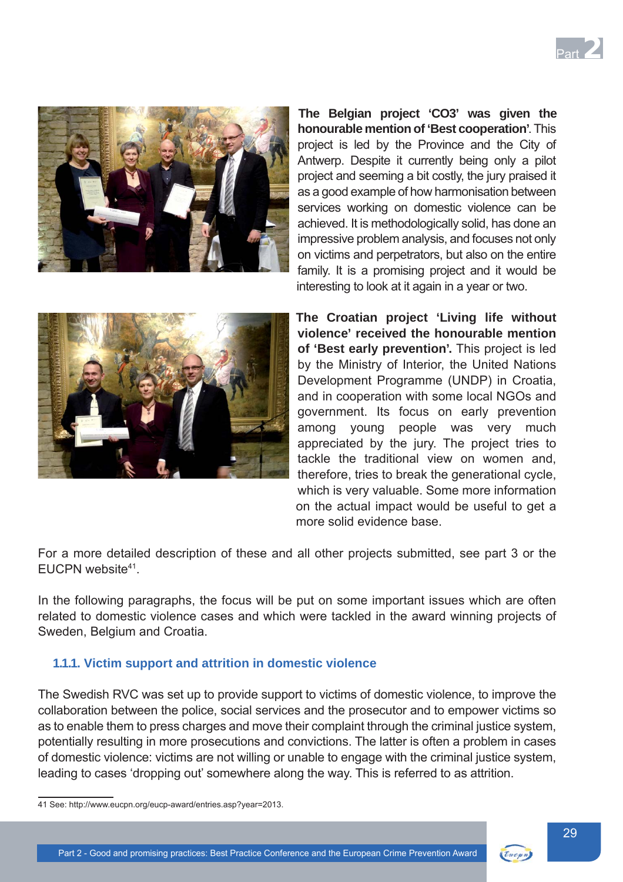**The Belgian project 'CO3' was given the honourable mention of 'Best cooperation'**. This project is led by the Province and the City of Antwerp. Despite it currently being only a pilot project and seeming a bit costly, the jury praised it as a good example of how harmonisation between services working on domestic violence can be achieved. It is methodologically solid, has done an impressive problem analysis, and focuses not only on victims and perpetrators, but also on the entire family. It is a promising project and it would be interesting to look at it again in a year or two.

**The Croatian project 'Living life without violence' received the honourable mention of 'Best early prevention'.** This project is led by the Ministry of Interior, the United Nations Development Programme (UNDP) in Croatia, and in cooperation with some local NGOs and government. Its focus on early prevention among young people was very much appreciated by the jury. The project tries to tackle the traditional view on women and, therefore, tries to break the generational cycle, which is very valuable. Some more information on the actual impact would be useful to get a more solid evidence base.

For a more detailed description of these and all other projects submitted, see part 3 or the EUCPN website[41].

In the following paragraphs, the focus will be put on some important issues which are often related to domestic violence cases and which were tackled in the award winning projects of Sweden, Belgium and Croatia.

### 1.1.1. Victim support and attrition in domestic violence

The Swedish RVC was set up to provide support to victims of domestic violence, to improve the collaboration between the police, social services and the prosecutor and to empower victims so as to enable them to press charges and move their complaint through the criminal justice system, potentially resulting in more prosecutions and convictions. The latter is often a problem in cases of domestic violence: victims are not willing or unable to engage with the criminal justice system, leading to cases 'dropping out' somewhere along the way. This is referred to as attrition.

---

41 See: http://www.eucpn.org/eucp-award/entries.asp?year=2013.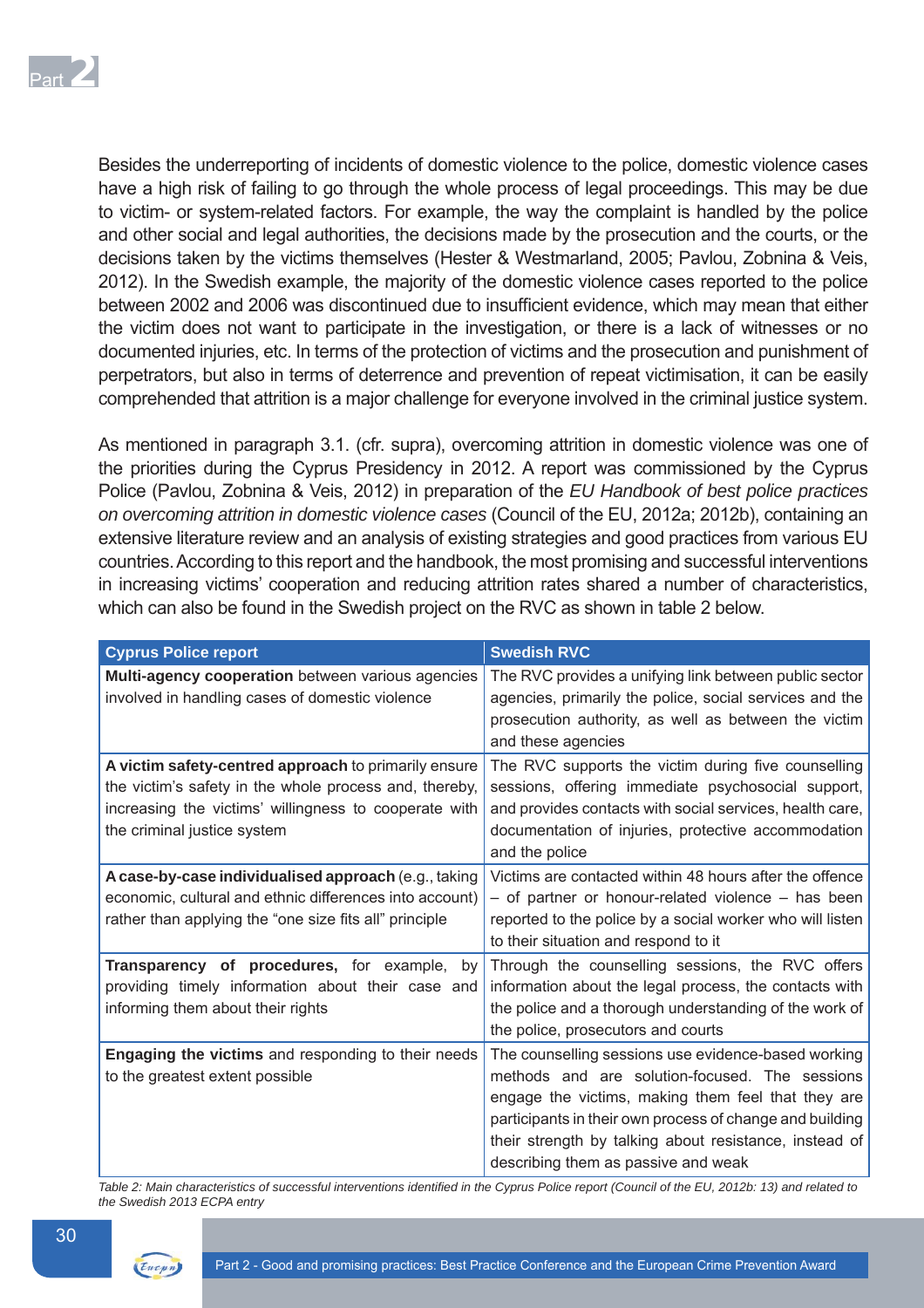Besides the underreporting of incidents of domestic violence to the police, domestic violence cases have a high risk of failing to go through the whole process of legal proceedings. This may be due to victim- or system-related factors. For example, the way the complaint is handled by the police and other social and legal authorities, the decisions made by the prosecution and the courts, or the decisions taken by the victims themselves (Hester & Westmarland, 2005; Pavlou, Zobnina & Veis, 2012). In the Swedish example, the majority of the domestic violence cases reported to the police between 2002 and 2006 was discontinued due to insufficient evidence, which may mean that either the victim does not want to participate in the investigation, or there is a lack of witnesses or no documented injuries, etc. In terms of the protection of victims and the prosecution and punishment of perpetrators, but also in terms of deterrence and prevention of repeat victimisation, it can be easily comprehended that attrition is a major challenge for everyone involved in the criminal justice system.

As mentioned in paragraph 3.1. (cfr. supra), overcoming attrition in domestic violence was one of the priorities during the Cyprus Presidency in 2012. A report was commissioned by the Cyprus Police (Pavlou, Zobnina & Veis, 2012) in preparation of the *EU Handbook of best police practices on overcoming attrition in domestic violence cases* (Council of the EU, 2012a; 2012b), containing an extensive literature review and an analysis of existing strategies and good practices from various EU countries. According to this report and the handbook, the most promising and successful interventions in increasing victims' cooperation and reducing attrition rates shared a number of characteristics, which can also be found in the Swedish project on the RVC as shown in table 2 below.

| Cyprus Police report | Swedish RVC |
|---|---|
| **Multi-agency cooperation** between various agencies involved in handling cases of domestic violence | The RVC provides a unifying link between public sector agencies, primarily the police, social services and the prosecution authority, as well as between the victim and these agencies |
| **A victim safety-centred approach** to primarily ensure the victim's safety in the whole process and, thereby, increasing the victims' willingness to cooperate with the criminal justice system | The RVC supports the victim during five counselling sessions, offering immediate psychosocial support, and provides contacts with social services, health care, documentation of injuries, protective accommodation and the police |
| **A case-by-case individualised approach** (e.g., taking economic, cultural and ethnic differences into account) rather than applying the "one size fits all" principle | Victims are contacted within 48 hours after the offence – of partner or honour-related violence – has been reported to the police by a social worker who will listen to their situation and respond to it |
| **Transparency of procedures,** for example, by providing timely information about their case and informing them about their rights | Through the counselling sessions, the RVC offers information about the legal process, the contacts with the police and a thorough understanding of the work of the police, prosecutors and courts |
| **Engaging the victims** and responding to their needs to the greatest extent possible | The counselling sessions use evidence-based working methods and are solution-focused. The sessions engage the victims, making them feel that they are participants in their own process of change and building their strength by talking about resistance, instead of describing them as passive and weak |

*Table 2: Main characteristics of successful interventions identified in the Cyprus Police report (Council of the EU, 2012b: 13) and related to the Swedish 2013 ECPA entry*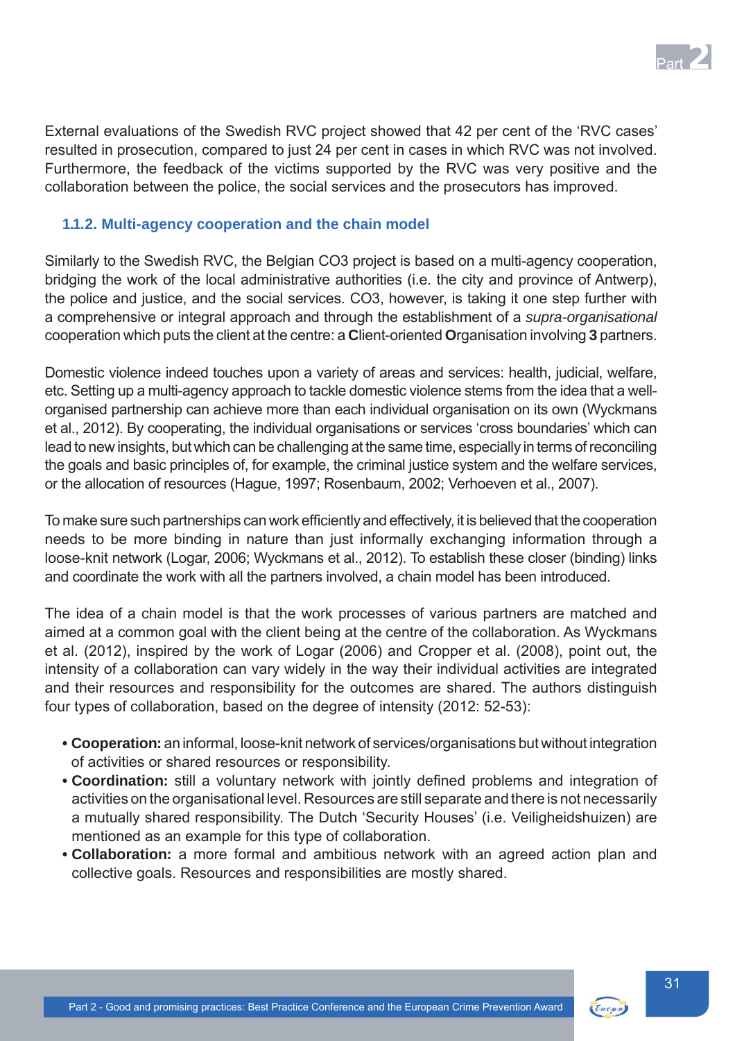External evaluations of the Swedish RVC project showed that 42 per cent of the 'RVC cases' resulted in prosecution, compared to just 24 per cent in cases in which RVC was not involved. Furthermore, the feedback of the victims supported by the RVC was very positive and the collaboration between the police, the social services and the prosecutors has improved.

### 1.1.2. Multi-agency cooperation and the chain model

Similarly to the Swedish RVC, the Belgian CO3 project is based on a multi-agency cooperation, bridging the work of the local administrative authorities (i.e. the city and province of Antwerp), the police and justice, and the social services. CO3, however, is taking it one step further with a comprehensive or integral approach and through the establishment of a *supra-organisational* cooperation which puts the client at the centre: a **C**lient-oriented **O**rganisation involving **3** partners.

Domestic violence indeed touches upon a variety of areas and services: health, judicial, welfare, etc. Setting up a multi-agency approach to tackle domestic violence stems from the idea that a well-organised partnership can achieve more than each individual organisation on its own (Wyckmans et al., 2012). By cooperating, the individual organisations or services 'cross boundaries' which can lead to new insights, but which can be challenging at the same time, especially in terms of reconciling the goals and basic principles of, for example, the criminal justice system and the welfare services, or the allocation of resources (Hague, 1997; Rosenbaum, 2002; Verhoeven et al., 2007).

To make sure such partnerships can work efficiently and effectively, it is believed that the cooperation needs to be more binding in nature than just informally exchanging information through a loose-knit network (Logar, 2006; Wyckmans et al., 2012). To establish these closer (binding) links and coordinate the work with all the partners involved, a chain model has been introduced.

The idea of a chain model is that the work processes of various partners are matched and aimed at a common goal with the client being at the centre of the collaboration. As Wyckmans et al. (2012), inspired by the work of Logar (2006) and Cropper et al. (2008), point out, the intensity of a collaboration can vary widely in the way their individual activities are integrated and their resources and responsibility for the outcomes are shared. The authors distinguish four types of collaboration, based on the degree of intensity (2012: 52-53):

- **Cooperation:** an informal, loose-knit network of services/organisations but without integration of activities or shared resources or responsibility.
- **Coordination:** still a voluntary network with jointly defined problems and integration of activities on the organisational level. Resources are still separate and there is not necessarily a mutually shared responsibility. The Dutch 'Security Houses' (i.e. Veiligheidshuizen) are mentioned as an example for this type of collaboration.
- **Collaboration:** a more formal and ambitious network with an agreed action plan and collective goals. Resources and responsibilities are mostly shared.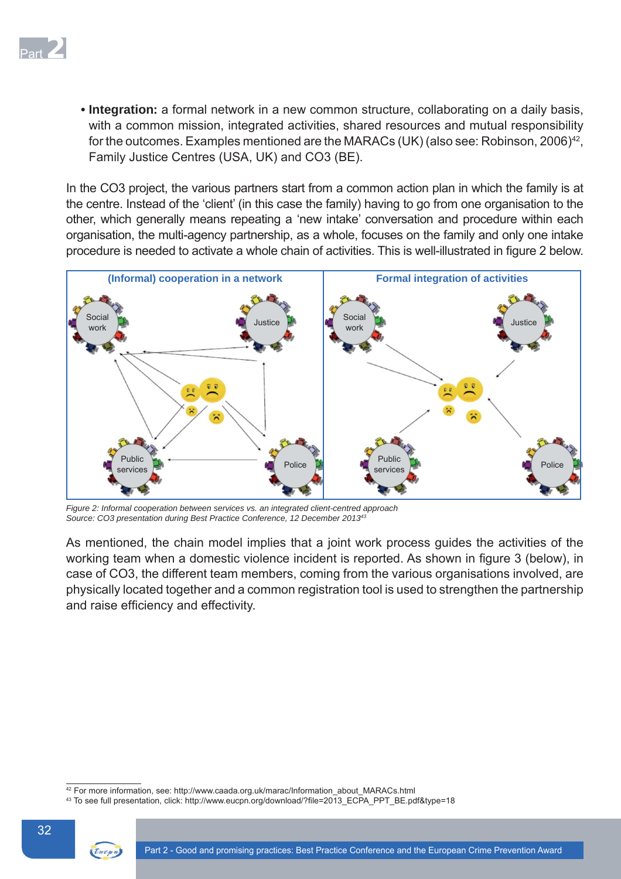- **Integration:** a formal network in a new common structure, collaborating on a daily basis, with a common mission, integrated activities, shared resources and mutual responsibility for the outcomes. Examples mentioned are the MARACs (UK) (also see: Robinson, 2006)[42], Family Justice Centres (USA, UK) and CO3 (BE).

In the CO3 project, the various partners start from a common action plan in which the family is at the centre. Instead of the 'client' (in this case the family) having to go from one organisation to the other, which generally means repeating a 'new intake' conversation and procedure within each organisation, the multi-agency partnership, as a whole, focuses on the family and only one intake procedure is needed to activate a whole chain of activities. This is well-illustrated in figure 2 below.

*Figure 2: Informal cooperation between services vs. an integrated client-centred approach*
*Source: CO3 presentation during Best Practice Conference, 12 December 2013*[43]

As mentioned, the chain model implies that a joint work process guides the activities of the working team when a domestic violence incident is reported. As shown in figure 3 (below), in case of CO3, the different team members, coming from the various organisations involved, are physically located together and a common registration tool is used to strengthen the partnership and raise efficiency and effectivity.

[42] For more information, see: http://www.caada.org.uk/marac/Information_about_MARACs.html

[43] To see full presentation, click: http://www.eucpn.org/download/?file=2013_ECPA_PPT_BE.pdf&type=18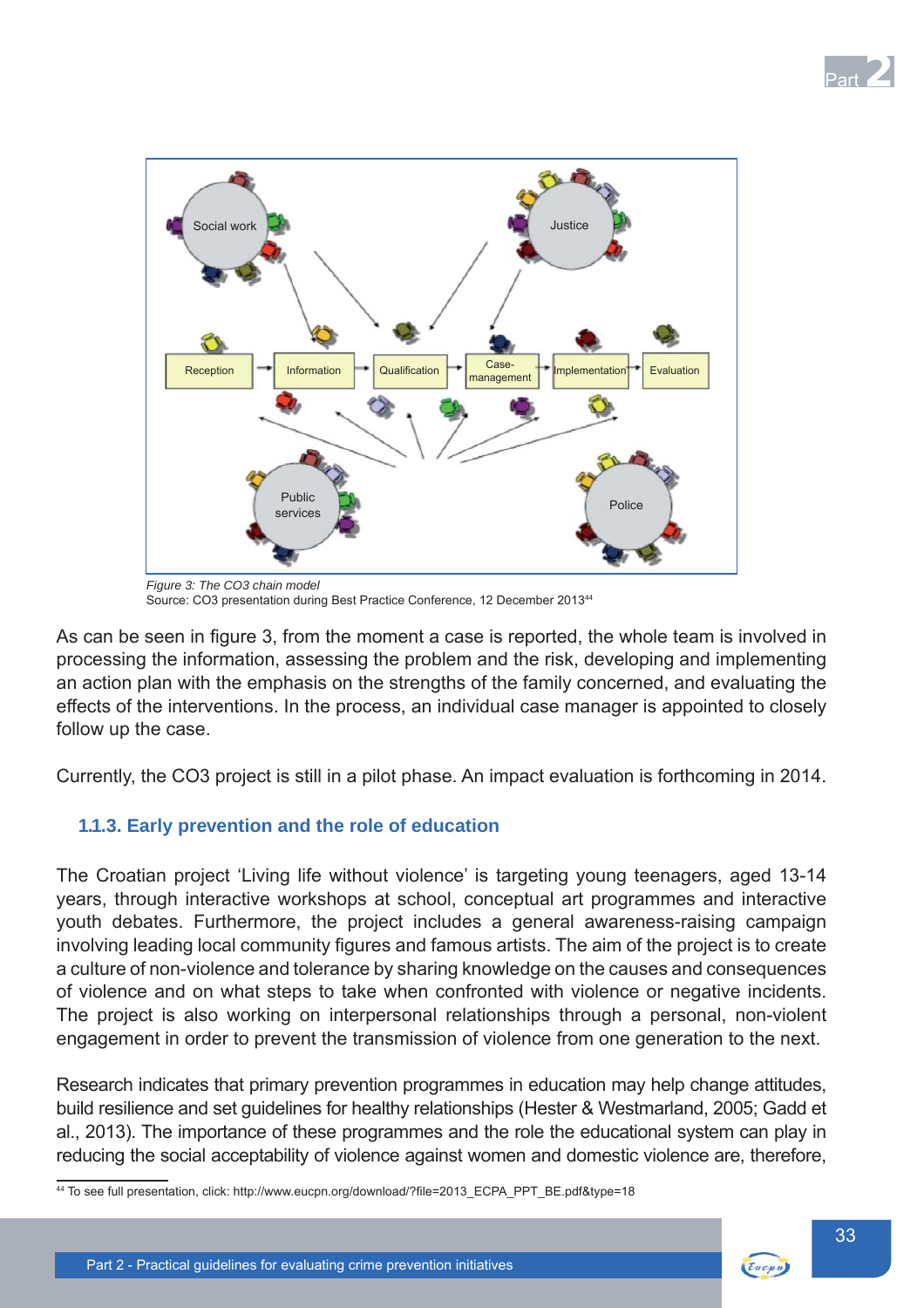Figure 3: The CO3 chain model
Source: CO3 presentation during Best Practice Conference, 12 December 2013[44]

As can be seen in figure 3, from the moment a case is reported, the whole team is involved in processing the information, assessing the problem and the risk, developing and implementing an action plan with the emphasis on the strengths of the family concerned, and evaluating the effects of the interventions. In the process, an individual case manager is appointed to closely follow up the case.

Currently, the CO3 project is still in a pilot phase. An impact evaluation is forthcoming in 2014.

### 1.1.3. Early prevention and the role of education

The Croatian project 'Living life without violence' is targeting young teenagers, aged 13-14 years, through interactive workshops at school, conceptual art programmes and interactive youth debates. Furthermore, the project includes a general awareness-raising campaign involving leading local community figures and famous artists. The aim of the project is to create a culture of non-violence and tolerance by sharing knowledge on the causes and consequences of violence and on what steps to take when confronted with violence or negative incidents. The project is also working on interpersonal relationships through a personal, non-violent engagement in order to prevent the transmission of violence from one generation to the next.

Research indicates that primary prevention programmes in education may help change attitudes, build resilience and set guidelines for healthy relationships (Hester & Westmarland, 2005; Gadd et al., 2013). The importance of these programmes and the role the educational system can play in reducing the social acceptability of violence against women and domestic violence are, therefore,

[44] To see full presentation, click: http://www.eucpn.org/download/?file=2013_ECPA_PPT_BE.pdf&type=18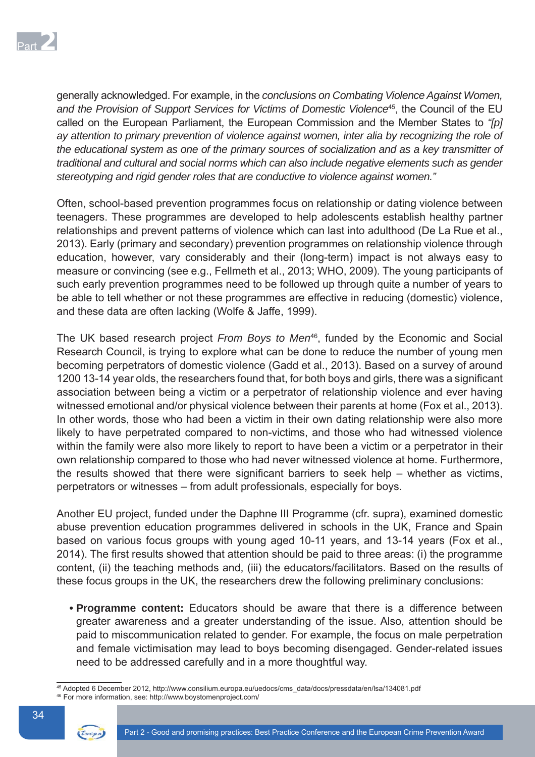generally acknowledged. For example, in the *conclusions on Combating Violence Against Women, and the Provision of Support Services for Victims of Domestic Violence*[45], the Council of the EU called on the European Parliament, the European Commission and the Member States to *"[p]ay attention to primary prevention of violence against women, inter alia by recognizing the role of the educational system as one of the primary sources of socialization and as a key transmitter of traditional and cultural and social norms which can also include negative elements such as gender stereotyping and rigid gender roles that are conductive to violence against women."*

Often, school-based prevention programmes focus on relationship or dating violence between teenagers. These programmes are developed to help adolescents establish healthy partner relationships and prevent patterns of violence which can last into adulthood (De La Rue et al., 2013). Early (primary and secondary) prevention programmes on relationship violence through education, however, vary considerably and their (long-term) impact is not always easy to measure or convincing (see e.g., Fellmeth et al., 2013; WHO, 2009). The young participants of such early prevention programmes need to be followed up through quite a number of years to be able to tell whether or not these programmes are effective in reducing (domestic) violence, and these data are often lacking (Wolfe & Jaffe, 1999).

The UK based research project *From Boys to Men*[46], funded by the Economic and Social Research Council, is trying to explore what can be done to reduce the number of young men becoming perpetrators of domestic violence (Gadd et al., 2013). Based on a survey of around 1200 13-14 year olds, the researchers found that, for both boys and girls, there was a significant association between being a victim or a perpetrator of relationship violence and ever having witnessed emotional and/or physical violence between their parents at home (Fox et al., 2013). In other words, those who had been a victim in their own dating relationship were also more likely to have perpetrated compared to non-victims, and those who had witnessed violence within the family were also more likely to report to have been a victim or a perpetrator in their own relationship compared to those who had never witnessed violence at home. Furthermore, the results showed that there were significant barriers to seek help – whether as victims, perpetrators or witnesses – from adult professionals, especially for boys.

Another EU project, funded under the Daphne III Programme (cfr. supra), examined domestic abuse prevention education programmes delivered in schools in the UK, France and Spain based on various focus groups with young aged 10-11 years, and 13-14 years (Fox et al., 2014). The first results showed that attention should be paid to three areas: (i) the programme content, (ii) the teaching methods and, (iii) the educators/facilitators. Based on the results of these focus groups in the UK, the researchers drew the following preliminary conclusions:

- **Programme content:** Educators should be aware that there is a difference between greater awareness and a greater understanding of the issue. Also, attention should be paid to miscommunication related to gender. For example, the focus on male perpetration and female victimisation may lead to boys becoming disengaged. Gender-related issues need to be addressed carefully and in a more thoughtful way.

---

[45] Adopted 6 December 2012, http://www.consilium.europa.eu/uedocs/cms_data/docs/pressdata/en/lsa/134081.pdf

[46] For more information, see: http://www.boystomenproject.com/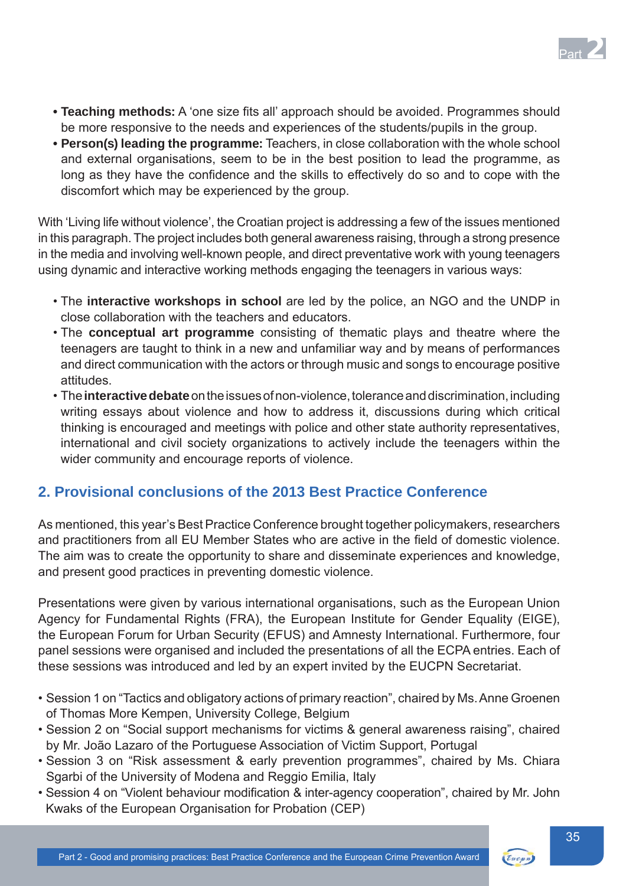- **Teaching methods:** A 'one size fits all' approach should be avoided. Programmes should be more responsive to the needs and experiences of the students/pupils in the group.
- **Person(s) leading the programme:** Teachers, in close collaboration with the whole school and external organisations, seem to be in the best position to lead the programme, as long as they have the confidence and the skills to effectively do so and to cope with the discomfort which may be experienced by the group.

With 'Living life without violence', the Croatian project is addressing a few of the issues mentioned in this paragraph. The project includes both general awareness raising, through a strong presence in the media and involving well-known people, and direct preventative work with young teenagers using dynamic and interactive working methods engaging the teenagers in various ways:

- The **interactive workshops in school** are led by the police, an NGO and the UNDP in close collaboration with the teachers and educators.
- The **conceptual art programme** consisting of thematic plays and theatre where the teenagers are taught to think in a new and unfamiliar way and by means of performances and direct communication with the actors or through music and songs to encourage positive attitudes.
- The **interactive debate** on the issues of non-violence, tolerance and discrimination, including writing essays about violence and how to address it, discussions during which critical thinking is encouraged and meetings with police and other state authority representatives, international and civil society organizations to actively include the teenagers within the wider community and encourage reports of violence.

## 2. Provisional conclusions of the 2013 Best Practice Conference

As mentioned, this year's Best Practice Conference brought together policymakers, researchers and practitioners from all EU Member States who are active in the field of domestic violence. The aim was to create the opportunity to share and disseminate experiences and knowledge, and present good practices in preventing domestic violence.

Presentations were given by various international organisations, such as the European Union Agency for Fundamental Rights (FRA), the European Institute for Gender Equality (EIGE), the European Forum for Urban Security (EFUS) and Amnesty International. Furthermore, four panel sessions were organised and included the presentations of all the ECPA entries. Each of these sessions was introduced and led by an expert invited by the EUCPN Secretariat.

- Session 1 on "Tactics and obligatory actions of primary reaction", chaired by Ms. Anne Groenen of Thomas More Kempen, University College, Belgium
- Session 2 on "Social support mechanisms for victims & general awareness raising", chaired by Mr. João Lazaro of the Portuguese Association of Victim Support, Portugal
- Session 3 on "Risk assessment & early prevention programmes", chaired by Ms. Chiara Sgarbi of the University of Modena and Reggio Emilia, Italy
- Session 4 on "Violent behaviour modification & inter-agency cooperation", chaired by Mr. John Kwaks of the European Organisation for Probation (CEP)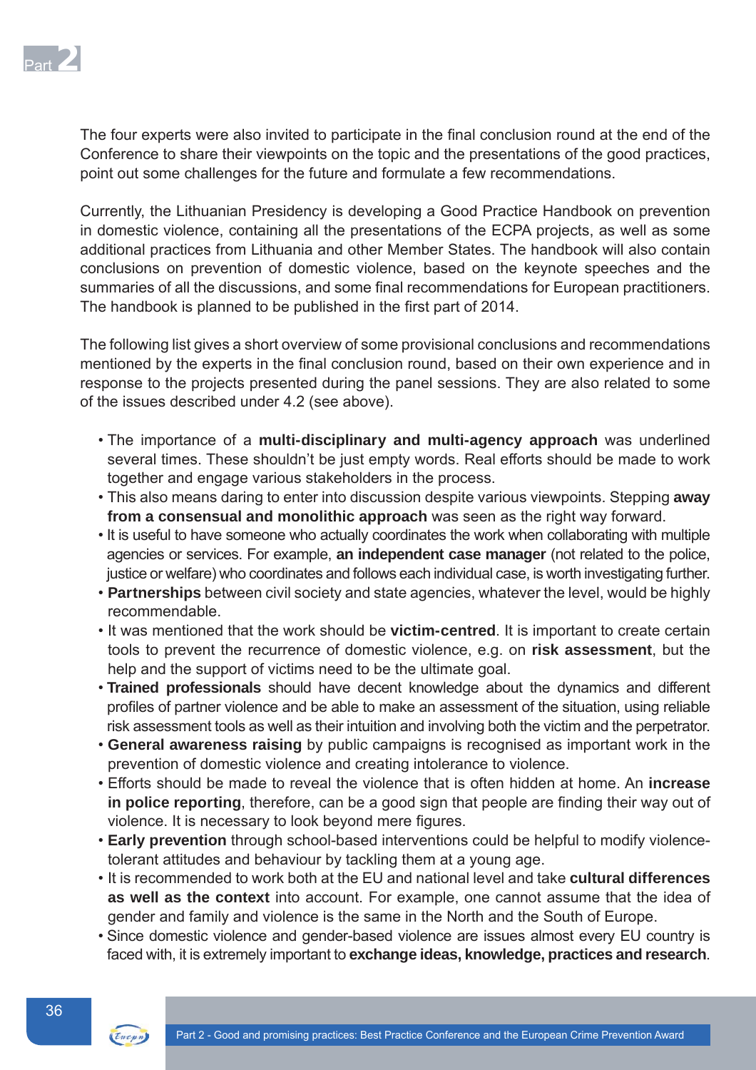The four experts were also invited to participate in the final conclusion round at the end of the Conference to share their viewpoints on the topic and the presentations of the good practices, point out some challenges for the future and formulate a few recommendations.

Currently, the Lithuanian Presidency is developing a Good Practice Handbook on prevention in domestic violence, containing all the presentations of the ECPA projects, as well as some additional practices from Lithuania and other Member States. The handbook will also contain conclusions on prevention of domestic violence, based on the keynote speeches and the summaries of all the discussions, and some final recommendations for European practitioners. The handbook is planned to be published in the first part of 2014.

The following list gives a short overview of some provisional conclusions and recommendations mentioned by the experts in the final conclusion round, based on their own experience and in response to the projects presented during the panel sessions. They are also related to some of the issues described under 4.2 (see above).

- The importance of a **multi-disciplinary and multi-agency approach** was underlined several times. These shouldn't be just empty words. Real efforts should be made to work together and engage various stakeholders in the process.
- This also means daring to enter into discussion despite various viewpoints. Stepping **away from a consensual and monolithic approach** was seen as the right way forward.
- It is useful to have someone who actually coordinates the work when collaborating with multiple agencies or services. For example, **an independent case manager** (not related to the police, justice or welfare) who coordinates and follows each individual case, is worth investigating further.
- **Partnerships** between civil society and state agencies, whatever the level, would be highly recommendable.
- It was mentioned that the work should be **victim-centred**. It is important to create certain tools to prevent the recurrence of domestic violence, e.g. on **risk assessment**, but the help and the support of victims need to be the ultimate goal.
- **Trained professionals** should have decent knowledge about the dynamics and different profiles of partner violence and be able to make an assessment of the situation, using reliable risk assessment tools as well as their intuition and involving both the victim and the perpetrator.
- **General awareness raising** by public campaigns is recognised as important work in the prevention of domestic violence and creating intolerance to violence.
- Efforts should be made to reveal the violence that is often hidden at home. An **increase in police reporting**, therefore, can be a good sign that people are finding their way out of violence. It is necessary to look beyond mere figures.
- **Early prevention** through school-based interventions could be helpful to modify violence-tolerant attitudes and behaviour by tackling them at a young age.
- It is recommended to work both at the EU and national level and take **cultural differences as well as the context** into account. For example, one cannot assume that the idea of gender and family and violence is the same in the North and the South of Europe.
- Since domestic violence and gender-based violence are issues almost every EU country is faced with, it is extremely important to **exchange ideas, knowledge, practices and research**.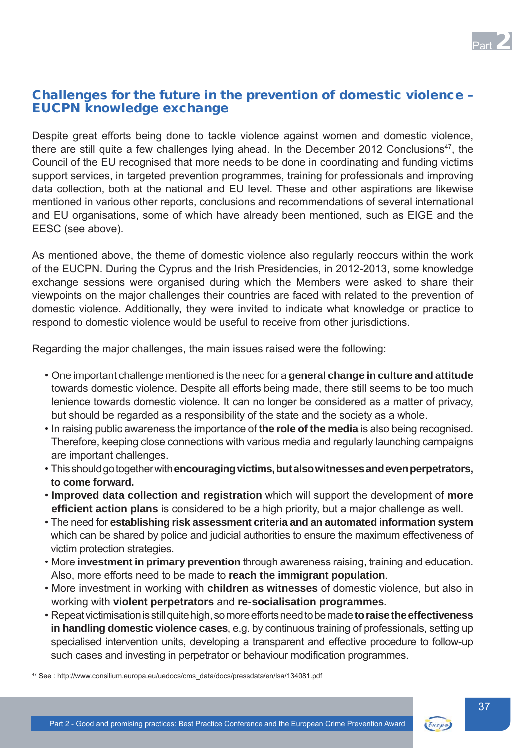## Challenges for the future in the prevention of domestic violence – EUCPN knowledge exchange

Despite great efforts being done to tackle violence against women and domestic violence, there are still quite a few challenges lying ahead. In the December 2012 Conclusions[47], the Council of the EU recognised that more needs to be done in coordinating and funding victims support services, in targeted prevention programmes, training for professionals and improving data collection, both at the national and EU level. These and other aspirations are likewise mentioned in various other reports, conclusions and recommendations of several international and EU organisations, some of which have already been mentioned, such as EIGE and the EESC (see above).

As mentioned above, the theme of domestic violence also regularly reoccurs within the work of the EUCPN. During the Cyprus and the Irish Presidencies, in 2012-2013, some knowledge exchange sessions were organised during which the Members were asked to share their viewpoints on the major challenges their countries are faced with related to the prevention of domestic violence. Additionally, they were invited to indicate what knowledge or practice to respond to domestic violence would be useful to receive from other jurisdictions.

Regarding the major challenges, the main issues raised were the following:

- One important challenge mentioned is the need for a **general change in culture and attitude** towards domestic violence. Despite all efforts being made, there still seems to be too much lenience towards domestic violence. It can no longer be considered as a matter of privacy, but should be regarded as a responsibility of the state and the society as a whole.
- In raising public awareness the importance of **the role of the media** is also being recognised. Therefore, keeping close connections with various media and regularly launching campaigns are important challenges.
- This should go together with **encouraging victims, but also witnesses and even perpetrators, to come forward.**
- **Improved data collection and registration** which will support the development of **more efficient action plans** is considered to be a high priority, but a major challenge as well.
- The need for **establishing risk assessment criteria and an automated information system** which can be shared by police and judicial authorities to ensure the maximum effectiveness of victim protection strategies.
- More **investment in primary prevention** through awareness raising, training and education. Also, more efforts need to be made to **reach the immigrant population**.
- More investment in working with **children as witnesses** of domestic violence, but also in working with **violent perpetrators** and **re-socialisation programmes**.
- Repeat victimisation is still quite high, so more efforts need to be made **to raise the effectiveness in handling domestic violence cases**, e.g. by continuous training of professionals, setting up specialised intervention units, developing a transparent and effective procedure to follow-up such cases and investing in perpetrator or behaviour modification programmes.

[47] See : http://www.consilium.europa.eu/uedocs/cms_data/docs/pressdata/en/lsa/134081.pdf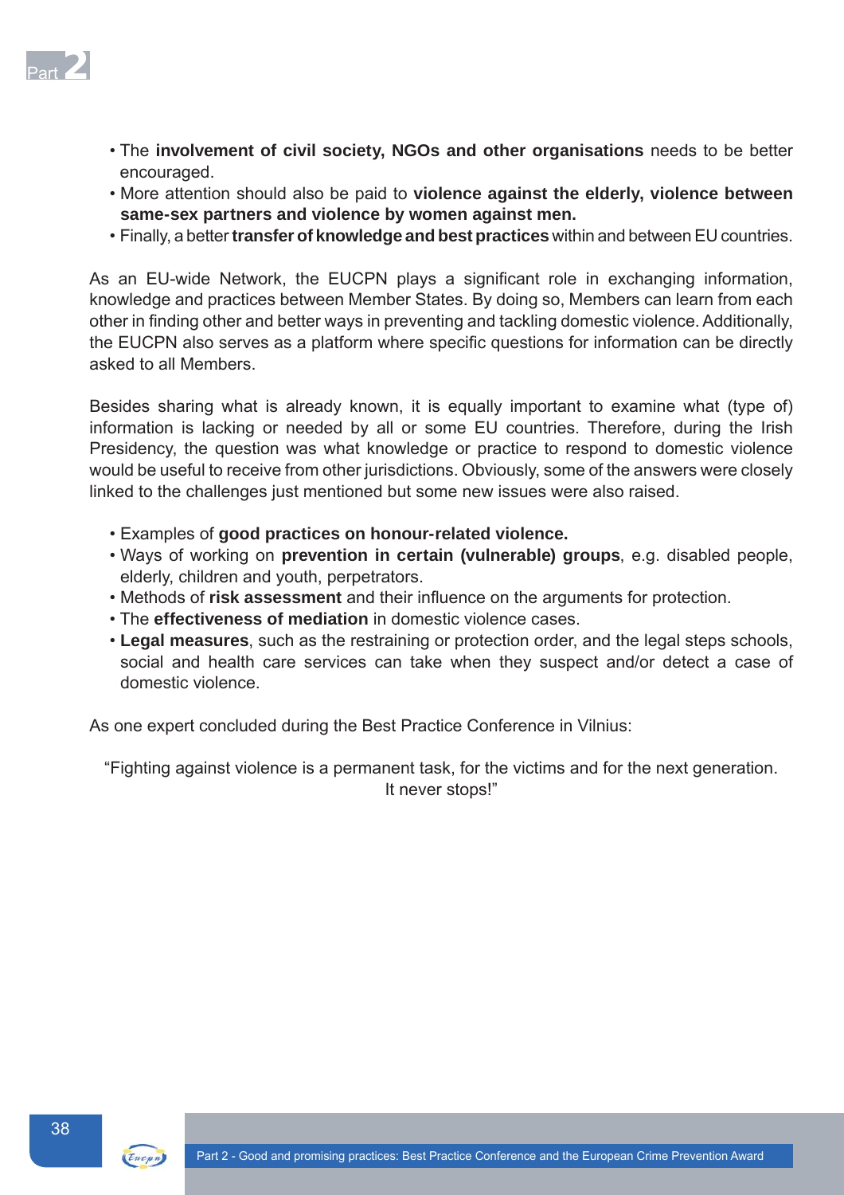- The **involvement of civil society, NGOs and other organisations** needs to be better encouraged.
- More attention should also be paid to **violence against the elderly, violence between same-sex partners and violence by women against men.**
- Finally, a better **transfer of knowledge and best practices** within and between EU countries.

As an EU-wide Network, the EUCPN plays a significant role in exchanging information, knowledge and practices between Member States. By doing so, Members can learn from each other in finding other and better ways in preventing and tackling domestic violence. Additionally, the EUCPN also serves as a platform where specific questions for information can be directly asked to all Members.

Besides sharing what is already known, it is equally important to examine what (type of) information is lacking or needed by all or some EU countries. Therefore, during the Irish Presidency, the question was what knowledge or practice to respond to domestic violence would be useful to receive from other jurisdictions. Obviously, some of the answers were closely linked to the challenges just mentioned but some new issues were also raised.

- Examples of **good practices on honour-related violence.**
- Ways of working on **prevention in certain (vulnerable) groups**, e.g. disabled people, elderly, children and youth, perpetrators.
- Methods of **risk assessment** and their influence on the arguments for protection.
- The **effectiveness of mediation** in domestic violence cases.
- **Legal measures**, such as the restraining or protection order, and the legal steps schools, social and health care services can take when they suspect and/or detect a case of domestic violence.

As one expert concluded during the Best Practice Conference in Vilnius:

“Fighting against violence is a permanent task, for the victims and for the next generation. It never stops!”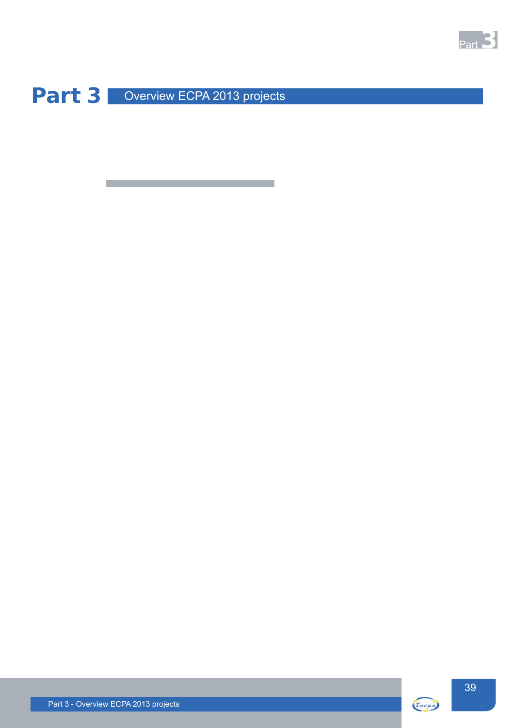# Part 3 Overview ECPA 2013 projects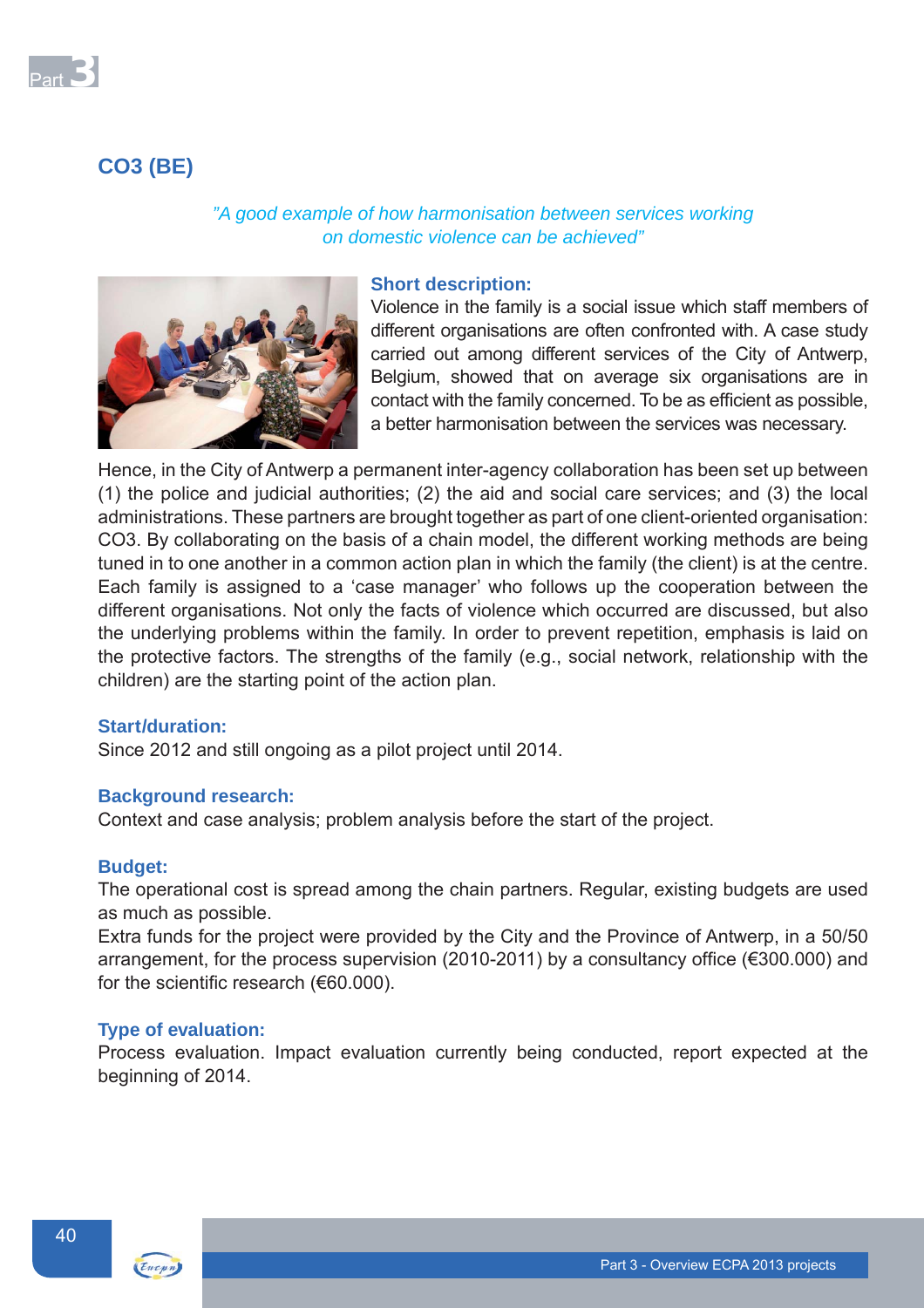## CO3 (BE)

*"A good example of how harmonisation between services working on domestic violence can be achieved"*

**Short description:**

Violence in the family is a social issue which staff members of different organisations are often confronted with. A case study carried out among different services of the City of Antwerp, Belgium, showed that on average six organisations are in contact with the family concerned. To be as efficient as possible, a better harmonisation between the services was necessary.

Hence, in the City of Antwerp a permanent inter-agency collaboration has been set up between (1) the police and judicial authorities; (2) the aid and social care services; and (3) the local administrations. These partners are brought together as part of one client-oriented organisation: CO3. By collaborating on the basis of a chain model, the different working methods are being tuned in to one another in a common action plan in which the family (the client) is at the centre. Each family is assigned to a 'case manager' who follows up the cooperation between the different organisations. Not only the facts of violence which occurred are discussed, but also the underlying problems within the family. In order to prevent repetition, emphasis is laid on the protective factors. The strengths of the family (e.g., social network, relationship with the children) are the starting point of the action plan.

**Start/duration:**

Since 2012 and still ongoing as a pilot project until 2014.

**Background research:**

Context and case analysis; problem analysis before the start of the project.

**Budget:**

The operational cost is spread among the chain partners. Regular, existing budgets are used as much as possible.

Extra funds for the project were provided by the City and the Province of Antwerp, in a 50/50 arrangement, for the process supervision (2010-2011) by a consultancy office (€300.000) and for the scientific research (€60.000).

**Type of evaluation:**

Process evaluation. Impact evaluation currently being conducted, report expected at the beginning of 2014.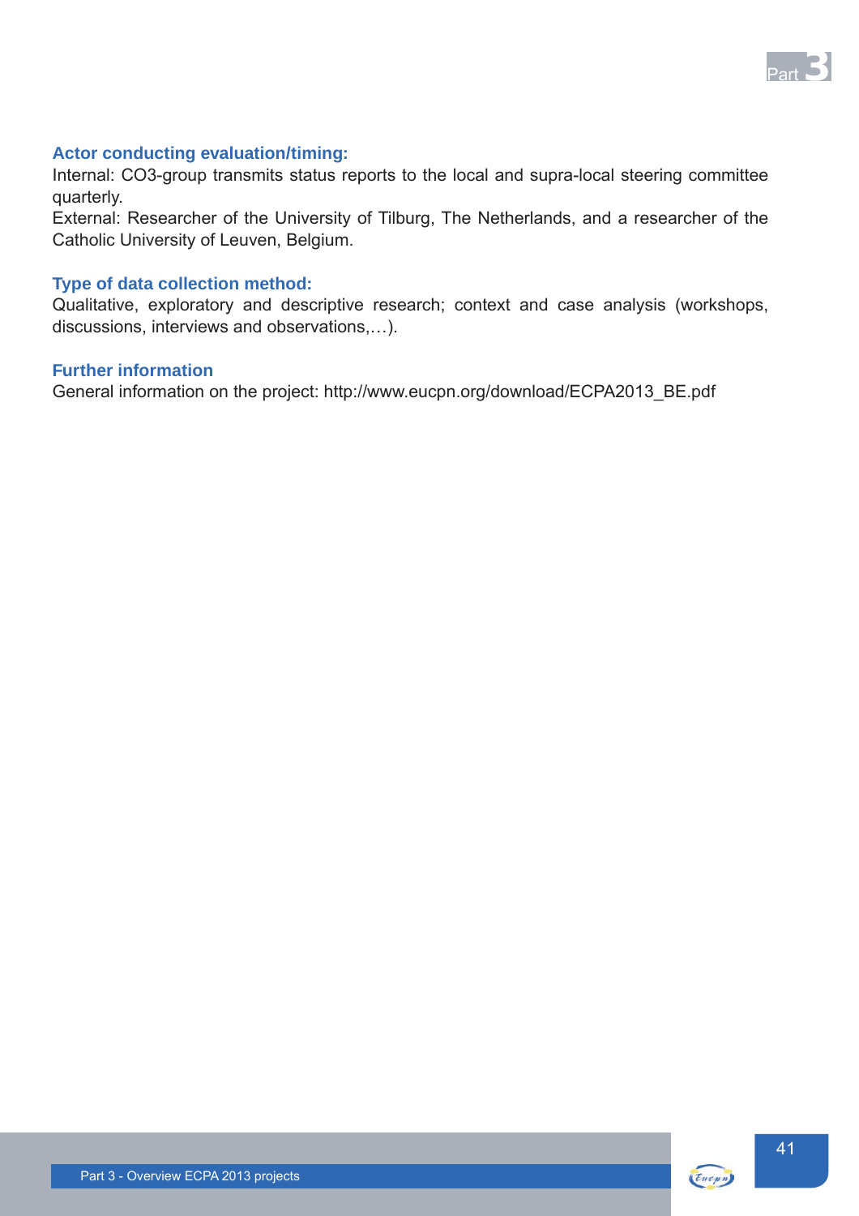**Actor conducting evaluation/timing:**

Internal: CO3-group transmits status reports to the local and supra-local steering committee quarterly.

External: Researcher of the University of Tilburg, The Netherlands, and a researcher of the Catholic University of Leuven, Belgium.

**Type of data collection method:**

Qualitative, exploratory and descriptive research; context and case analysis (workshops, discussions, interviews and observations,…).

**Further information**

General information on the project: http://www.eucpn.org/download/ECPA2013_BE.pdf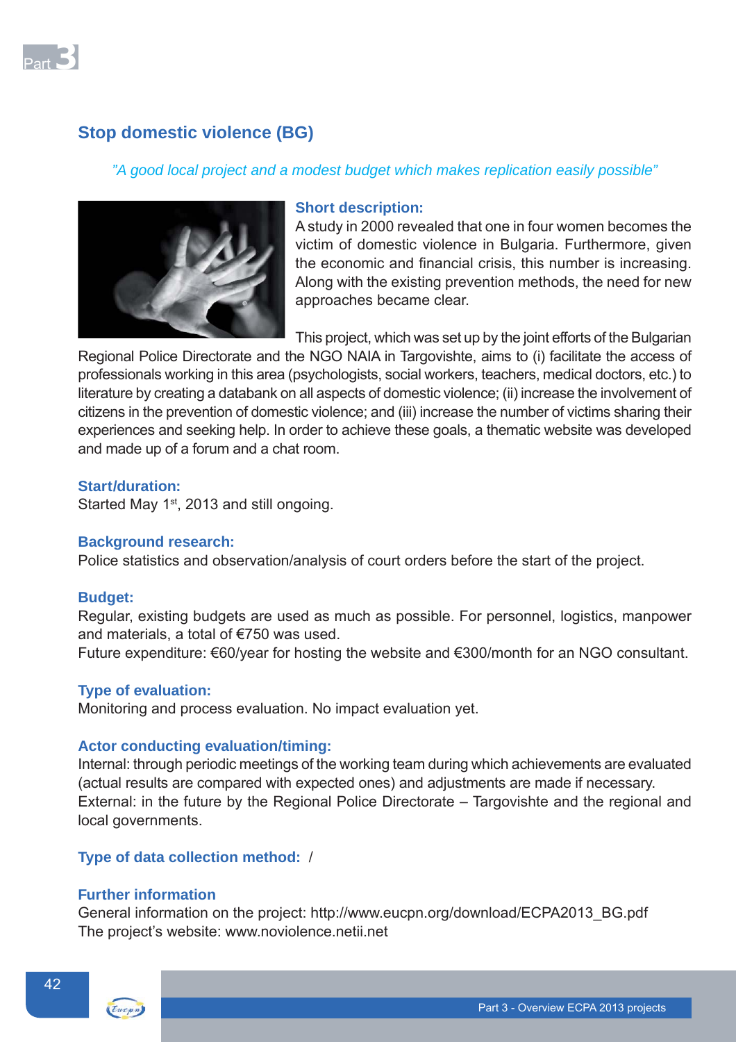## Stop domestic violence (BG)

*"A good local project and a modest budget which makes replication easily possible"*

### Short description:

A study in 2000 revealed that one in four women becomes the victim of domestic violence in Bulgaria. Furthermore, given the economic and financial crisis, this number is increasing. Along with the existing prevention methods, the need for new approaches became clear.

This project, which was set up by the joint efforts of the Bulgarian Regional Police Directorate and the NGO NAIA in Targovishte, aims to (i) facilitate the access of professionals working in this area (psychologists, social workers, teachers, medical doctors, etc.) to literature by creating a databank on all aspects of domestic violence; (ii) increase the involvement of citizens in the prevention of domestic violence; and (iii) increase the number of victims sharing their experiences and seeking help. In order to achieve these goals, a thematic website was developed and made up of a forum and a chat room.

### Start/duration:

Started May 1st, 2013 and still ongoing.

### Background research:

Police statistics and observation/analysis of court orders before the start of the project.

### Budget:

Regular, existing budgets are used as much as possible. For personnel, logistics, manpower and materials, a total of €750 was used.
Future expenditure: €60/year for hosting the website and €300/month for an NGO consultant.

### Type of evaluation:

Monitoring and process evaluation. No impact evaluation yet.

### Actor conducting evaluation/timing:

Internal: through periodic meetings of the working team during which achievements are evaluated (actual results are compared with expected ones) and adjustments are made if necessary.
External: in the future by the Regional Police Directorate – Targovishte and the regional and local governments.

### Type of data collection method: /

### Further information

General information on the project: http://www.eucpn.org/download/ECPA2013_BG.pdf
The project's website: www.noviolence.netii.net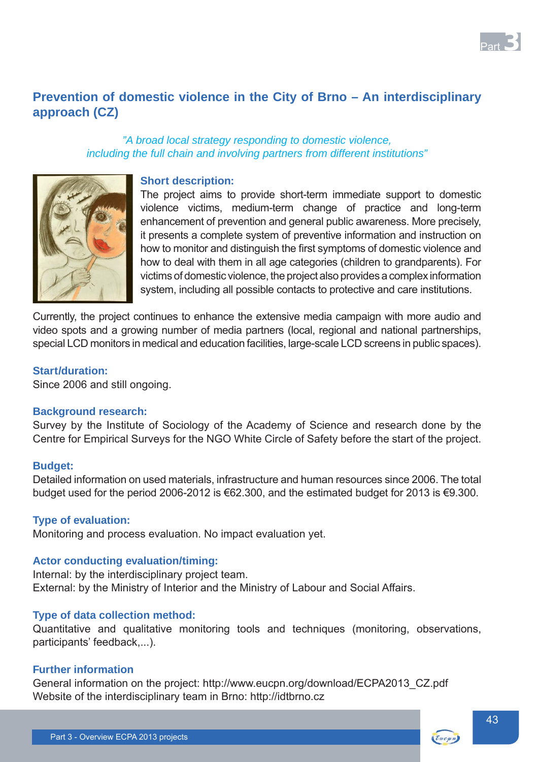## Prevention of domestic violence in the City of Brno – An interdisciplinary approach (CZ)

*"A broad local strategy responding to domestic violence, including the full chain and involving partners from different institutions"*

### Short description:

The project aims to provide short-term immediate support to domestic violence victims, medium-term change of practice and long-term enhancement of prevention and general public awareness. More precisely, it presents a complete system of preventive information and instruction on how to monitor and distinguish the first symptoms of domestic violence and how to deal with them in all age categories (children to grandparents). For victims of domestic violence, the project also provides a complex information system, including all possible contacts to protective and care institutions.

Currently, the project continues to enhance the extensive media campaign with more audio and video spots and a growing number of media partners (local, regional and national partnerships, special LCD monitors in medical and education facilities, large-scale LCD screens in public spaces).

### Start/duration:

Since 2006 and still ongoing.

### Background research:

Survey by the Institute of Sociology of the Academy of Science and research done by the Centre for Empirical Surveys for the NGO White Circle of Safety before the start of the project.

### Budget:

Detailed information on used materials, infrastructure and human resources since 2006. The total budget used for the period 2006-2012 is €62.300, and the estimated budget for 2013 is €9.300.

### Type of evaluation:

Monitoring and process evaluation. No impact evaluation yet.

### Actor conducting evaluation/timing:

Internal: by the interdisciplinary project team.
External: by the Ministry of Interior and the Ministry of Labour and Social Affairs.

### Type of data collection method:

Quantitative and qualitative monitoring tools and techniques (monitoring, observations, participants' feedback,...).

### Further information

General information on the project: http://www.eucpn.org/download/ECPA2013_CZ.pdf
Website of the interdisciplinary team in Brno: http://idtbrno.cz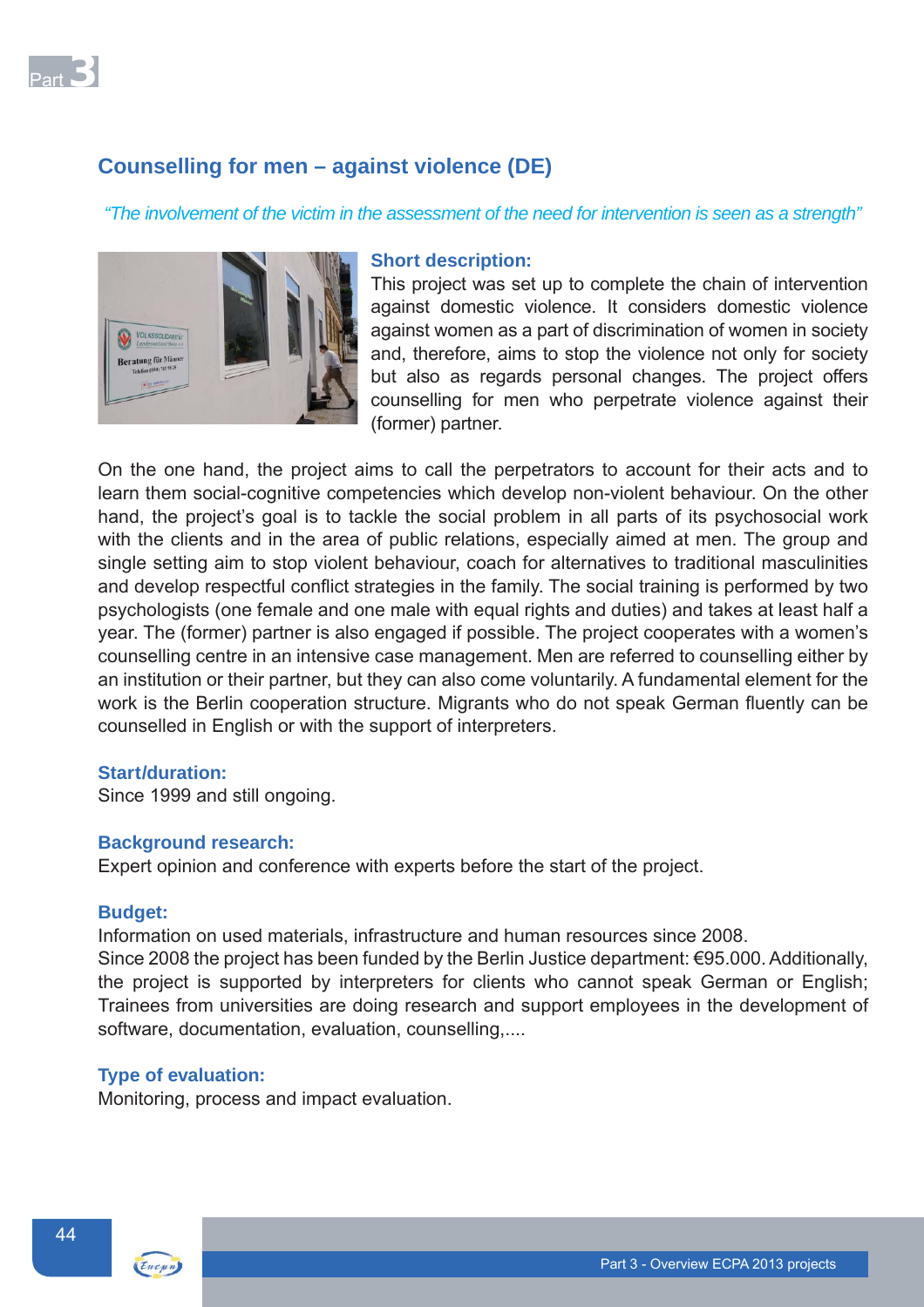## Counselling for men – against violence (DE)

*"The involvement of the victim in the assessment of the need for intervention is seen as a strength"*

**Short description:**

This project was set up to complete the chain of intervention against domestic violence. It considers domestic violence against women as a part of discrimination of women in society and, therefore, aims to stop the violence not only for society but also as regards personal changes. The project offers counselling for men who perpetrate violence against their (former) partner.

On the one hand, the project aims to call the perpetrators to account for their acts and to learn them social-cognitive competencies which develop non-violent behaviour. On the other hand, the project's goal is to tackle the social problem in all parts of its psychosocial work with the clients and in the area of public relations, especially aimed at men. The group and single setting aim to stop violent behaviour, coach for alternatives to traditional masculinities and develop respectful conflict strategies in the family. The social training is performed by two psychologists (one female and one male with equal rights and duties) and takes at least half a year. The (former) partner is also engaged if possible. The project cooperates with a women's counselling centre in an intensive case management. Men are referred to counselling either by an institution or their partner, but they can also come voluntarily. A fundamental element for the work is the Berlin cooperation structure. Migrants who do not speak German fluently can be counselled in English or with the support of interpreters.

**Start/duration:**

Since 1999 and still ongoing.

**Background research:**

Expert opinion and conference with experts before the start of the project.

**Budget:**

Information on used materials, infrastructure and human resources since 2008.
Since 2008 the project has been funded by the Berlin Justice department: €95.000. Additionally, the project is supported by interpreters for clients who cannot speak German or English; Trainees from universities are doing research and support employees in the development of software, documentation, evaluation, counselling,....

**Type of evaluation:**

Monitoring, process and impact evaluation.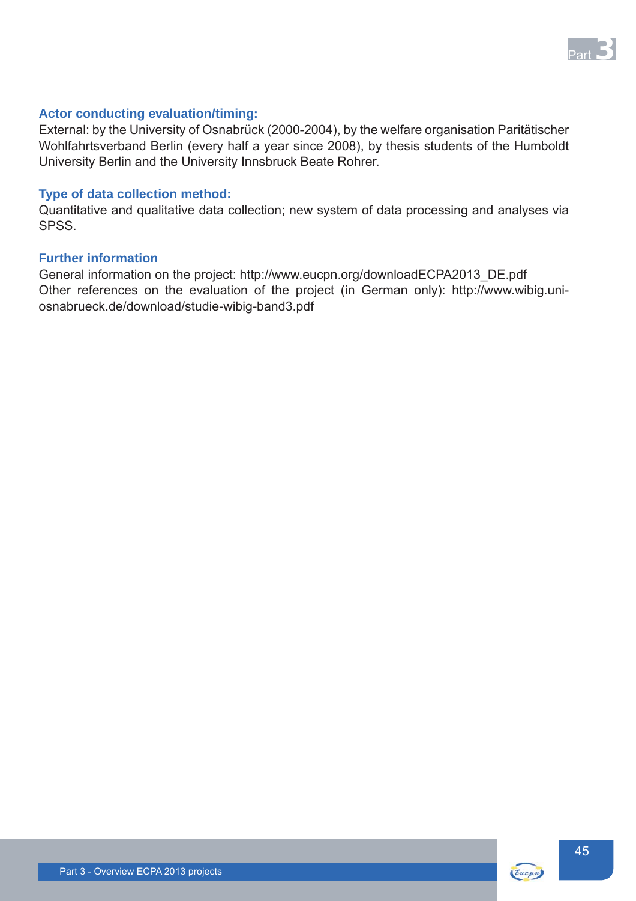### Actor conducting evaluation/timing:

External: by the University of Osnabrück (2000-2004), by the welfare organisation Paritätischer Wohlfahrtsverband Berlin (every half a year since 2008), by thesis students of the Humboldt University Berlin and the University Innsbruck Beate Rohrer.

### Type of data collection method:

Quantitative and qualitative data collection; new system of data processing and analyses via SPSS.

### Further information

General information on the project: http://www.eucpn.org/downloadECPA2013_DE.pdf
Other references on the evaluation of the project (in German only): http://www.wibig.uni-osnabrueck.de/download/studie-wibig-band3.pdf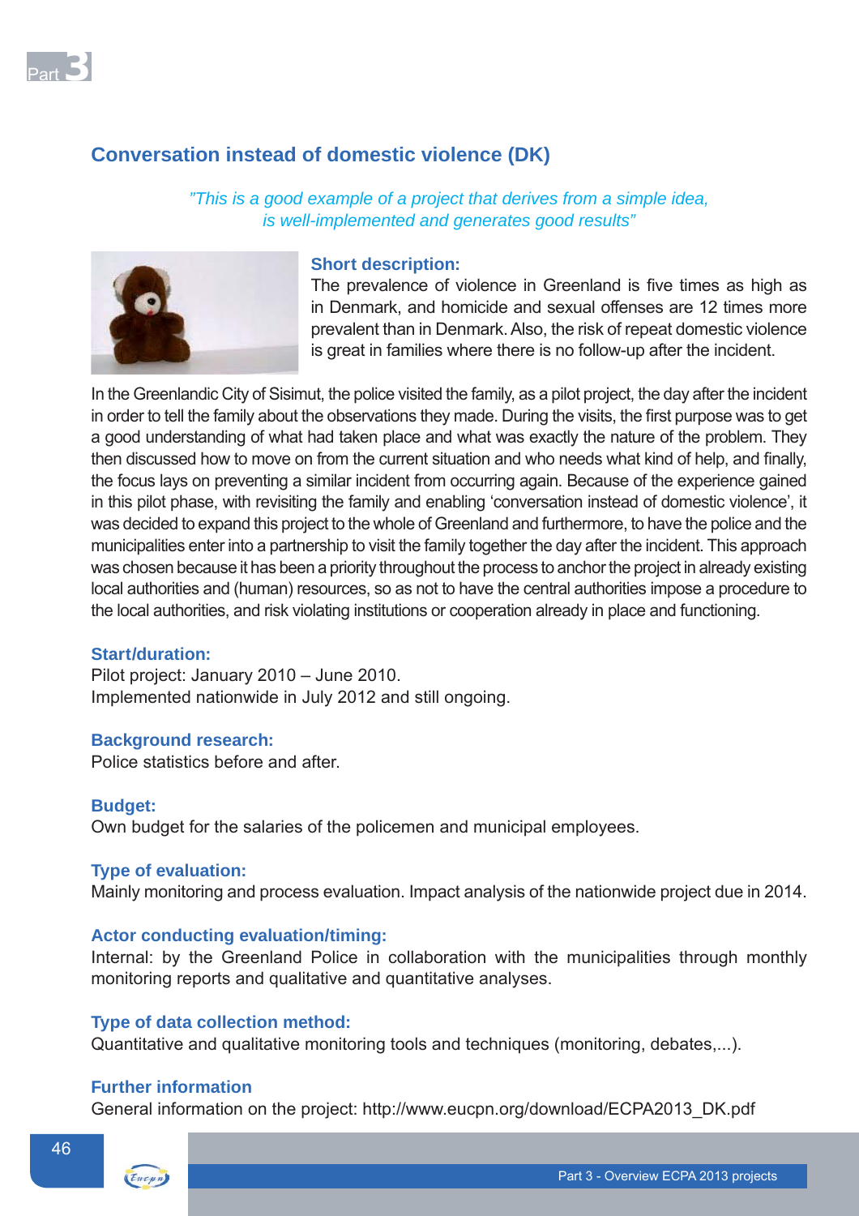## Conversation instead of domestic violence (DK)

*"This is a good example of a project that derives from a simple idea, is well-implemented and generates good results"*

**Short description:**

The prevalence of violence in Greenland is five times as high as in Denmark, and homicide and sexual offenses are 12 times more prevalent than in Denmark. Also, the risk of repeat domestic violence is great in families where there is no follow-up after the incident.

In the Greenlandic City of Sisimut, the police visited the family, as a pilot project, the day after the incident in order to tell the family about the observations they made. During the visits, the first purpose was to get a good understanding of what had taken place and what was exactly the nature of the problem. They then discussed how to move on from the current situation and who needs what kind of help, and finally, the focus lays on preventing a similar incident from occurring again. Because of the experience gained in this pilot phase, with revisiting the family and enabling 'conversation instead of domestic violence', it was decided to expand this project to the whole of Greenland and furthermore, to have the police and the municipalities enter into a partnership to visit the family together the day after the incident. This approach was chosen because it has been a priority throughout the process to anchor the project in already existing local authorities and (human) resources, so as not to have the central authorities impose a procedure to the local authorities, and risk violating institutions or cooperation already in place and functioning.

**Start/duration:**

Pilot project: January 2010 – June 2010.
Implemented nationwide in July 2012 and still ongoing.

**Background research:**

Police statistics before and after.

**Budget:**

Own budget for the salaries of the policemen and municipal employees.

**Type of evaluation:**

Mainly monitoring and process evaluation. Impact analysis of the nationwide project due in 2014.

**Actor conducting evaluation/timing:**

Internal: by the Greenland Police in collaboration with the municipalities through monthly monitoring reports and qualitative and quantitative analyses.

**Type of data collection method:**

Quantitative and qualitative monitoring tools and techniques (monitoring, debates,...).

**Further information**

General information on the project: http://www.eucpn.org/download/ECPA2013_DK.pdf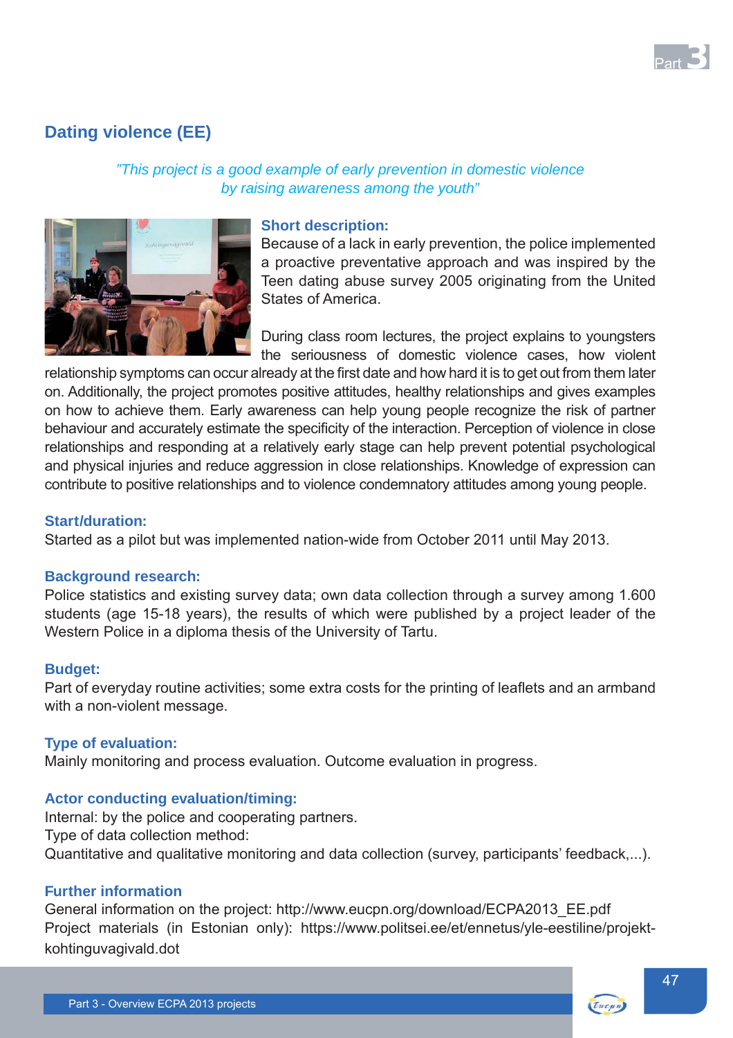## Dating violence (EE)

*"This project is a good example of early prevention in domestic violence by raising awareness among the youth"*

**Short description:**

Because of a lack in early prevention, the police implemented a proactive preventative approach and was inspired by the Teen dating abuse survey 2005 originating from the United States of America.

During class room lectures, the project explains to youngsters the seriousness of domestic violence cases, how violent relationship symptoms can occur already at the first date and how hard it is to get out from them later on. Additionally, the project promotes positive attitudes, healthy relationships and gives examples on how to achieve them. Early awareness can help young people recognize the risk of partner behaviour and accurately estimate the specificity of the interaction. Perception of violence in close relationships and responding at a relatively early stage can help prevent potential psychological and physical injuries and reduce aggression in close relationships. Knowledge of expression can contribute to positive relationships and to violence condemnatory attitudes among young people.

**Start/duration:**

Started as a pilot but was implemented nation-wide from October 2011 until May 2013.

**Background research:**

Police statistics and existing survey data; own data collection through a survey among 1.600 students (age 15-18 years), the results of which were published by a project leader of the Western Police in a diploma thesis of the University of Tartu.

**Budget:**

Part of everyday routine activities; some extra costs for the printing of leaflets and an armband with a non-violent message.

**Type of evaluation:**

Mainly monitoring and process evaluation. Outcome evaluation in progress.

**Actor conducting evaluation/timing:**

Internal: by the police and cooperating partners.
Type of data collection method:
Quantitative and qualitative monitoring and data collection (survey, participants' feedback,...).

**Further information**

General information on the project: http://www.eucpn.org/download/ECPA2013_EE.pdf
Project materials (in Estonian only): https://www.politsei.ee/et/ennetus/yle-eestiline/projekt-kohtinguvagivald.dot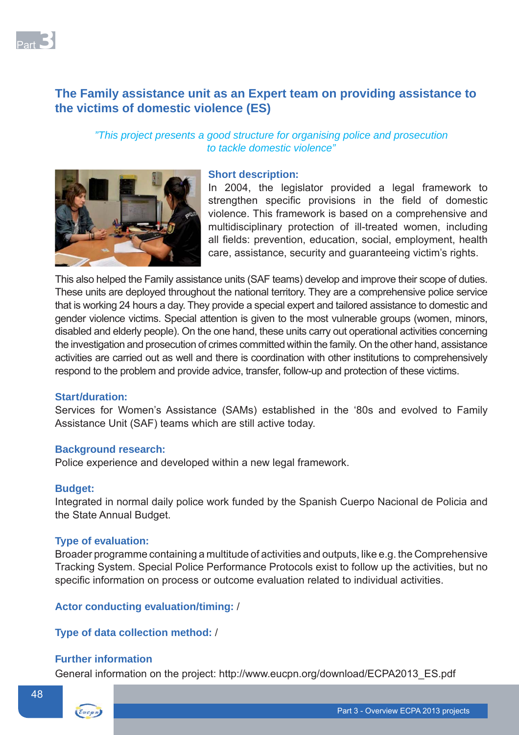## The Family assistance unit as an Expert team on providing assistance to the victims of domestic violence (ES)

*"This project presents a good structure for organising police and prosecution to tackle domestic violence"*

### Short description:

In 2004, the legislator provided a legal framework to strengthen specific provisions in the field of domestic violence. This framework is based on a comprehensive and multidisciplinary protection of ill-treated women, including all fields: prevention, education, social, employment, health care, assistance, security and guaranteeing victim's rights.

This also helped the Family assistance units (SAF teams) develop and improve their scope of duties. These units are deployed throughout the national territory. They are a comprehensive police service that is working 24 hours a day. They provide a special expert and tailored assistance to domestic and gender violence victims. Special attention is given to the most vulnerable groups (women, minors, disabled and elderly people). On the one hand, these units carry out operational activities concerning the investigation and prosecution of crimes committed within the family. On the other hand, assistance activities are carried out as well and there is coordination with other institutions to comprehensively respond to the problem and provide advice, transfer, follow-up and protection of these victims.

### Start/duration:

Services for Women's Assistance (SAMs) established in the '80s and evolved to Family Assistance Unit (SAF) teams which are still active today.

### Background research:

Police experience and developed within a new legal framework.

### Budget:

Integrated in normal daily police work funded by the Spanish Cuerpo Nacional de Policia and the State Annual Budget.

### Type of evaluation:

Broader programme containing a multitude of activities and outputs, like e.g. the Comprehensive Tracking System. Special Police Performance Protocols exist to follow up the activities, but no specific information on process or outcome evaluation related to individual activities.

**Actor conducting evaluation/timing:** /

**Type of data collection method:** /

### Further information

General information on the project: http://www.eucpn.org/download/ECPA2013_ES.pdf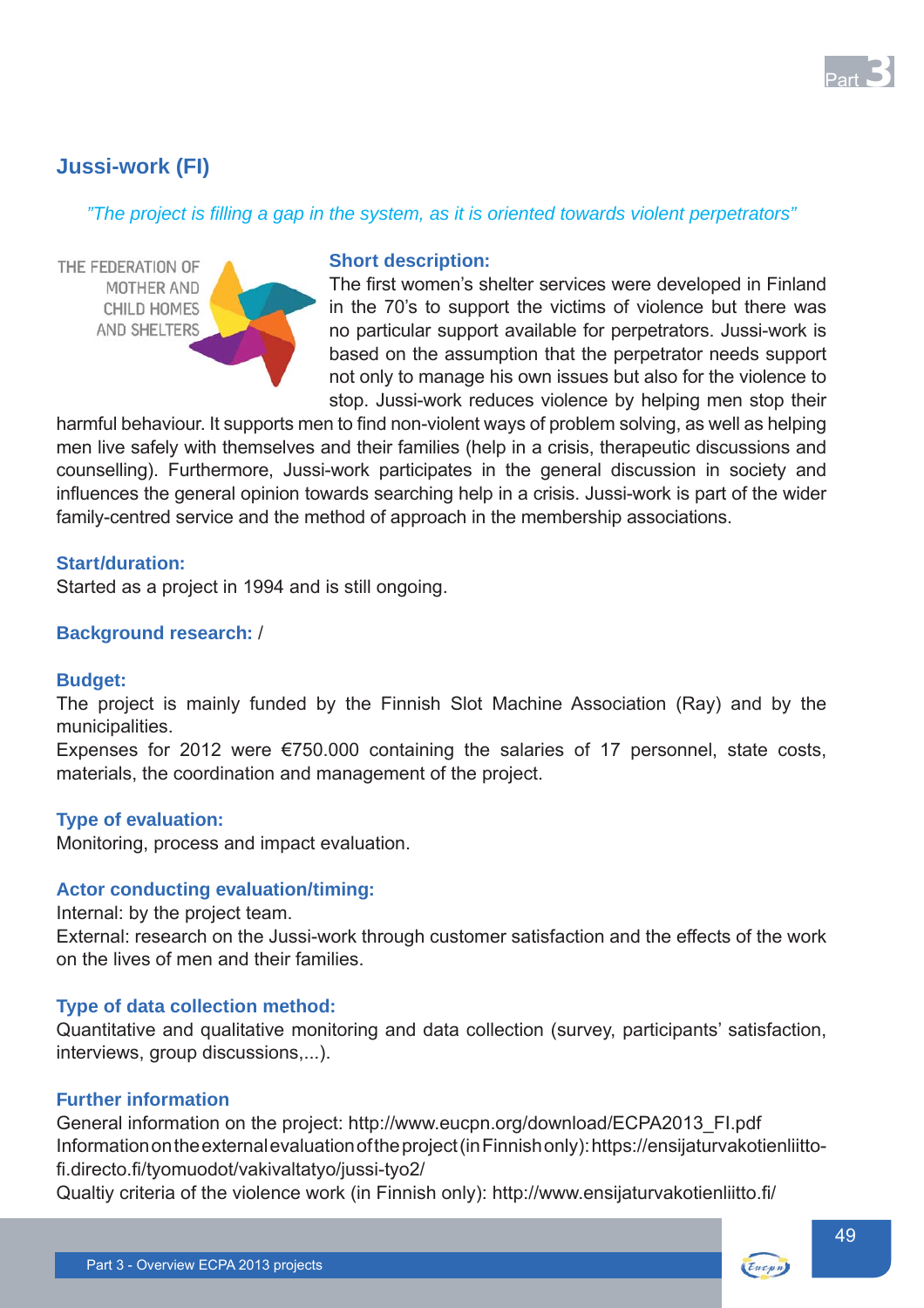## Jussi-work (FI)

*"The project is filling a gap in the system, as it is oriented towards violent perpetrators"*

THE FEDERATION OF MOTHER AND CHILD HOMES AND SHELTERS

### Short description:

The first women's shelter services were developed in Finland in the 70's to support the victims of violence but there was no particular support available for perpetrators. Jussi-work is based on the assumption that the perpetrator needs support not only to manage his own issues but also for the violence to stop. Jussi-work reduces violence by helping men stop their harmful behaviour. It supports men to find non-violent ways of problem solving, as well as helping men live safely with themselves and their families (help in a crisis, therapeutic discussions and counselling). Furthermore, Jussi-work participates in the general discussion in society and influences the general opinion towards searching help in a crisis. Jussi-work is part of the wider family-centred service and the method of approach in the membership associations.

### Start/duration:

Started as a project in 1994 and is still ongoing.

### Background research: /

### Budget:

The project is mainly funded by the Finnish Slot Machine Association (Ray) and by the municipalities.

Expenses for 2012 were €750.000 containing the salaries of 17 personnel, state costs, materials, the coordination and management of the project.

### Type of evaluation:

Monitoring, process and impact evaluation.

### Actor conducting evaluation/timing:

Internal: by the project team.

External: research on the Jussi-work through customer satisfaction and the effects of the work on the lives of men and their families.

### Type of data collection method:

Quantitative and qualitative monitoring and data collection (survey, participants' satisfaction, interviews, group discussions,...).

### Further information

General information on the project: http://www.eucpn.org/download/ECPA2013_FI.pdf

Information on the external evaluation of the project (in Finnish only): https://ensijaturvakotienliitto-fi.directo.fi/tyomuodot/vakivaltatyo/jussi-tyo2/

Qualtiy criteria of the violence work (in Finnish only): http://www.ensijaturvakotienliitto.fi/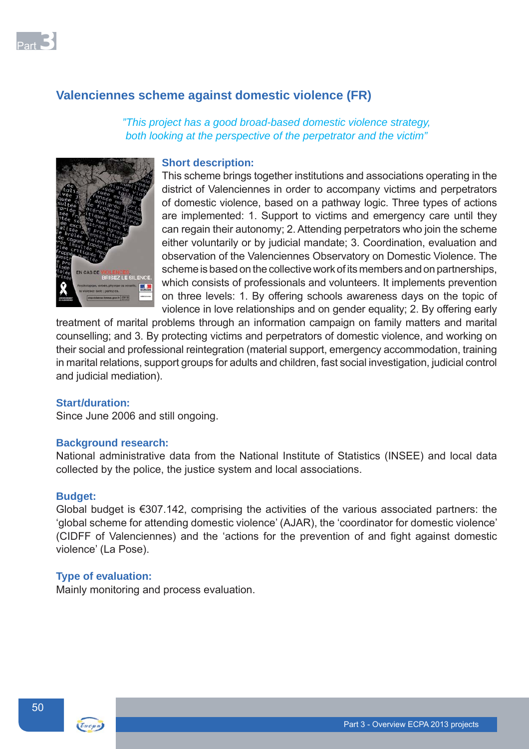## Valenciennes scheme against domestic violence (FR)

*"This project has a good broad-based domestic violence strategy, both looking at the perspective of the perpetrator and the victim"*

### Short description:

This scheme brings together institutions and associations operating in the district of Valenciennes in order to accompany victims and perpetrators of domestic violence, based on a pathway logic. Three types of actions are implemented: 1. Support to victims and emergency care until they can regain their autonomy; 2. Attending perpetrators who join the scheme either voluntarily or by judicial mandate; 3. Coordination, evaluation and observation of the Valenciennes Observatory on Domestic Violence. The scheme is based on the collective work of its members and on partnerships, which consists of professionals and volunteers. It implements prevention on three levels: 1. By offering schools awareness days on the topic of violence in love relationships and on gender equality; 2. By offering early treatment of marital problems through an information campaign on family matters and marital counselling; and 3. By protecting victims and perpetrators of domestic violence, and working on their social and professional reintegration (material support, emergency accommodation, training in marital relations, support groups for adults and children, fast social investigation, judicial control and judicial mediation).

### Start/duration:

Since June 2006 and still ongoing.

### Background research:

National administrative data from the National Institute of Statistics (INSEE) and local data collected by the police, the justice system and local associations.

### Budget:

Global budget is €307.142, comprising the activities of the various associated partners: the 'global scheme for attending domestic violence' (AJAR), the 'coordinator for domestic violence' (CIDFF of Valenciennes) and the 'actions for the prevention of and fight against domestic violence' (La Pose).

### Type of evaluation:

Mainly monitoring and process evaluation.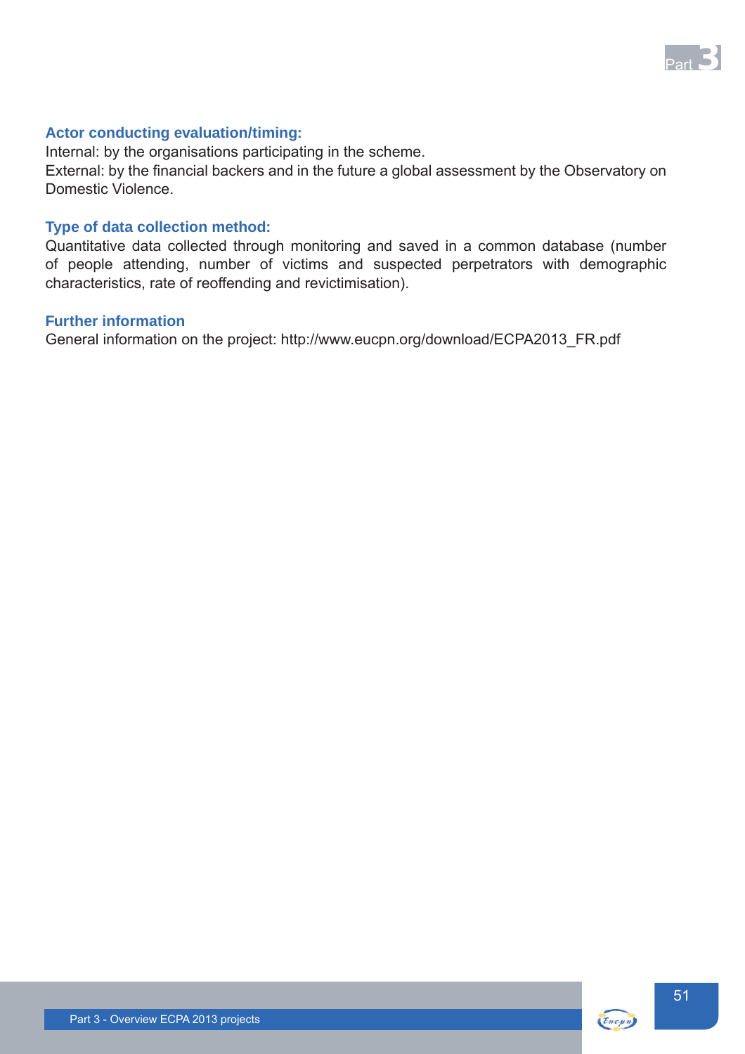### Actor conducting evaluation/timing:

Internal: by the organisations participating in the scheme.
External: by the financial backers and in the future a global assessment by the Observatory on Domestic Violence.

### Type of data collection method:

Quantitative data collected through monitoring and saved in a common database (number of people attending, number of victims and suspected perpetrators with demographic characteristics, rate of reoffending and revictimisation).

### Further information

General information on the project: http://www.eucpn.org/download/ECPA2013_FR.pdf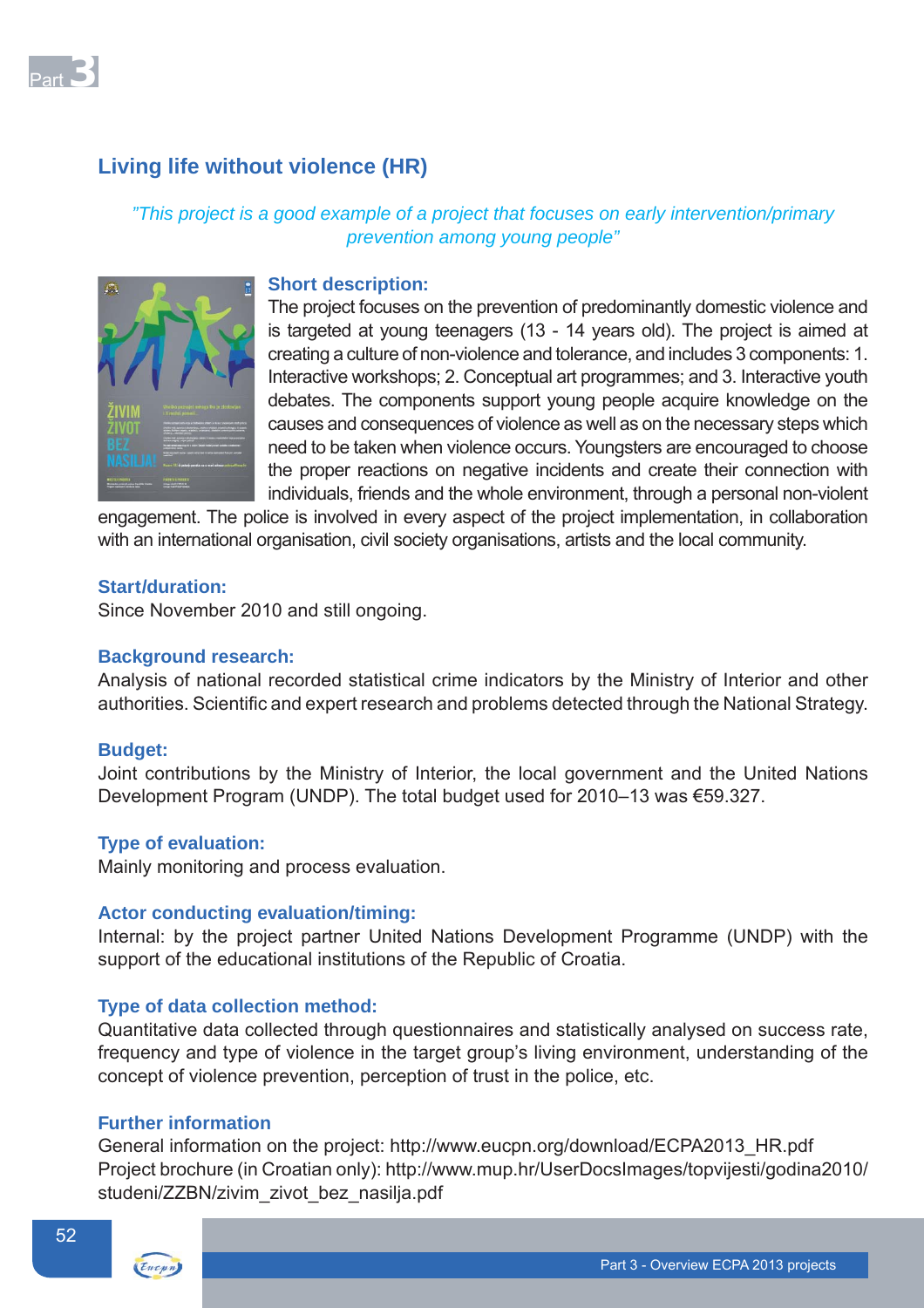## Living life without violence (HR)

*"This project is a good example of a project that focuses on early intervention/primary prevention among young people"*

### Short description:

The project focuses on the prevention of predominantly domestic violence and is targeted at young teenagers (13 - 14 years old). The project is aimed at creating a culture of non-violence and tolerance, and includes 3 components: 1. Interactive workshops; 2. Conceptual art programmes; and 3. Interactive youth debates. The components support young people acquire knowledge on the causes and consequences of violence as well as on the necessary steps which need to be taken when violence occurs. Youngsters are encouraged to choose the proper reactions on negative incidents and create their connection with individuals, friends and the whole environment, through a personal non-violent engagement. The police is involved in every aspect of the project implementation, in collaboration with an international organisation, civil society organisations, artists and the local community.

### Start/duration:

Since November 2010 and still ongoing.

### Background research:

Analysis of national recorded statistical crime indicators by the Ministry of Interior and other authorities. Scientific and expert research and problems detected through the National Strategy.

### Budget:

Joint contributions by the Ministry of Interior, the local government and the United Nations Development Program (UNDP). The total budget used for 2010–13 was €59.327.

### Type of evaluation:

Mainly monitoring and process evaluation.

### Actor conducting evaluation/timing:

Internal: by the project partner United Nations Development Programme (UNDP) with the support of the educational institutions of the Republic of Croatia.

### Type of data collection method:

Quantitative data collected through questionnaires and statistically analysed on success rate, frequency and type of violence in the target group's living environment, understanding of the concept of violence prevention, perception of trust in the police, etc.

### Further information

General information on the project: http://www.eucpn.org/download/ECPA2013_HR.pdf
Project brochure (in Croatian only): http://www.mup.hr/UserDocsImages/topvijesti/godina2010/studeni/ZZBN/zivim_zivot_bez_nasilja.pdf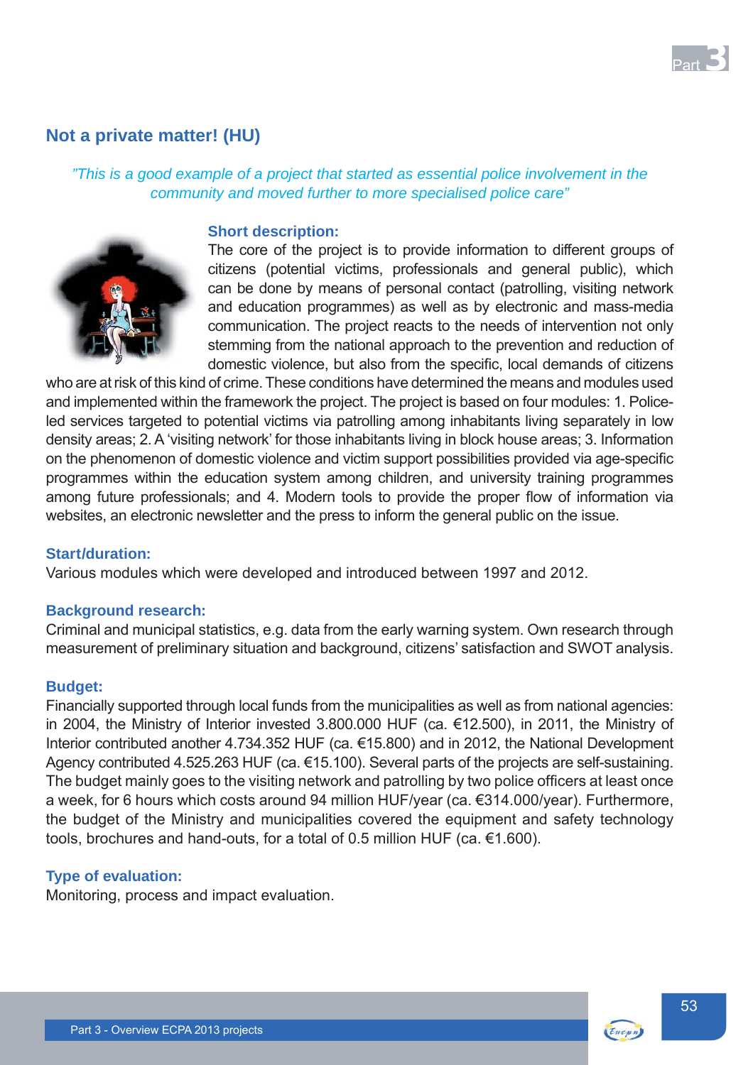## Not a private matter! (HU)

*"This is a good example of a project that started as essential police involvement in the community and moved further to more specialised police care"*

### Short description:

The core of the project is to provide information to different groups of citizens (potential victims, professionals and general public), which can be done by means of personal contact (patrolling, visiting network and education programmes) as well as by electronic and mass-media communication. The project reacts to the needs of intervention not only stemming from the national approach to the prevention and reduction of domestic violence, but also from the specific, local demands of citizens who are at risk of this kind of crime. These conditions have determined the means and modules used and implemented within the framework the project. The project is based on four modules: 1. Police-led services targeted to potential victims via patrolling among inhabitants living separately in low density areas; 2. A 'visiting network' for those inhabitants living in block house areas; 3. Information on the phenomenon of domestic violence and victim support possibilities provided via age-specific programmes within the education system among children, and university training programmes among future professionals; and 4. Modern tools to provide the proper flow of information via websites, an electronic newsletter and the press to inform the general public on the issue.

### Start/duration:

Various modules which were developed and introduced between 1997 and 2012.

### Background research:

Criminal and municipal statistics, e.g. data from the early warning system. Own research through measurement of preliminary situation and background, citizens' satisfaction and SWOT analysis.

### Budget:

Financially supported through local funds from the municipalities as well as from national agencies: in 2004, the Ministry of Interior invested 3.800.000 HUF (ca. €12.500), in 2011, the Ministry of Interior contributed another 4.734.352 HUF (ca. €15.800) and in 2012, the National Development Agency contributed 4.525.263 HUF (ca. €15.100). Several parts of the projects are self-sustaining. The budget mainly goes to the visiting network and patrolling by two police officers at least once a week, for 6 hours which costs around 94 million HUF/year (ca. €314.000/year). Furthermore, the budget of the Ministry and municipalities covered the equipment and safety technology tools, brochures and hand-outs, for a total of 0.5 million HUF (ca. €1.600).

### Type of evaluation:

Monitoring, process and impact evaluation.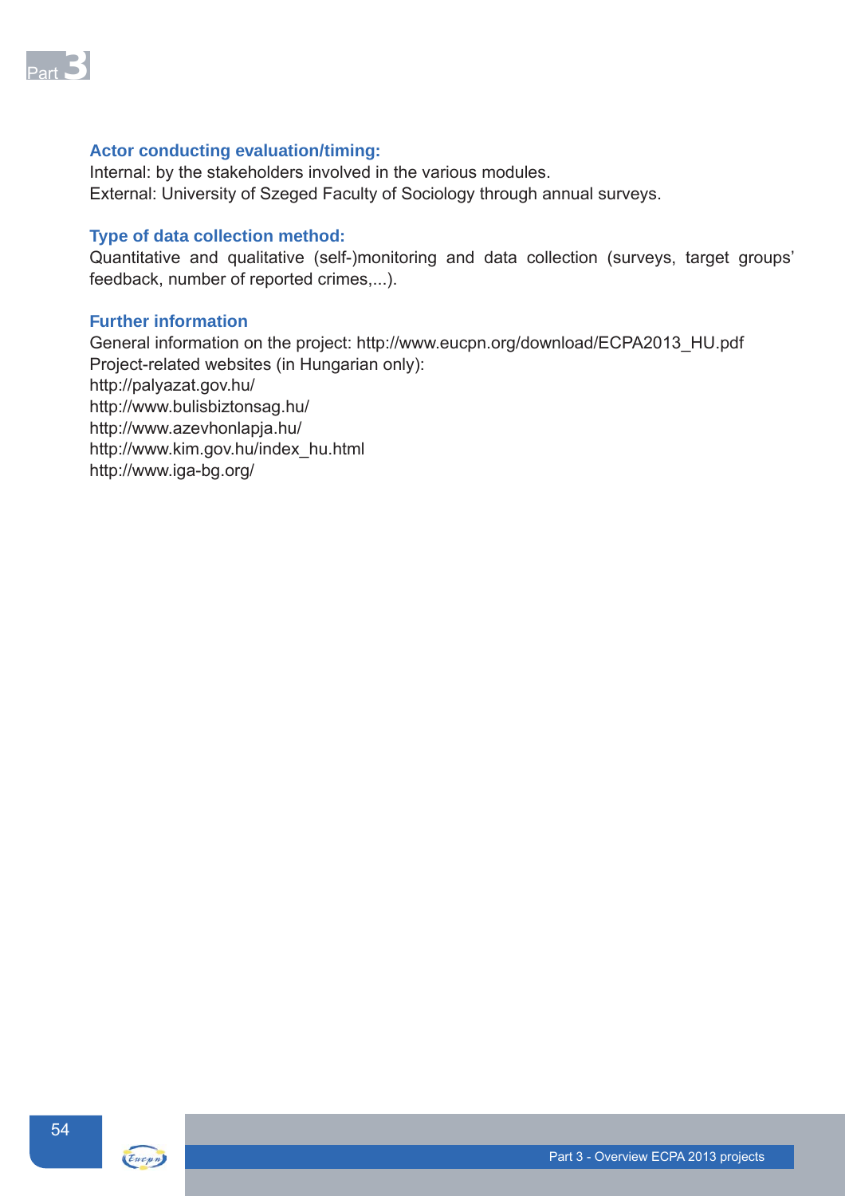### Actor conducting evaluation/timing:

Internal: by the stakeholders involved in the various modules.
External: University of Szeged Faculty of Sociology through annual surveys.

### Type of data collection method:

Quantitative and qualitative (self-)monitoring and data collection (surveys, target groups' feedback, number of reported crimes,...).

### Further information

General information on the project: http://www.eucpn.org/download/ECPA2013_HU.pdf
Project-related websites (in Hungarian only):
http://palyazat.gov.hu/
http://www.bulisbiztonsag.hu/
http://www.azevhonlapja.hu/
http://www.kim.gov.hu/index_hu.html
http://www.iga-bg.org/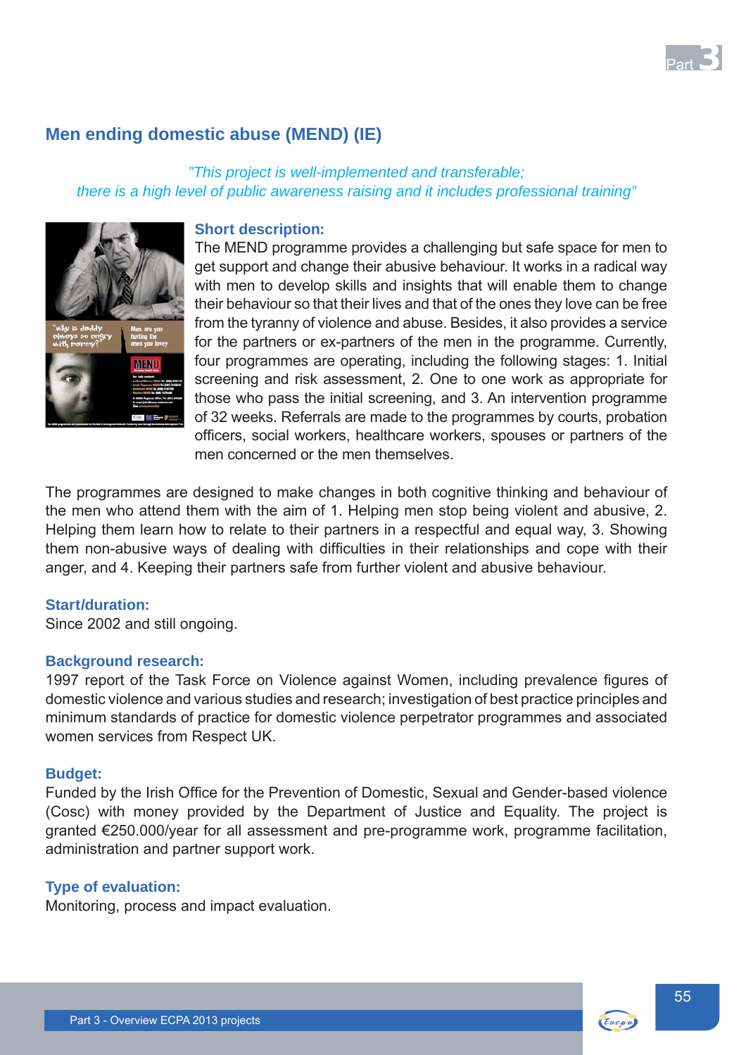## Men ending domestic abuse (MEND) (IE)

*"This project is well-implemented and transferable; there is a high level of public awareness raising and it includes professional training"*

**Short description:**

The MEND programme provides a challenging but safe space for men to get support and change their abusive behaviour. It works in a radical way with men to develop skills and insights that will enable them to change their behaviour so that their lives and that of the ones they love can be free from the tyranny of violence and abuse. Besides, it also provides a service for the partners or ex-partners of the men in the programme. Currently, four programmes are operating, including the following stages: 1. Initial screening and risk assessment, 2. One to one work as appropriate for those who pass the initial screening, and 3. An intervention programme of 32 weeks. Referrals are made to the programmes by courts, probation officers, social workers, healthcare workers, spouses or partners of the men concerned or the men themselves.

The programmes are designed to make changes in both cognitive thinking and behaviour of the men who attend them with the aim of 1. Helping men stop being violent and abusive, 2. Helping them learn how to relate to their partners in a respectful and equal way, 3. Showing them non-abusive ways of dealing with difficulties in their relationships and cope with their anger, and 4. Keeping their partners safe from further violent and abusive behaviour.

**Start/duration:**

Since 2002 and still ongoing.

**Background research:**

1997 report of the Task Force on Violence against Women, including prevalence figures of domestic violence and various studies and research; investigation of best practice principles and minimum standards of practice for domestic violence perpetrator programmes and associated women services from Respect UK.

**Budget:**

Funded by the Irish Office for the Prevention of Domestic, Sexual and Gender-based violence (Cosc) with money provided by the Department of Justice and Equality. The project is granted €250.000/year for all assessment and pre-programme work, programme facilitation, administration and partner support work.

**Type of evaluation:**

Monitoring, process and impact evaluation.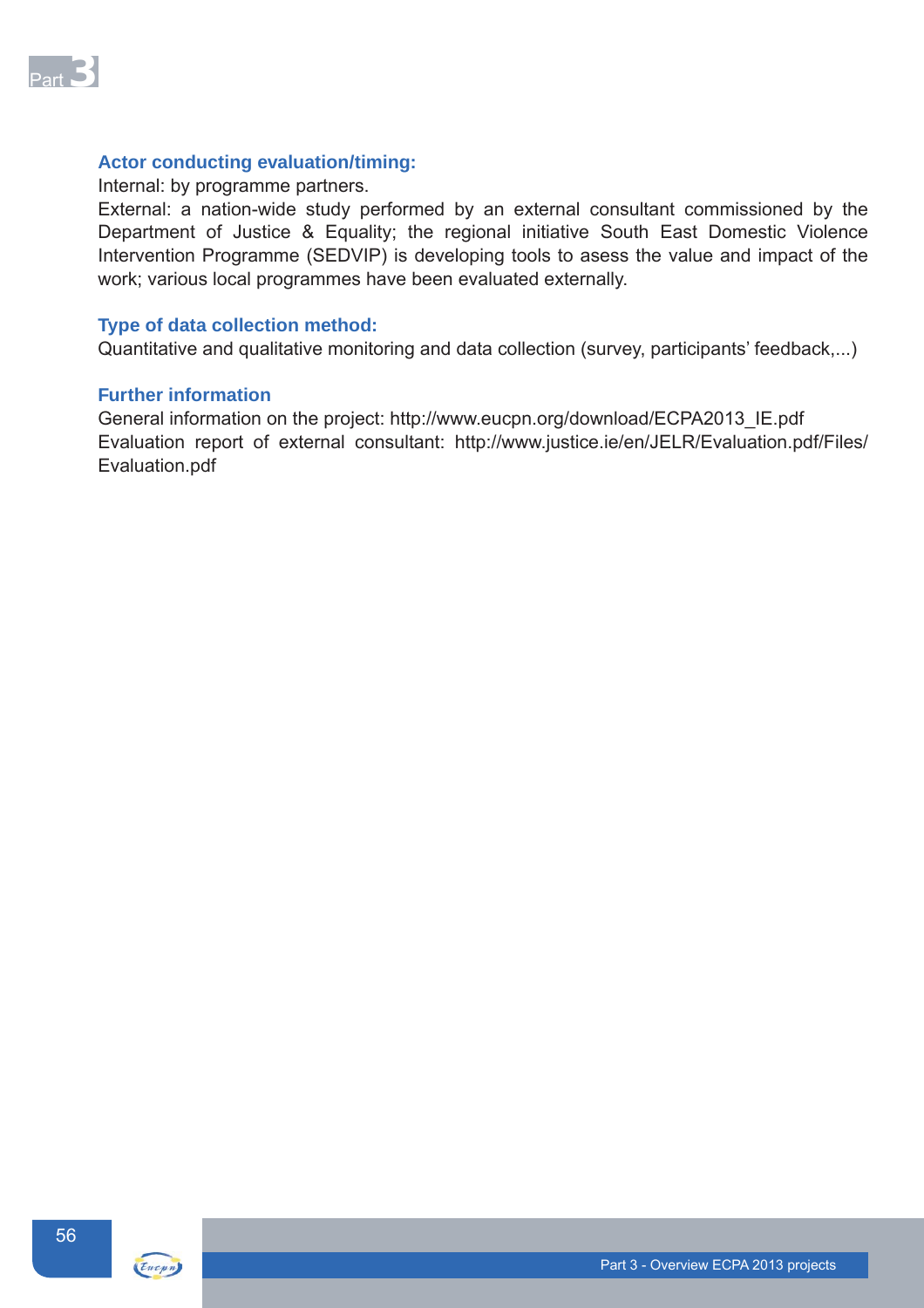**Actor conducting evaluation/timing:**

Internal: by programme partners.

External: a nation-wide study performed by an external consultant commissioned by the Department of Justice & Equality; the regional initiative South East Domestic Violence Intervention Programme (SEDVIP) is developing tools to asess the value and impact of the work; various local programmes have been evaluated externally.

**Type of data collection method:**

Quantitative and qualitative monitoring and data collection (survey, participants' feedback,...)

**Further information**

General information on the project: http://www.eucpn.org/download/ECPA2013_IE.pdf

Evaluation report of external consultant: http://www.justice.ie/en/JELR/Evaluation.pdf/Files/Evaluation.pdf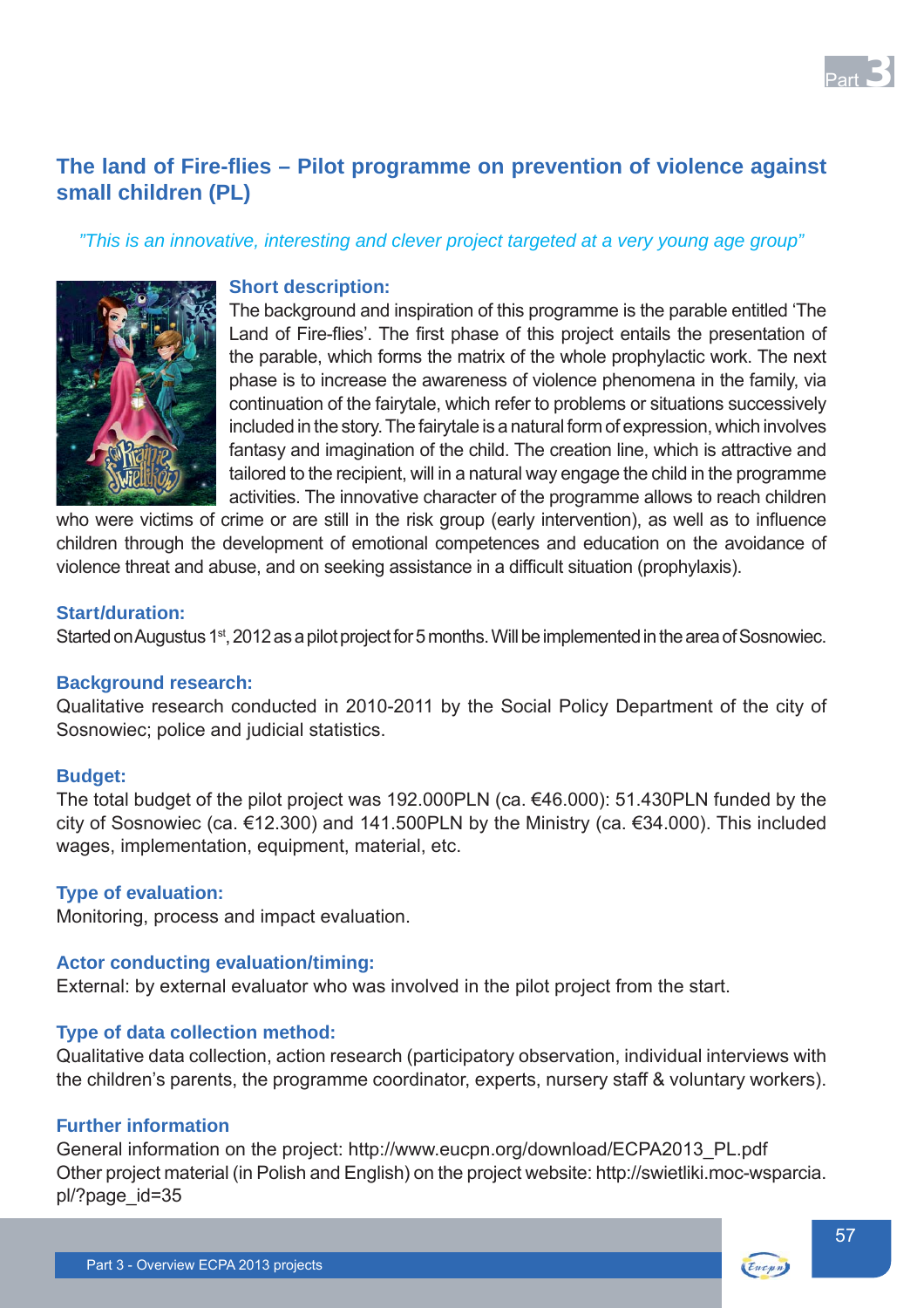## The land of Fire-flies – Pilot programme on prevention of violence against small children (PL)

*"This is an innovative, interesting and clever project targeted at a very young age group"*

### Short description:

The background and inspiration of this programme is the parable entitled 'The Land of Fire-flies'. The first phase of this project entails the presentation of the parable, which forms the matrix of the whole prophylactic work. The next phase is to increase the awareness of violence phenomena in the family, via continuation of the fairytale, which refer to problems or situations successively included in the story. The fairytale is a natural form of expression, which involves fantasy and imagination of the child. The creation line, which is attractive and tailored to the recipient, will in a natural way engage the child in the programme activities. The innovative character of the programme allows to reach children who were victims of crime or are still in the risk group (early intervention), as well as to influence children through the development of emotional competences and education on the avoidance of violence threat and abuse, and on seeking assistance in a difficult situation (prophylaxis).

### Start/duration:

Started on Augustus 1st, 2012 as a pilot project for 5 months. Will be implemented in the area of Sosnowiec.

### Background research:

Qualitative research conducted in 2010-2011 by the Social Policy Department of the city of Sosnowiec; police and judicial statistics.

### Budget:

The total budget of the pilot project was 192.000PLN (ca. €46.000): 51.430PLN funded by the city of Sosnowiec (ca. €12.300) and 141.500PLN by the Ministry (ca. €34.000). This included wages, implementation, equipment, material, etc.

### Type of evaluation:

Monitoring, process and impact evaluation.

### Actor conducting evaluation/timing:

External: by external evaluator who was involved in the pilot project from the start.

### Type of data collection method:

Qualitative data collection, action research (participatory observation, individual interviews with the children's parents, the programme coordinator, experts, nursery staff & voluntary workers).

### Further information

General information on the project: http://www.eucpn.org/download/ECPA2013_PL.pdf
Other project material (in Polish and English) on the project website: http://swietliki.moc-wsparcia.pl/?page_id=35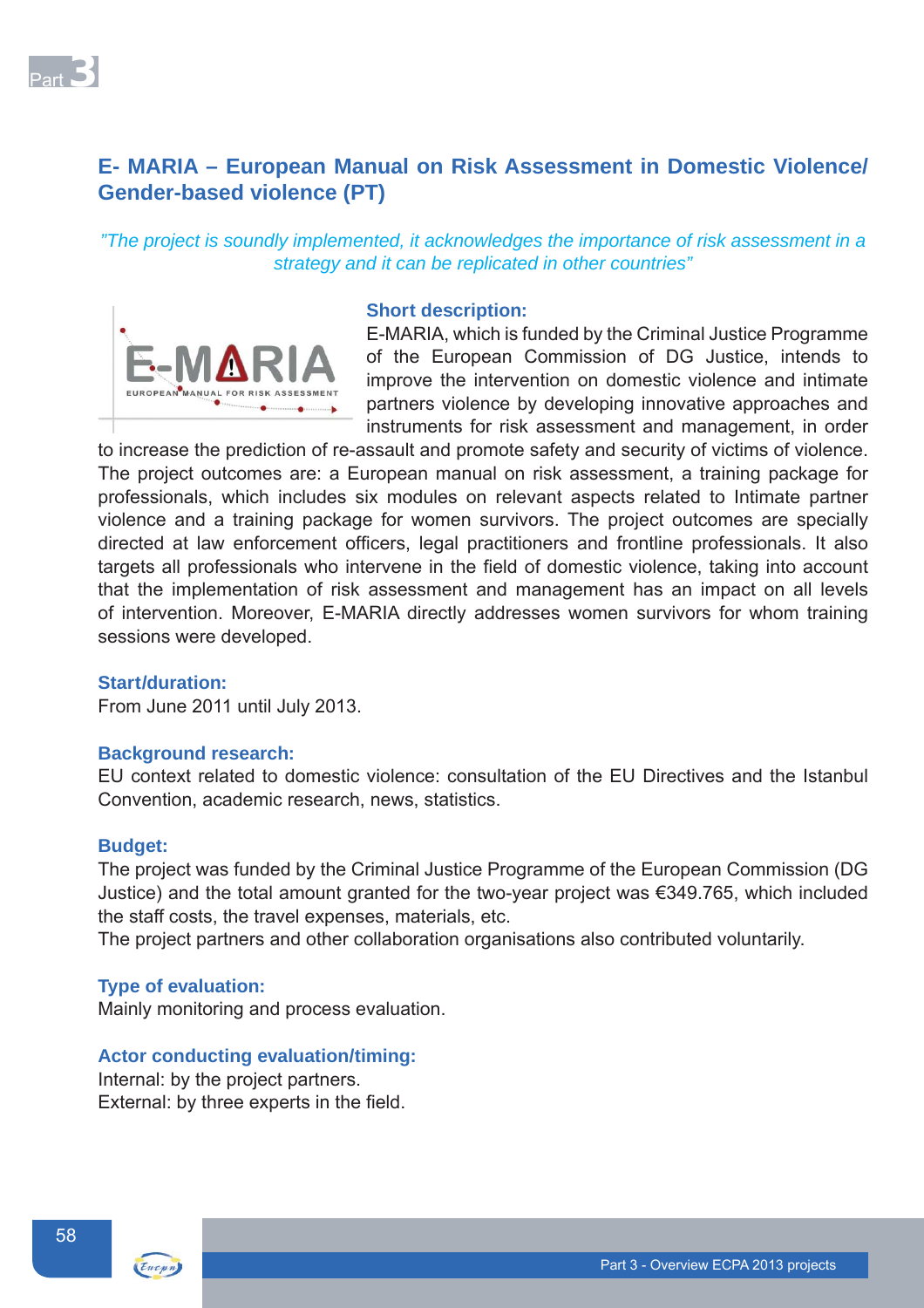## E- MARIA – European Manual on Risk Assessment in Domestic Violence/ Gender-based violence (PT)

*"The project is soundly implemented, it acknowledges the importance of risk assessment in a strategy and it can be replicated in other countries"*

### Short description:

E-MARIA, which is funded by the Criminal Justice Programme of the European Commission of DG Justice, intends to improve the intervention on domestic violence and intimate partners violence by developing innovative approaches and instruments for risk assessment and management, in order to increase the prediction of re-assault and promote safety and security of victims of violence. The project outcomes are: a European manual on risk assessment, a training package for professionals, which includes six modules on relevant aspects related to Intimate partner violence and a training package for women survivors. The project outcomes are specially directed at law enforcement officers, legal practitioners and frontline professionals. It also targets all professionals who intervene in the field of domestic violence, taking into account that the implementation of risk assessment and management has an impact on all levels of intervention. Moreover, E-MARIA directly addresses women survivors for whom training sessions were developed.

### Start/duration:

From June 2011 until July 2013.

### Background research:

EU context related to domestic violence: consultation of the EU Directives and the Istanbul Convention, academic research, news, statistics.

### Budget:

The project was funded by the Criminal Justice Programme of the European Commission (DG Justice) and the total amount granted for the two-year project was €349.765, which included the staff costs, the travel expenses, materials, etc.

The project partners and other collaboration organisations also contributed voluntarily.

### Type of evaluation:

Mainly monitoring and process evaluation.

### Actor conducting evaluation/timing:

Internal: by the project partners.

External: by three experts in the field.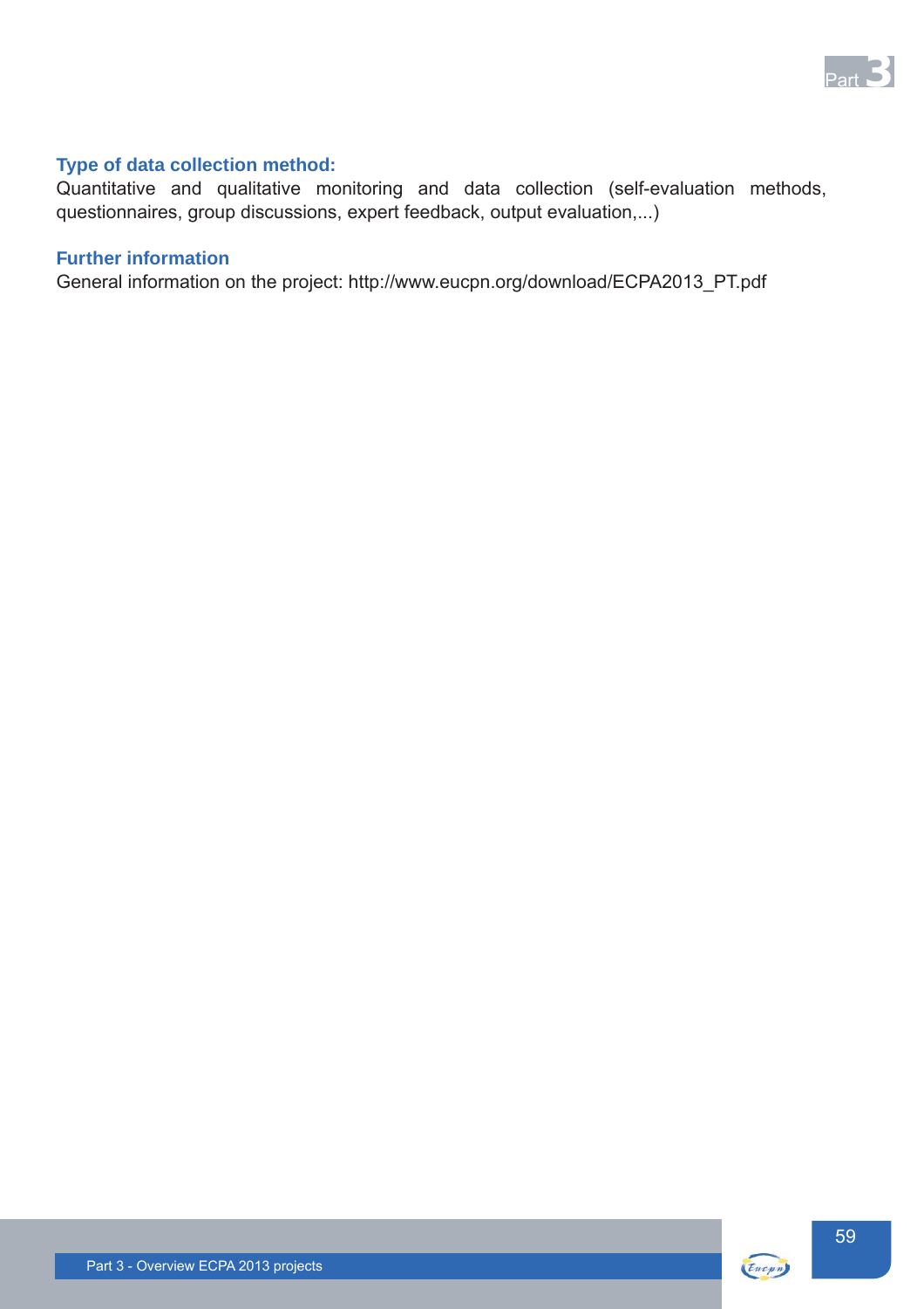### Type of data collection method:

Quantitative and qualitative monitoring and data collection (self-evaluation methods, questionnaires, group discussions, expert feedback, output evaluation,...)

### Further information

General information on the project: http://www.eucpn.org/download/ECPA2013_PT.pdf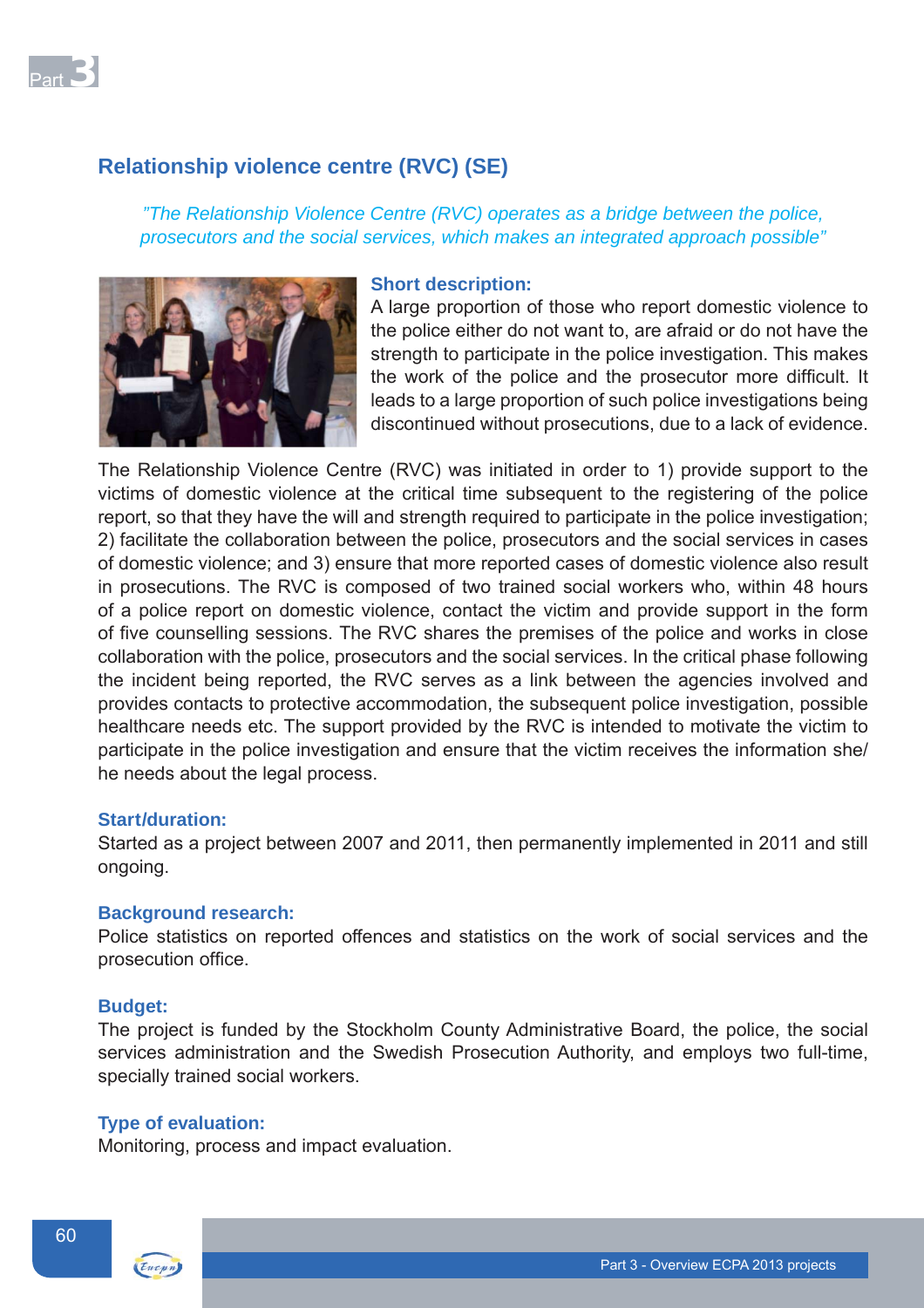## Relationship violence centre (RVC) (SE)

*"The Relationship Violence Centre (RVC) operates as a bridge between the police, prosecutors and the social services, which makes an integrated approach possible"*

**Short description:**

A large proportion of those who report domestic violence to the police either do not want to, are afraid or do not have the strength to participate in the police investigation. This makes the work of the police and the prosecutor more difficult. It leads to a large proportion of such police investigations being discontinued without prosecutions, due to a lack of evidence.

The Relationship Violence Centre (RVC) was initiated in order to 1) provide support to the victims of domestic violence at the critical time subsequent to the registering of the police report, so that they have the will and strength required to participate in the police investigation; 2) facilitate the collaboration between the police, prosecutors and the social services in cases of domestic violence; and 3) ensure that more reported cases of domestic violence also result in prosecutions. The RVC is composed of two trained social workers who, within 48 hours of a police report on domestic violence, contact the victim and provide support in the form of five counselling sessions. The RVC shares the premises of the police and works in close collaboration with the police, prosecutors and the social services. In the critical phase following the incident being reported, the RVC serves as a link between the agencies involved and provides contacts to protective accommodation, the subsequent police investigation, possible healthcare needs etc. The support provided by the RVC is intended to motivate the victim to participate in the police investigation and ensure that the victim receives the information she/he needs about the legal process.

**Start/duration:**

Started as a project between 2007 and 2011, then permanently implemented in 2011 and still ongoing.

**Background research:**

Police statistics on reported offences and statistics on the work of social services and the prosecution office.

**Budget:**

The project is funded by the Stockholm County Administrative Board, the police, the social services administration and the Swedish Prosecution Authority, and employs two full-time, specially trained social workers.

**Type of evaluation:**

Monitoring, process and impact evaluation.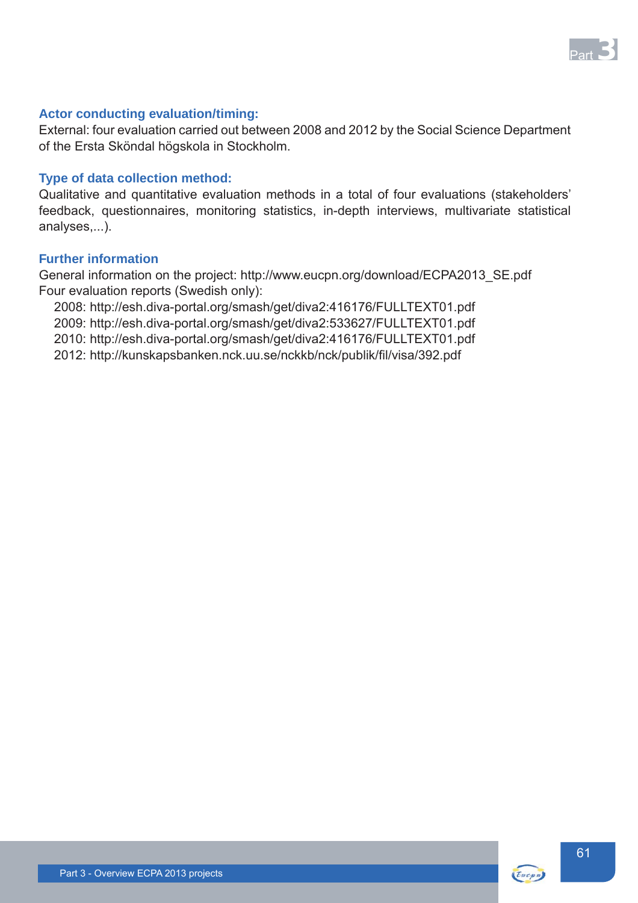### Actor conducting evaluation/timing:

External: four evaluation carried out between 2008 and 2012 by the Social Science Department of the Ersta Sköndal högskola in Stockholm.

### Type of data collection method:

Qualitative and quantitative evaluation methods in a total of four evaluations (stakeholders' feedback, questionnaires, monitoring statistics, in-depth interviews, multivariate statistical analyses,...).

### Further information

General information on the project: http://www.eucpn.org/download/ECPA2013_SE.pdf
Four evaluation reports (Swedish only):

- 2008: http://esh.diva-portal.org/smash/get/diva2:416176/FULLTEXT01.pdf
- 2009: http://esh.diva-portal.org/smash/get/diva2:533627/FULLTEXT01.pdf
- 2010: http://esh.diva-portal.org/smash/get/diva2:416176/FULLTEXT01.pdf
- 2012: http://kunskapsbanken.nck.uu.se/nckkb/nck/publik/fil/visa/392.pdf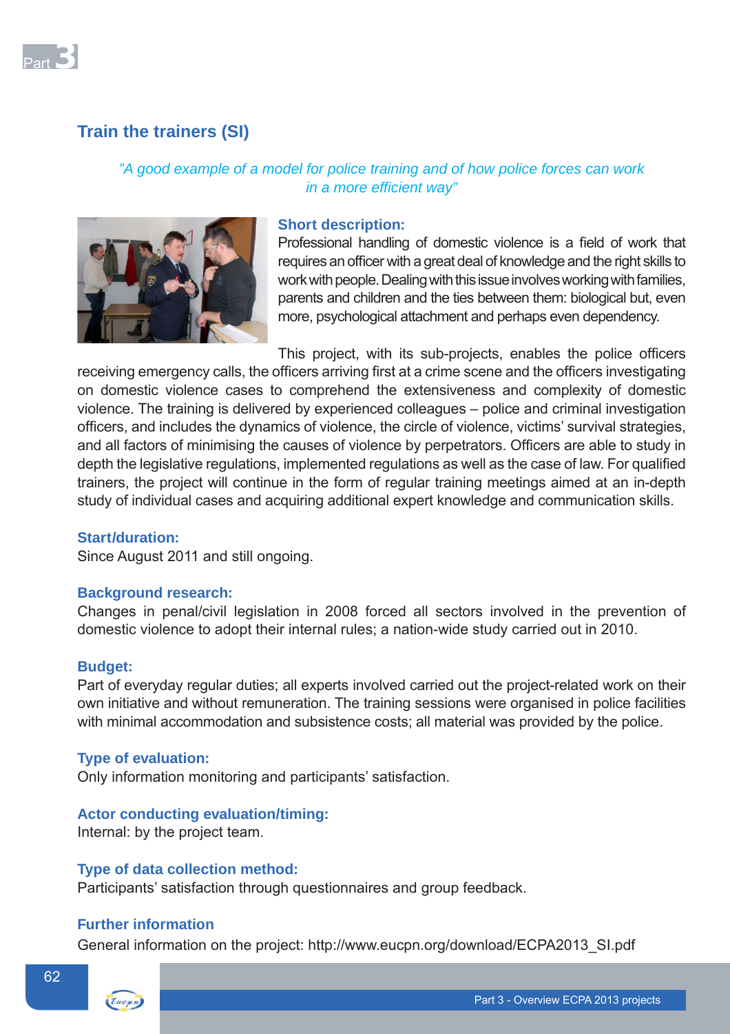## Train the trainers (SI)

*"A good example of a model for police training and of how police forces can work in a more efficient way"*

### Short description:

Professional handling of domestic violence is a field of work that requires an officer with a great deal of knowledge and the right skills to work with people. Dealing with this issue involves working with families, parents and children and the ties between them: biological but, even more, psychological attachment and perhaps even dependency.

This project, with its sub-projects, enables the police officers receiving emergency calls, the officers arriving first at a crime scene and the officers investigating on domestic violence cases to comprehend the extensiveness and complexity of domestic violence. The training is delivered by experienced colleagues – police and criminal investigation officers, and includes the dynamics of violence, the circle of violence, victims' survival strategies, and all factors of minimising the causes of violence by perpetrators. Officers are able to study in depth the legislative regulations, implemented regulations as well as the case of law. For qualified trainers, the project will continue in the form of regular training meetings aimed at an in-depth study of individual cases and acquiring additional expert knowledge and communication skills.

### Start/duration:

Since August 2011 and still ongoing.

### Background research:

Changes in penal/civil legislation in 2008 forced all sectors involved in the prevention of domestic violence to adopt their internal rules; a nation-wide study carried out in 2010.

### Budget:

Part of everyday regular duties; all experts involved carried out the project-related work on their own initiative and without remuneration. The training sessions were organised in police facilities with minimal accommodation and subsistence costs; all material was provided by the police.

### Type of evaluation:

Only information monitoring and participants' satisfaction.

### Actor conducting evaluation/timing:

Internal: by the project team.

### Type of data collection method:

Participants' satisfaction through questionnaires and group feedback.

### Further information

General information on the project: http://www.eucpn.org/download/ECPA2013_SI.pdf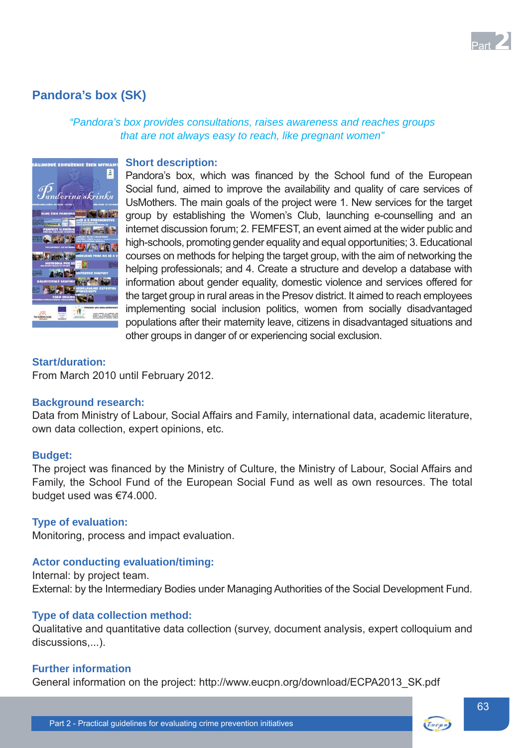## Pandora's box (SK)

*"Pandora's box provides consultations, raises awareness and reaches groups that are not always easy to reach, like pregnant women"*

### Short description:

Pandora's box, which was financed by the School fund of the European Social fund, aimed to improve the availability and quality of care services of UsMothers. The main goals of the project were 1. New services for the target group by establishing the Women's Club, launching e-counselling and an internet discussion forum; 2. FEMFEST, an event aimed at the wider public and high-schools, promoting gender equality and equal opportunities; 3. Educational courses on methods for helping the target group, with the aim of networking the helping professionals; and 4. Create a structure and develop a database with information about gender equality, domestic violence and services offered for the target group in rural areas in the Presov district. It aimed to reach employees implementing social inclusion politics, women from socially disadvantaged populations after their maternity leave, citizens in disadvantaged situations and other groups in danger of or experiencing social exclusion.

### Start/duration:

From March 2010 until February 2012.

### Background research:

Data from Ministry of Labour, Social Affairs and Family, international data, academic literature, own data collection, expert opinions, etc.

### Budget:

The project was financed by the Ministry of Culture, the Ministry of Labour, Social Affairs and Family, the School Fund of the European Social Fund as well as own resources. The total budget used was €74.000.

### Type of evaluation:

Monitoring, process and impact evaluation.

### Actor conducting evaluation/timing:

Internal: by project team.
External: by the Intermediary Bodies under Managing Authorities of the Social Development Fund.

### Type of data collection method:

Qualitative and quantitative data collection (survey, document analysis, expert colloquium and discussions,...).

### Further information

General information on the project: http://www.eucpn.org/download/ECPA2013_SK.pdf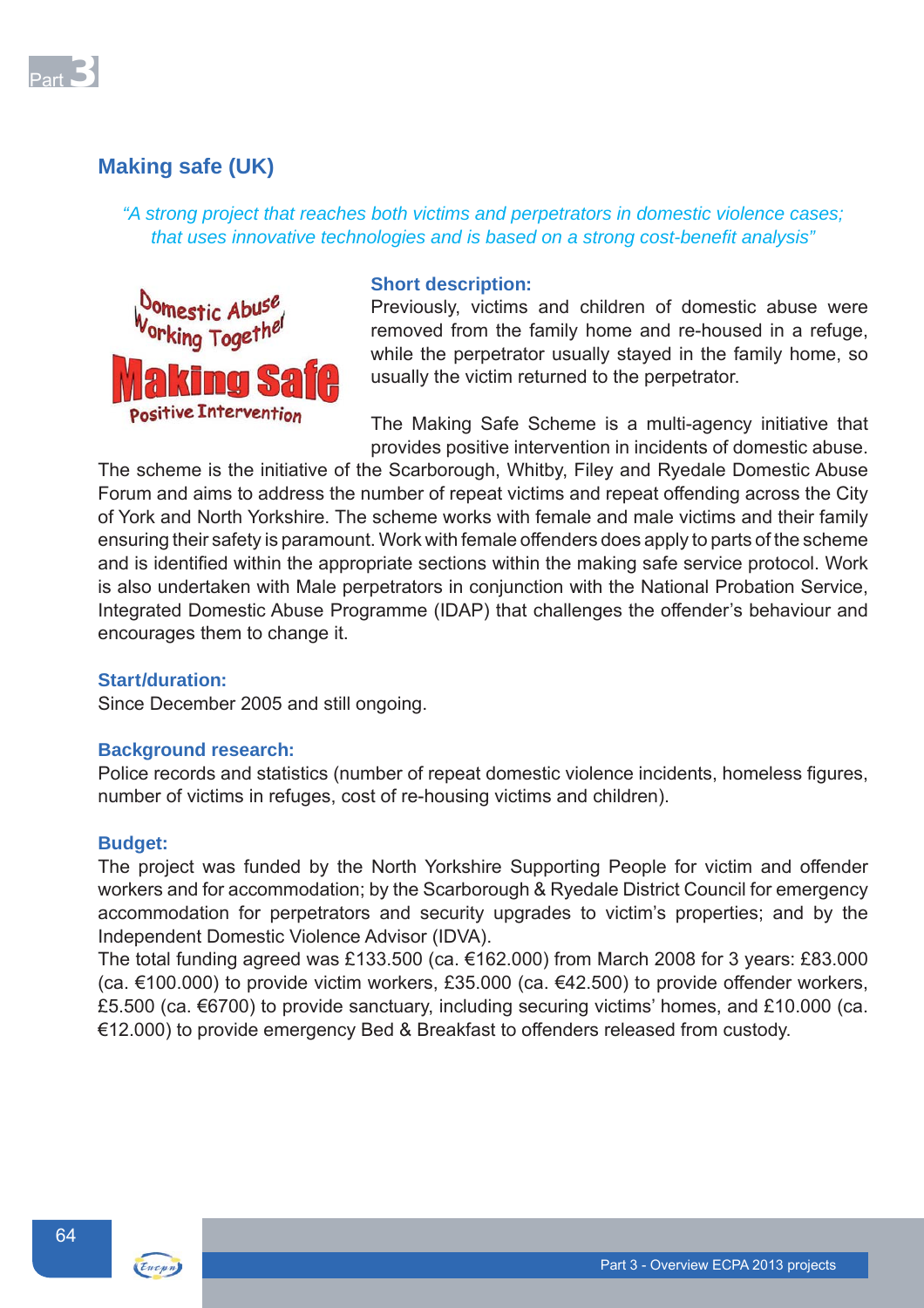## Making safe (UK)

*"A strong project that reaches both victims and perpetrators in domestic violence cases; that uses innovative technologies and is based on a strong cost-benefit analysis"*

Domestic Abuse Working Together

Making Safe

Positive Intervention

### Short description:

Previously, victims and children of domestic abuse were removed from the family home and re-housed in a refuge, while the perpetrator usually stayed in the family home, so usually the victim returned to the perpetrator.

The Making Safe Scheme is a multi-agency initiative that provides positive intervention in incidents of domestic abuse. The scheme is the initiative of the Scarborough, Whitby, Filey and Ryedale Domestic Abuse Forum and aims to address the number of repeat victims and repeat offending across the City of York and North Yorkshire. The scheme works with female and male victims and their family ensuring their safety is paramount. Work with female offenders does apply to parts of the scheme and is identified within the appropriate sections within the making safe service protocol. Work is also undertaken with Male perpetrators in conjunction with the National Probation Service, Integrated Domestic Abuse Programme (IDAP) that challenges the offender's behaviour and encourages them to change it.

### Start/duration:

Since December 2005 and still ongoing.

### Background research:

Police records and statistics (number of repeat domestic violence incidents, homeless figures, number of victims in refuges, cost of re-housing victims and children).

### Budget:

The project was funded by the North Yorkshire Supporting People for victim and offender workers and for accommodation; by the Scarborough & Ryedale District Council for emergency accommodation for perpetrators and security upgrades to victim's properties; and by the Independent Domestic Violence Advisor (IDVA).

The total funding agreed was £133.500 (ca. €162.000) from March 2008 for 3 years: £83.000 (ca. €100.000) to provide victim workers, £35.000 (ca. €42.500) to provide offender workers, £5.500 (ca. €6700) to provide sanctuary, including securing victims' homes, and £10.000 (ca. €12.000) to provide emergency Bed & Breakfast to offenders released from custody.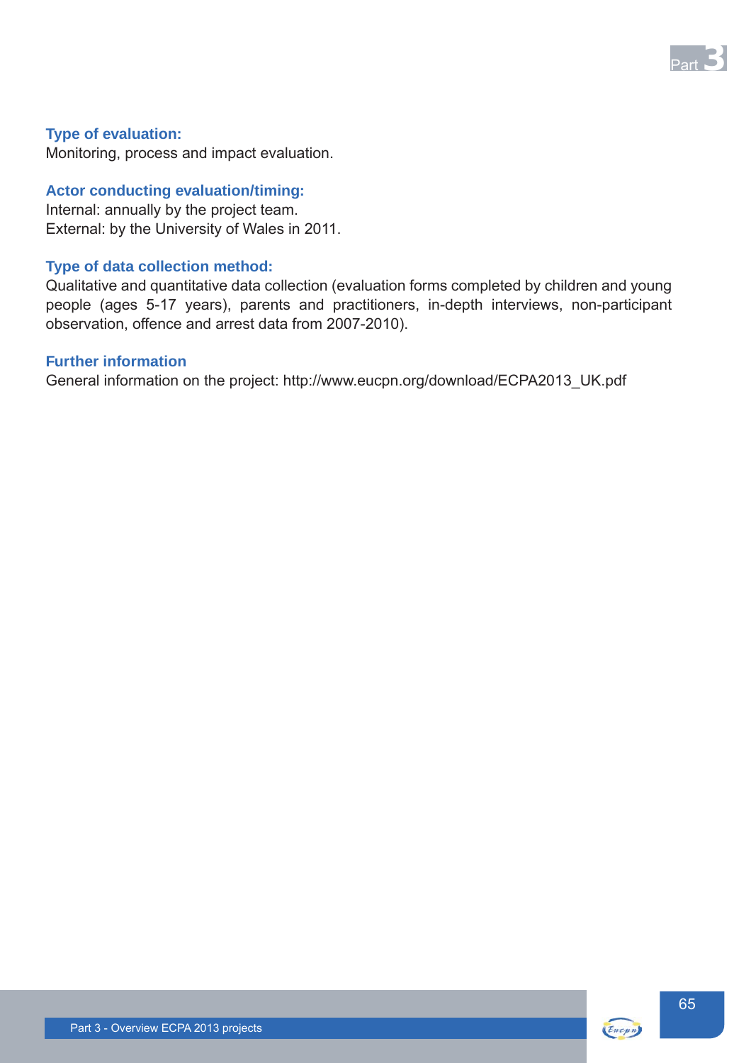### Type of evaluation:

Monitoring, process and impact evaluation.

### Actor conducting evaluation/timing:

Internal: annually by the project team.
External: by the University of Wales in 2011.

### Type of data collection method:

Qualitative and quantitative data collection (evaluation forms completed by children and young people (ages 5-17 years), parents and practitioners, in-depth interviews, non-participant observation, offence and arrest data from 2007-2010).

### Further information

General information on the project: http://www.eucpn.org/download/ECPA2013_UK.pdf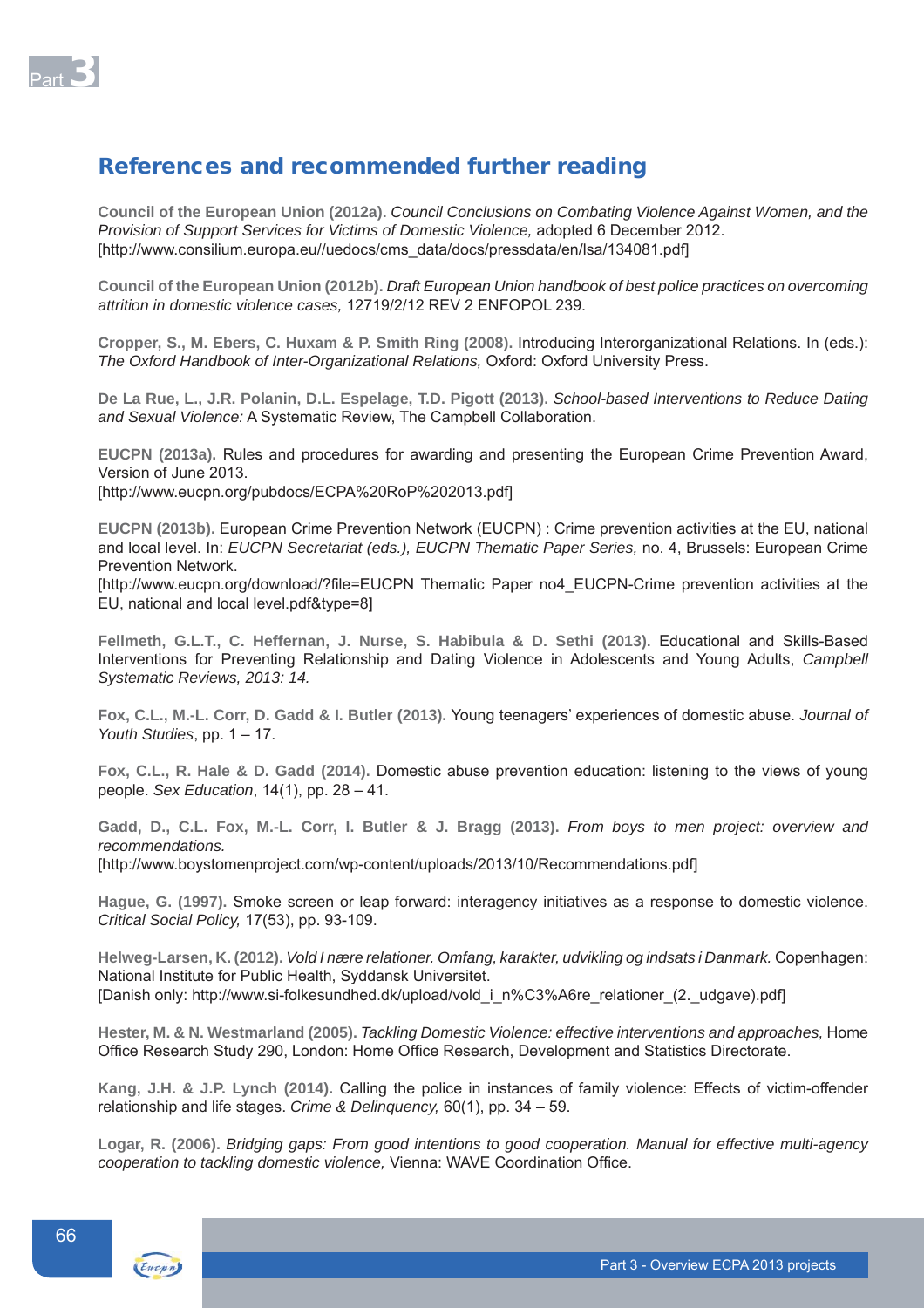## References and recommended further reading

**Council of the European Union (2012a).** *Council Conclusions on Combating Violence Against Women, and the Provision of Support Services for Victims of Domestic Violence,* adopted 6 December 2012. [http://www.consilium.europa.eu//uedocs/cms_data/docs/pressdata/en/lsa/134081.pdf]

**Council of the European Union (2012b).** *Draft European Union handbook of best police practices on overcoming attrition in domestic violence cases,* 12719/2/12 REV 2 ENFOPOL 239.

**Cropper, S., M. Ebers, C. Huxam & P. Smith Ring (2008).** Introducing Interorganizational Relations. In (eds.): *The Oxford Handbook of Inter-Organizational Relations,* Oxford: Oxford University Press.

**De La Rue, L., J.R. Polanin, D.L. Espelage, T.D. Pigott (2013).** *School-based Interventions to Reduce Dating and Sexual Violence:* A Systematic Review, The Campbell Collaboration.

**EUCPN (2013a).** Rules and procedures for awarding and presenting the European Crime Prevention Award, Version of June 2013.
[http://www.eucpn.org/pubdocs/ECPA%20RoP%202013.pdf]

**EUCPN (2013b).** European Crime Prevention Network (EUCPN) : Crime prevention activities at the EU, national and local level. In: *EUCPN Secretariat (eds.), EUCPN Thematic Paper Series,* no. 4, Brussels: European Crime Prevention Network.
[http://www.eucpn.org/download/?file=EUCPN Thematic Paper no4_EUCPN-Crime prevention activities at the EU, national and local level.pdf&type=8]

**Fellmeth, G.L.T., C. Heffernan, J. Nurse, S. Habibula & D. Sethi (2013).** Educational and Skills-Based Interventions for Preventing Relationship and Dating Violence in Adolescents and Young Adults, *Campbell Systematic Reviews, 2013: 14.*

**Fox, C.L., M.-L. Corr, D. Gadd & I. Butler (2013).** Young teenagers' experiences of domestic abuse. *Journal of Youth Studies*, pp. 1 – 17.

**Fox, C.L., R. Hale & D. Gadd (2014).** Domestic abuse prevention education: listening to the views of young people. *Sex Education*, 14(1), pp. 28 – 41.

**Gadd, D., C.L. Fox, M.-L. Corr, I. Butler & J. Bragg (2013).** *From boys to men project: overview and recommendations.*
[http://www.boystomenproject.com/wp-content/uploads/2013/10/Recommendations.pdf]

**Hague, G. (1997).** Smoke screen or leap forward: interagency initiatives as a response to domestic violence. *Critical Social Policy,* 17(53), pp. 93-109.

**Helweg-Larsen, K. (2012).** *Vold I nære relationer. Omfang, karakter, udvikling og indsats i Danmark.* Copenhagen: National Institute for Public Health, Syddansk Universitet.
[Danish only: http://www.si-folkesundhed.dk/upload/vold_i_n%C3%A6re_relationer_(2._udgave).pdf]

**Hester, M. & N. Westmarland (2005).** *Tackling Domestic Violence: effective interventions and approaches,* Home Office Research Study 290, London: Home Office Research, Development and Statistics Directorate.

**Kang, J.H. & J.P. Lynch (2014).** Calling the police in instances of family violence: Effects of victim-offender relationship and life stages. *Crime & Delinquency,* 60(1), pp. 34 – 59.

**Logar, R. (2006).** *Bridging gaps: From good intentions to good cooperation. Manual for effective multi-agency cooperation to tackling domestic violence,* Vienna: WAVE Coordination Office.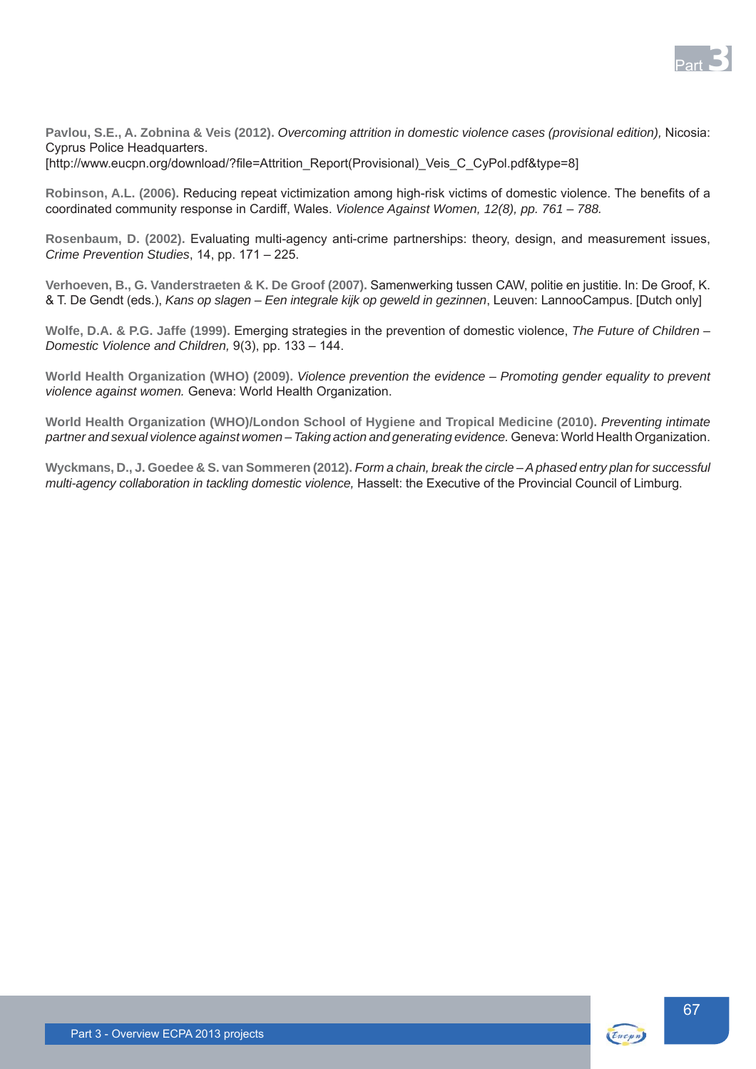**Pavlou, S.E., A. Zobnina & Veis (2012).** *Overcoming attrition in domestic violence cases (provisional edition),* Nicosia: Cyprus Police Headquarters.
[http://www.eucpn.org/download/?file=Attrition_Report(Provisional)_Veis_C_CyPol.pdf&type=8]

**Robinson, A.L. (2006).** Reducing repeat victimization among high-risk victims of domestic violence. The benefits of a coordinated community response in Cardiff, Wales. *Violence Against Women, 12(8), pp. 761 – 788.*

**Rosenbaum, D. (2002).** Evaluating multi-agency anti-crime partnerships: theory, design, and measurement issues, *Crime Prevention Studies*, 14, pp. 171 – 225.

**Verhoeven, B., G. Vanderstraeten & K. De Groof (2007).** Samenwerking tussen CAW, politie en justitie. In: De Groof, K. & T. De Gendt (eds.), *Kans op slagen – Een integrale kijk op geweld in gezinnen*, Leuven: LannooCampus. [Dutch only]

**Wolfe, D.A. & P.G. Jaffe (1999).** Emerging strategies in the prevention of domestic violence, *The Future of Children – Domestic Violence and Children,* 9(3), pp. 133 – 144.

**World Health Organization (WHO) (2009).** *Violence prevention the evidence – Promoting gender equality to prevent violence against women.* Geneva: World Health Organization.

**World Health Organization (WHO)/London School of Hygiene and Tropical Medicine (2010).** *Preventing intimate partner and sexual violence against women – Taking action and generating evidence.* Geneva: World Health Organization.

**Wyckmans, D., J. Goedee & S. van Sommeren (2012).** *Form a chain, break the circle – A phased entry plan for successful multi-agency collaboration in tackling domestic violence,* Hasselt: the Executive of the Provincial Council of Limburg.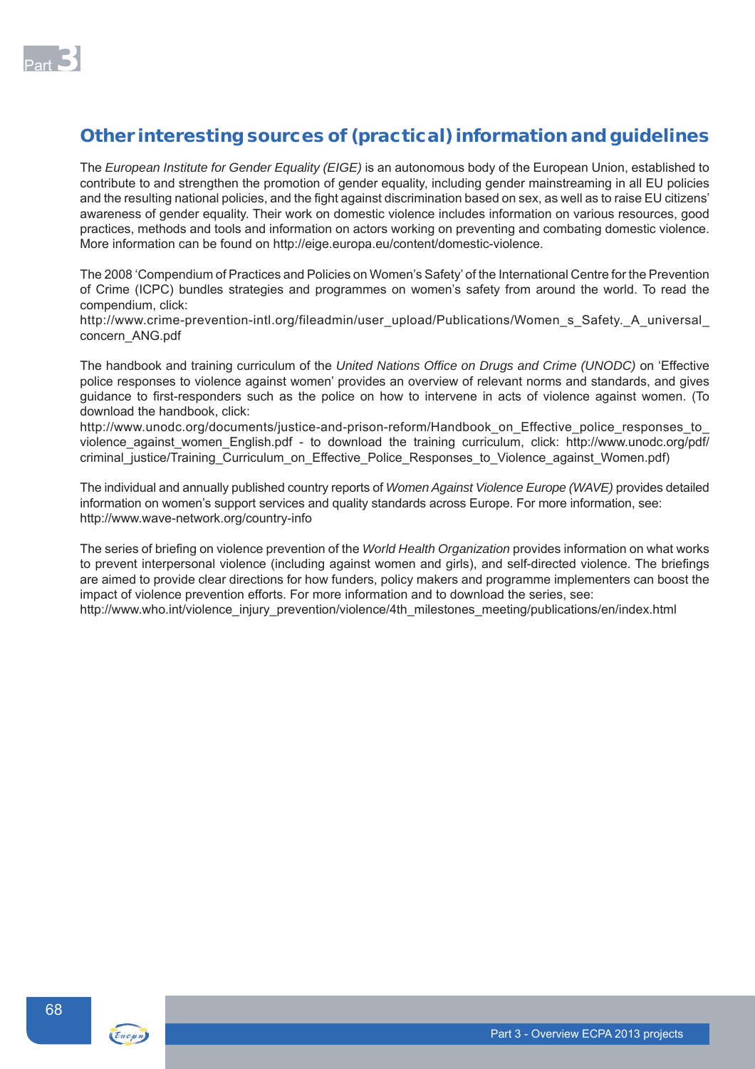## Other interesting sources of (practical) information and guidelines

The *European Institute for Gender Equality (EIGE)* is an autonomous body of the European Union, established to contribute to and strengthen the promotion of gender equality, including gender mainstreaming in all EU policies and the resulting national policies, and the fight against discrimination based on sex, as well as to raise EU citizens' awareness of gender equality. Their work on domestic violence includes information on various resources, good practices, methods and tools and information on actors working on preventing and combating domestic violence. More information can be found on http://eige.europa.eu/content/domestic-violence.

The 2008 'Compendium of Practices and Policies on Women's Safety' of the International Centre for the Prevention of Crime (ICPC) bundles strategies and programmes on women's safety from around the world. To read the compendium, click:
http://www.crime-prevention-intl.org/fileadmin/user_upload/Publications/Women_s_Safety._A_universal_concern_ANG.pdf

The handbook and training curriculum of the *United Nations Office on Drugs and Crime (UNODC)* on 'Effective police responses to violence against women' provides an overview of relevant norms and standards, and gives guidance to first-responders such as the police on how to intervene in acts of violence against women. (To download the handbook, click:
http://www.unodc.org/documents/justice-and-prison-reform/Handbook_on_Effective_police_responses_to_violence_against_women_English.pdf - to download the training curriculum, click: http://www.unodc.org/pdf/criminal_justice/Training_Curriculum_on_Effective_Police_Responses_to_Violence_against_Women.pdf)

The individual and annually published country reports of *Women Against Violence Europe (WAVE)* provides detailed information on women's support services and quality standards across Europe. For more information, see:
http://www.wave-network.org/country-info

The series of briefing on violence prevention of the *World Health Organization* provides information on what works to prevent interpersonal violence (including against women and girls), and self-directed violence. The briefings are aimed to provide clear directions for how funders, policy makers and programme implementers can boost the impact of violence prevention efforts. For more information and to download the series, see:
http://www.who.int/violence_injury_prevention/violence/4th_milestones_meeting/publications/en/index.html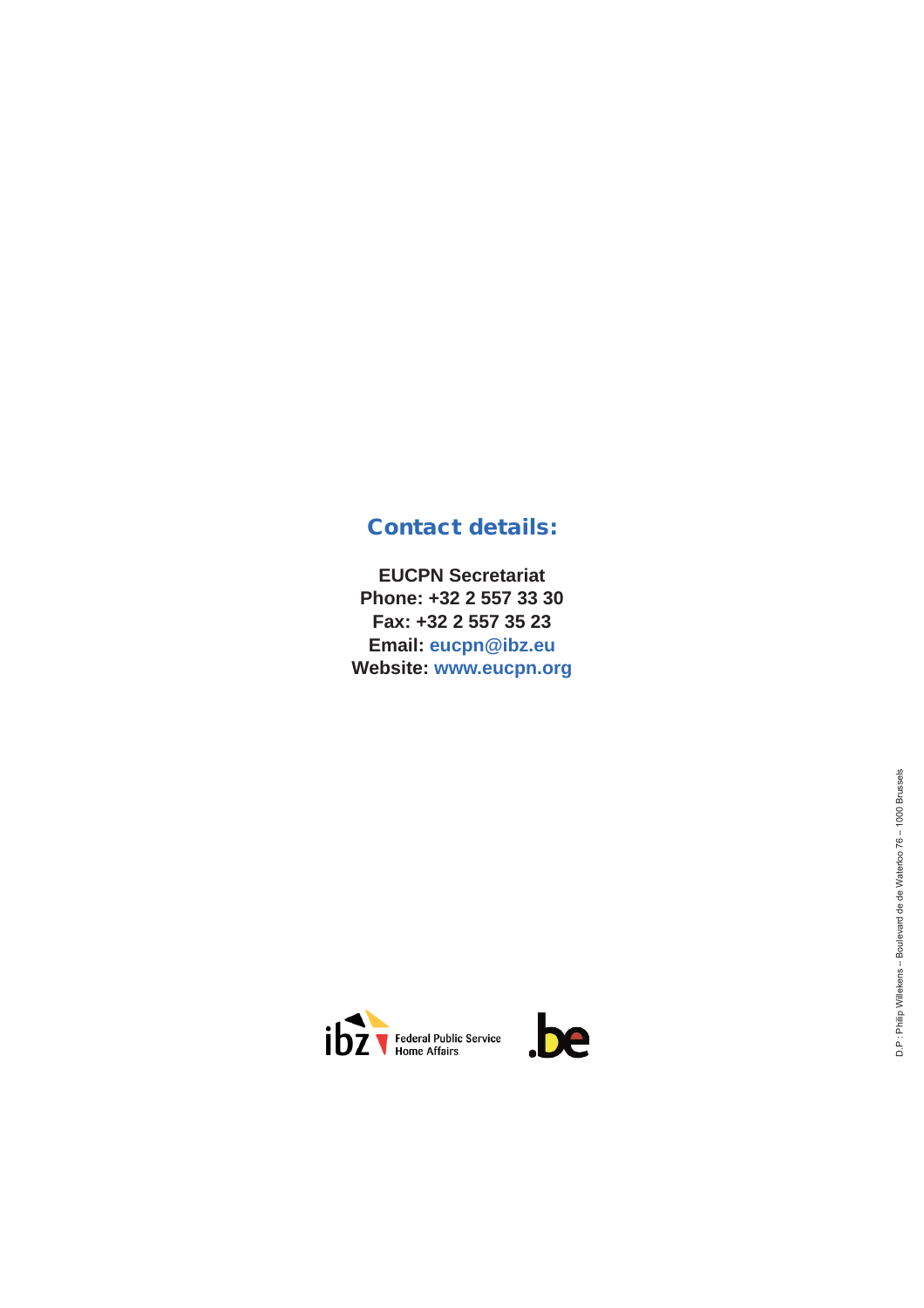## Contact details:

**EUCPN Secretariat**
**Phone: +32 2 557 33 30**
**Fax: +32 2 557 35 23**
**Email:** eucpn@ibz.eu
**Website:** www.eucpn.org

ibz Federal Public Service Home Affairs

.be

D.P.: Philip Willekens – Boulevard de de Waterloo 76 – 1000 Brussels